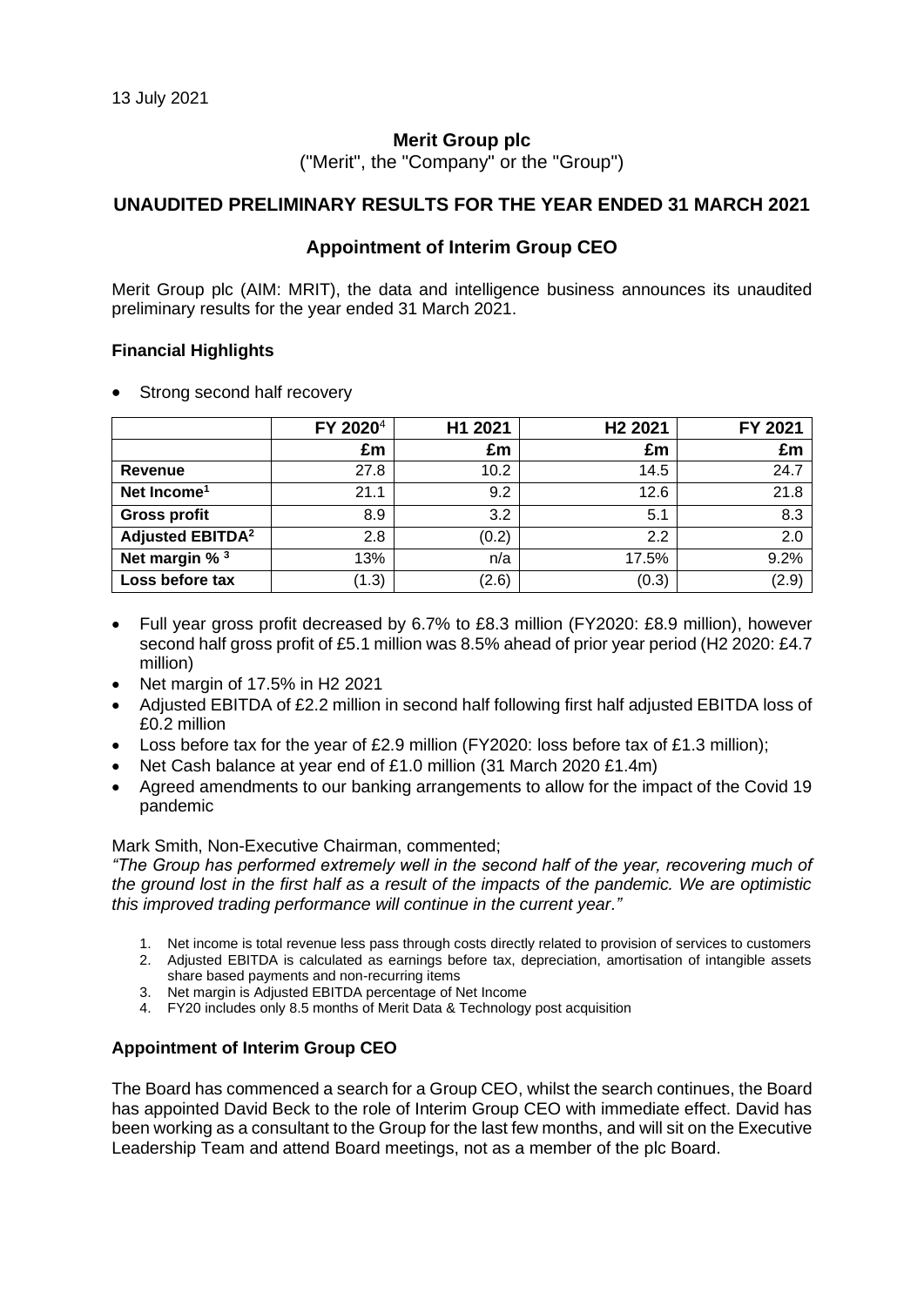13 July 2021

# Merit Group plc

("Merit", the "Company" or the "Group")

## UNAUDITED PRELIMINARY RESULTS FOR THE YEAR ENDED 31 MARCH 2021

## Appointment of Interim Group CEO

Merit Group plc (AIM: MRIT), the data and intelligence business announces its unaudited preliminary results for the year ended 31 March 2021.

### Financial Highlights

- Strong second half recovery

| | FY 2020[4] | H1 2021 | H2 2021 | FY 2021 |
|---|---|---|---|---|
| | £m | £m | £m | £m |
| **Revenue** | 27.8 | 10.2 | 14.5 | 24.7 |
| **Net Income[1]** | 21.1 | 9.2 | 12.6 | 21.8 |
| **Gross profit** | 8.9 | 3.2 | 5.1 | 8.3 |
| **Adjusted EBITDA[2]** | 2.8 | (0.2) | 2.2 | 2.0 |
| **Net margin % [3]** | 13% | n/a | 17.5% | 9.2% |
| **Loss before tax** | (1.3) | (2.6) | (0.3) | (2.9) |

- Full year gross profit decreased by 6.7% to £8.3 million (FY2020: £8.9 million), however second half gross profit of £5.1 million was 8.5% ahead of prior year period (H2 2020: £4.7 million)
- Net margin of 17.5% in H2 2021
- Adjusted EBITDA of £2.2 million in second half following first half adjusted EBITDA loss of £0.2 million
- Loss before tax for the year of £2.9 million (FY2020: loss before tax of £1.3 million);
- Net Cash balance at year end of £1.0 million (31 March 2020 £1.4m)
- Agreed amendments to our banking arrangements to allow for the impact of the Covid 19 pandemic

Mark Smith, Non-Executive Chairman, commented;

*"The Group has performed extremely well in the second half of the year, recovering much of the ground lost in the first half as a result of the impacts of the pandemic. We are optimistic this improved trading performance will continue in the current year."*

1. Net income is total revenue less pass through costs directly related to provision of services to customers
2. Adjusted EBITDA is calculated as earnings before tax, depreciation, amortisation of intangible assets share based payments and non-recurring items
3. Net margin is Adjusted EBITDA percentage of Net Income
4. FY20 includes only 8.5 months of Merit Data & Technology post acquisition

### Appointment of Interim Group CEO

The Board has commenced a search for a Group CEO, whilst the search continues, the Board has appointed David Beck to the role of Interim Group CEO with immediate effect. David has been working as a consultant to the Group for the last few months, and will sit on the Executive Leadership Team and attend Board meetings, not as a member of the plc Board.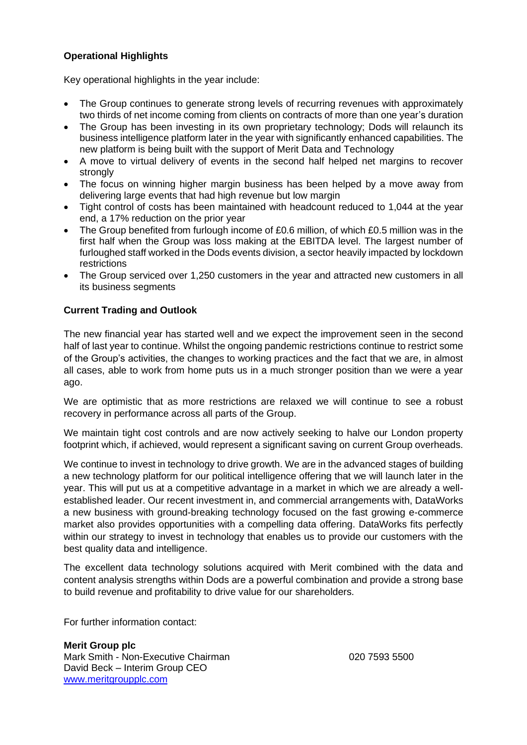**Operational Highlights**

Key operational highlights in the year include:

- The Group continues to generate strong levels of recurring revenues with approximately two thirds of net income coming from clients on contracts of more than one year's duration
- The Group has been investing in its own proprietary technology; Dods will relaunch its business intelligence platform later in the year with significantly enhanced capabilities. The new platform is being built with the support of Merit Data and Technology
- A move to virtual delivery of events in the second half helped net margins to recover strongly
- The focus on winning higher margin business has been helped by a move away from delivering large events that had high revenue but low margin
- Tight control of costs has been maintained with headcount reduced to 1,044 at the year end, a 17% reduction on the prior year
- The Group benefited from furlough income of £0.6 million, of which £0.5 million was in the first half when the Group was loss making at the EBITDA level. The largest number of furloughed staff worked in the Dods events division, a sector heavily impacted by lockdown restrictions
- The Group serviced over 1,250 customers in the year and attracted new customers in all its business segments

**Current Trading and Outlook**

The new financial year has started well and we expect the improvement seen in the second half of last year to continue. Whilst the ongoing pandemic restrictions continue to restrict some of the Group's activities, the changes to working practices and the fact that we are, in almost all cases, able to work from home puts us in a much stronger position than we were a year ago.

We are optimistic that as more restrictions are relaxed we will continue to see a robust recovery in performance across all parts of the Group.

We maintain tight cost controls and are now actively seeking to halve our London property footprint which, if achieved, would represent a significant saving on current Group overheads.

We continue to invest in technology to drive growth. We are in the advanced stages of building a new technology platform for our political intelligence offering that we will launch later in the year. This will put us at a competitive advantage in a market in which we are already a well-established leader. Our recent investment in, and commercial arrangements with, DataWorks a new business with ground-breaking technology focused on the fast growing e-commerce market also provides opportunities with a compelling data offering. DataWorks fits perfectly within our strategy to invest in technology that enables us to provide our customers with the best quality data and intelligence.

The excellent data technology solutions acquired with Merit combined with the data and content analysis strengths within Dods are a powerful combination and provide a strong base to build revenue and profitability to drive value for our shareholders.

For further information contact:

**Merit Group plc**
Mark Smith - Non-Executive Chairman 020 7593 5500
David Beck – Interim Group CEO
www.meritgroupplc.com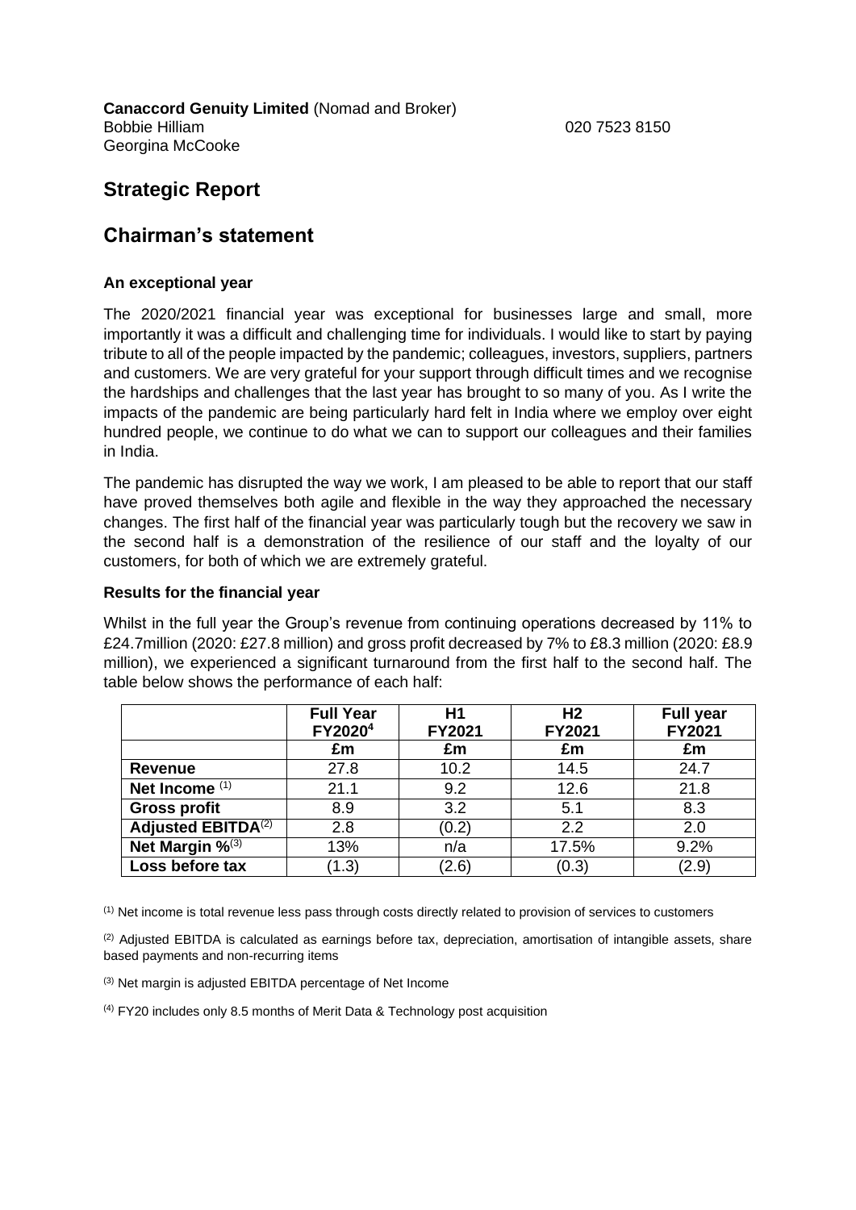**Canaccord Genuity Limited** (Nomad and Broker)
Bobbie Hilliam 020 7523 8150
Georgina McCooke

## Strategic Report

## Chairman's statement

### An exceptional year

The 2020/2021 financial year was exceptional for businesses large and small, more importantly it was a difficult and challenging time for individuals. I would like to start by paying tribute to all of the people impacted by the pandemic; colleagues, investors, suppliers, partners and customers. We are very grateful for your support through difficult times and we recognise the hardships and challenges that the last year has brought to so many of you. As I write the impacts of the pandemic are being particularly hard felt in India where we employ over eight hundred people, we continue to do what we can to support our colleagues and their families in India.

The pandemic has disrupted the way we work, I am pleased to be able to report that our staff have proved themselves both agile and flexible in the way they approached the necessary changes. The first half of the financial year was particularly tough but the recovery we saw in the second half is a demonstration of the resilience of our staff and the loyalty of our customers, for both of which we are extremely grateful.

### Results for the financial year

Whilst in the full year the Group's revenue from continuing operations decreased by 11% to £24.7million (2020: £27.8 million) and gross profit decreased by 7% to £8.3 million (2020: £8.9 million), we experienced a significant turnaround from the first half to the second half. The table below shows the performance of each half:

| | **Full Year FY2020[4]** | **H1 FY2021** | **H2 FY2021** | **Full year FY2021** |
|---|---|---|---|---|
| | **£m** | **£m** | **£m** | **£m** |
| **Revenue** | 27.8 | 10.2 | 14.5 | 24.7 |
| **Net Income** [(1)] | 21.1 | 9.2 | 12.6 | 21.8 |
| **Gross profit** | 8.9 | 3.2 | 5.1 | 8.3 |
| **Adjusted EBITDA**[(2)] | 2.8 | (0.2) | 2.2 | 2.0 |
| **Net Margin %**[(3)] | 13% | n/a | 17.5% | 9.2% |
| **Loss before tax** | (1.3) | (2.6) | (0.3) | (2.9) |

(1) Net income is total revenue less pass through costs directly related to provision of services to customers

(2) Adjusted EBITDA is calculated as earnings before tax, depreciation, amortisation of intangible assets, share based payments and non-recurring items

(3) Net margin is adjusted EBITDA percentage of Net Income

(4) FY20 includes only 8.5 months of Merit Data & Technology post acquisition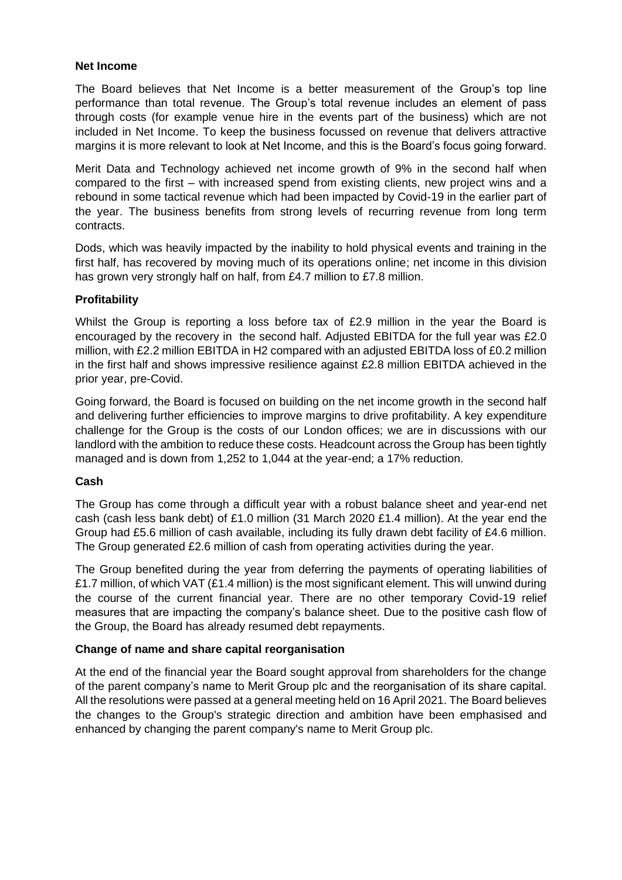**Net Income**

The Board believes that Net Income is a better measurement of the Group's top line performance than total revenue. The Group's total revenue includes an element of pass through costs (for example venue hire in the events part of the business) which are not included in Net Income. To keep the business focussed on revenue that delivers attractive margins it is more relevant to look at Net Income, and this is the Board's focus going forward.

Merit Data and Technology achieved net income growth of 9% in the second half when compared to the first – with increased spend from existing clients, new project wins and a rebound in some tactical revenue which had been impacted by Covid-19 in the earlier part of the year. The business benefits from strong levels of recurring revenue from long term contracts.

Dods, which was heavily impacted by the inability to hold physical events and training in the first half, has recovered by moving much of its operations online; net income in this division has grown very strongly half on half, from £4.7 million to £7.8 million.

**Profitability**

Whilst the Group is reporting a loss before tax of £2.9 million in the year the Board is encouraged by the recovery in the second half. Adjusted EBITDA for the full year was £2.0 million, with £2.2 million EBITDA in H2 compared with an adjusted EBITDA loss of £0.2 million in the first half and shows impressive resilience against £2.8 million EBITDA achieved in the prior year, pre-Covid.

Going forward, the Board is focused on building on the net income growth in the second half and delivering further efficiencies to improve margins to drive profitability. A key expenditure challenge for the Group is the costs of our London offices; we are in discussions with our landlord with the ambition to reduce these costs. Headcount across the Group has been tightly managed and is down from 1,252 to 1,044 at the year-end; a 17% reduction.

**Cash**

The Group has come through a difficult year with a robust balance sheet and year-end net cash (cash less bank debt) of £1.0 million (31 March 2020 £1.4 million). At the year end the Group had £5.6 million of cash available, including its fully drawn debt facility of £4.6 million. The Group generated £2.6 million of cash from operating activities during the year.

The Group benefited during the year from deferring the payments of operating liabilities of £1.7 million, of which VAT (£1.4 million) is the most significant element. This will unwind during the course of the current financial year. There are no other temporary Covid-19 relief measures that are impacting the company's balance sheet. Due to the positive cash flow of the Group, the Board has already resumed debt repayments.

**Change of name and share capital reorganisation**

At the end of the financial year the Board sought approval from shareholders for the change of the parent company's name to Merit Group plc and the reorganisation of its share capital. All the resolutions were passed at a general meeting held on 16 April 2021. The Board believes the changes to the Group's strategic direction and ambition have been emphasised and enhanced by changing the parent company's name to Merit Group plc.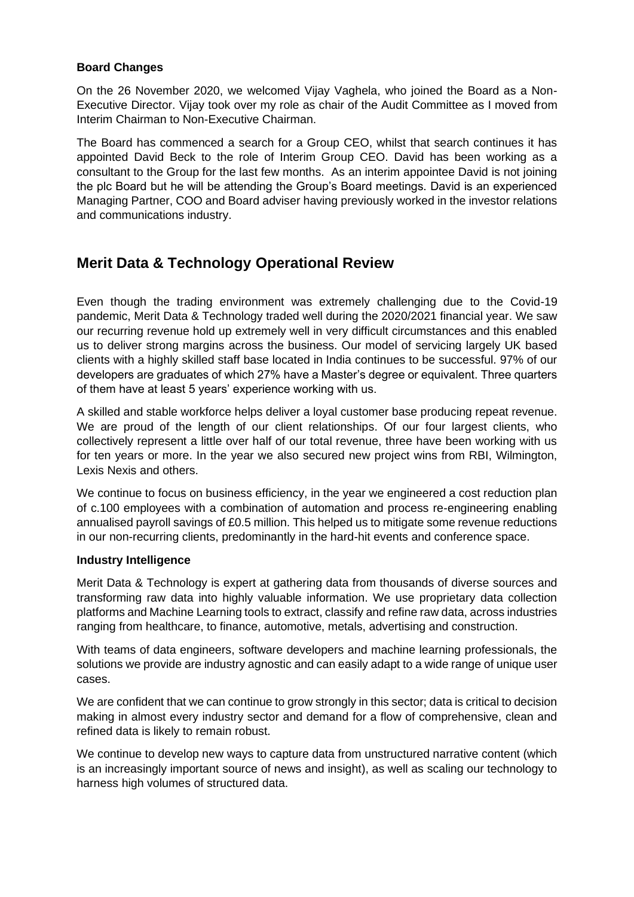**Board Changes**

On the 26 November 2020, we welcomed Vijay Vaghela, who joined the Board as a Non-Executive Director. Vijay took over my role as chair of the Audit Committee as I moved from Interim Chairman to Non-Executive Chairman.

The Board has commenced a search for a Group CEO, whilst that search continues it has appointed David Beck to the role of Interim Group CEO. David has been working as a consultant to the Group for the last few months. As an interim appointee David is not joining the plc Board but he will be attending the Group's Board meetings. David is an experienced Managing Partner, COO and Board adviser having previously worked in the investor relations and communications industry.

## Merit Data & Technology Operational Review

Even though the trading environment was extremely challenging due to the Covid-19 pandemic, Merit Data & Technology traded well during the 2020/2021 financial year. We saw our recurring revenue hold up extremely well in very difficult circumstances and this enabled us to deliver strong margins across the business. Our model of servicing largely UK based clients with a highly skilled staff base located in India continues to be successful. 97% of our developers are graduates of which 27% have a Master's degree or equivalent. Three quarters of them have at least 5 years' experience working with us.

A skilled and stable workforce helps deliver a loyal customer base producing repeat revenue. We are proud of the length of our client relationships. Of our four largest clients, who collectively represent a little over half of our total revenue, three have been working with us for ten years or more. In the year we also secured new project wins from RBI, Wilmington, Lexis Nexis and others.

We continue to focus on business efficiency, in the year we engineered a cost reduction plan of c.100 employees with a combination of automation and process re-engineering enabling annualised payroll savings of £0.5 million. This helped us to mitigate some revenue reductions in our non-recurring clients, predominantly in the hard-hit events and conference space.

**Industry Intelligence**

Merit Data & Technology is expert at gathering data from thousands of diverse sources and transforming raw data into highly valuable information. We use proprietary data collection platforms and Machine Learning tools to extract, classify and refine raw data, across industries ranging from healthcare, to finance, automotive, metals, advertising and construction.

With teams of data engineers, software developers and machine learning professionals, the solutions we provide are industry agnostic and can easily adapt to a wide range of unique user cases.

We are confident that we can continue to grow strongly in this sector; data is critical to decision making in almost every industry sector and demand for a flow of comprehensive, clean and refined data is likely to remain robust.

We continue to develop new ways to capture data from unstructured narrative content (which is an increasingly important source of news and insight), as well as scaling our technology to harness high volumes of structured data.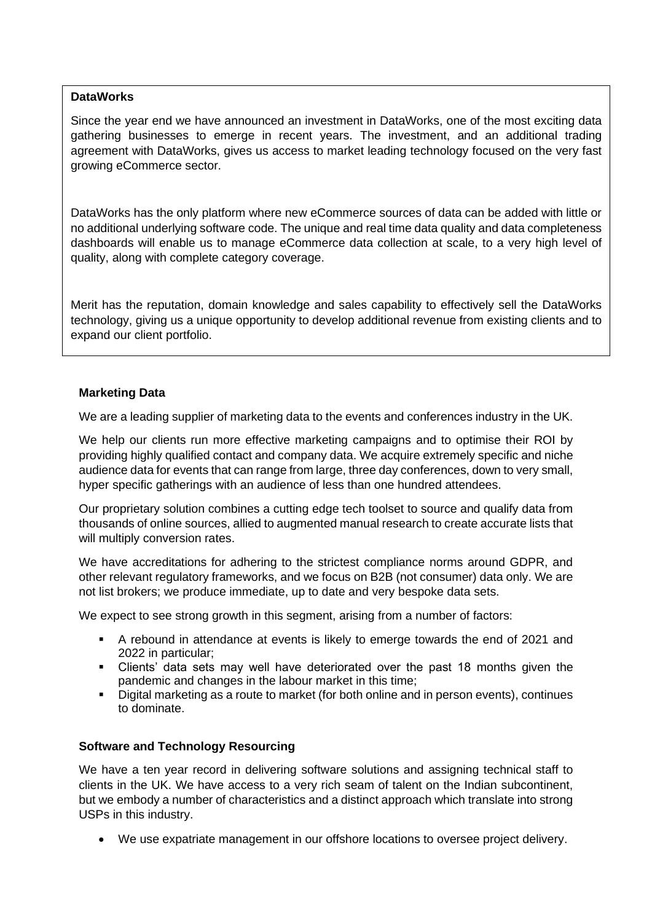**DataWorks**

Since the year end we have announced an investment in DataWorks, one of the most exciting data gathering businesses to emerge in recent years. The investment, and an additional trading agreement with DataWorks, gives us access to market leading technology focused on the very fast growing eCommerce sector.

DataWorks has the only platform where new eCommerce sources of data can be added with little or no additional underlying software code. The unique and real time data quality and data completeness dashboards will enable us to manage eCommerce data collection at scale, to a very high level of quality, along with complete category coverage.

Merit has the reputation, domain knowledge and sales capability to effectively sell the DataWorks technology, giving us a unique opportunity to develop additional revenue from existing clients and to expand our client portfolio.

**Marketing Data**

We are a leading supplier of marketing data to the events and conferences industry in the UK.

We help our clients run more effective marketing campaigns and to optimise their ROI by providing highly qualified contact and company data. We acquire extremely specific and niche audience data for events that can range from large, three day conferences, down to very small, hyper specific gatherings with an audience of less than one hundred attendees.

Our proprietary solution combines a cutting edge tech toolset to source and qualify data from thousands of online sources, allied to augmented manual research to create accurate lists that will multiply conversion rates.

We have accreditations for adhering to the strictest compliance norms around GDPR, and other relevant regulatory frameworks, and we focus on B2B (not consumer) data only. We are not list brokers; we produce immediate, up to date and very bespoke data sets.

We expect to see strong growth in this segment, arising from a number of factors:

- A rebound in attendance at events is likely to emerge towards the end of 2021 and 2022 in particular;
- Clients' data sets may well have deteriorated over the past 18 months given the pandemic and changes in the labour market in this time;
- Digital marketing as a route to market (for both online and in person events), continues to dominate.

**Software and Technology Resourcing**

We have a ten year record in delivering software solutions and assigning technical staff to clients in the UK. We have access to a very rich seam of talent on the Indian subcontinent, but we embody a number of characteristics and a distinct approach which translate into strong USPs in this industry.

- We use expatriate management in our offshore locations to oversee project delivery.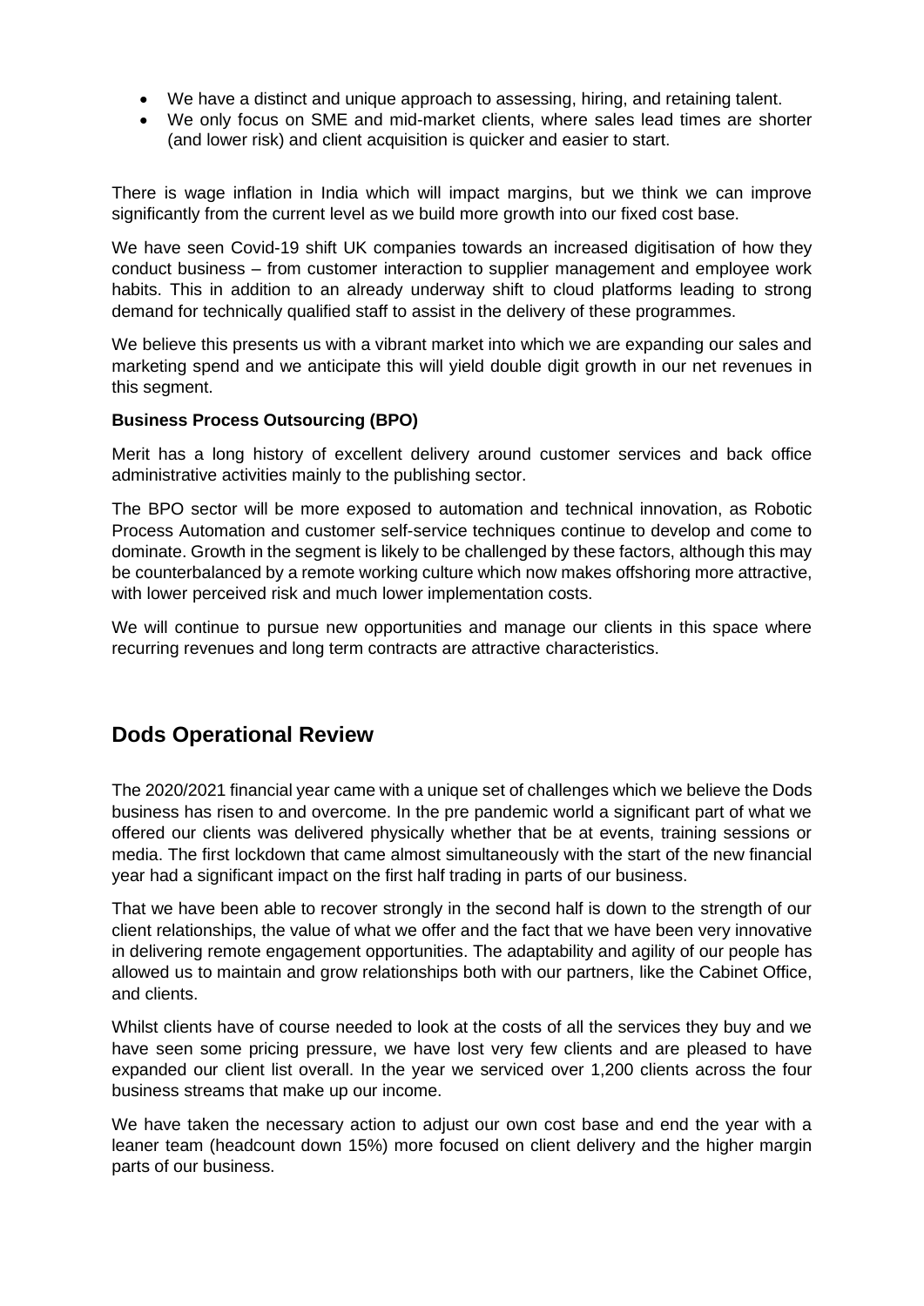- We have a distinct and unique approach to assessing, hiring, and retaining talent.
- We only focus on SME and mid-market clients, where sales lead times are shorter (and lower risk) and client acquisition is quicker and easier to start.

There is wage inflation in India which will impact margins, but we think we can improve significantly from the current level as we build more growth into our fixed cost base.

We have seen Covid-19 shift UK companies towards an increased digitisation of how they conduct business – from customer interaction to supplier management and employee work habits. This in addition to an already underway shift to cloud platforms leading to strong demand for technically qualified staff to assist in the delivery of these programmes.

We believe this presents us with a vibrant market into which we are expanding our sales and marketing spend and we anticipate this will yield double digit growth in our net revenues in this segment.

**Business Process Outsourcing (BPO)**

Merit has a long history of excellent delivery around customer services and back office administrative activities mainly to the publishing sector.

The BPO sector will be more exposed to automation and technical innovation, as Robotic Process Automation and customer self-service techniques continue to develop and come to dominate. Growth in the segment is likely to be challenged by these factors, although this may be counterbalanced by a remote working culture which now makes offshoring more attractive, with lower perceived risk and much lower implementation costs.

We will continue to pursue new opportunities and manage our clients in this space where recurring revenues and long term contracts are attractive characteristics.

## Dods Operational Review

The 2020/2021 financial year came with a unique set of challenges which we believe the Dods business has risen to and overcome. In the pre pandemic world a significant part of what we offered our clients was delivered physically whether that be at events, training sessions or media. The first lockdown that came almost simultaneously with the start of the new financial year had a significant impact on the first half trading in parts of our business.

That we have been able to recover strongly in the second half is down to the strength of our client relationships, the value of what we offer and the fact that we have been very innovative in delivering remote engagement opportunities. The adaptability and agility of our people has allowed us to maintain and grow relationships both with our partners, like the Cabinet Office, and clients.

Whilst clients have of course needed to look at the costs of all the services they buy and we have seen some pricing pressure, we have lost very few clients and are pleased to have expanded our client list overall. In the year we serviced over 1,200 clients across the four business streams that make up our income.

We have taken the necessary action to adjust our own cost base and end the year with a leaner team (headcount down 15%) more focused on client delivery and the higher margin parts of our business.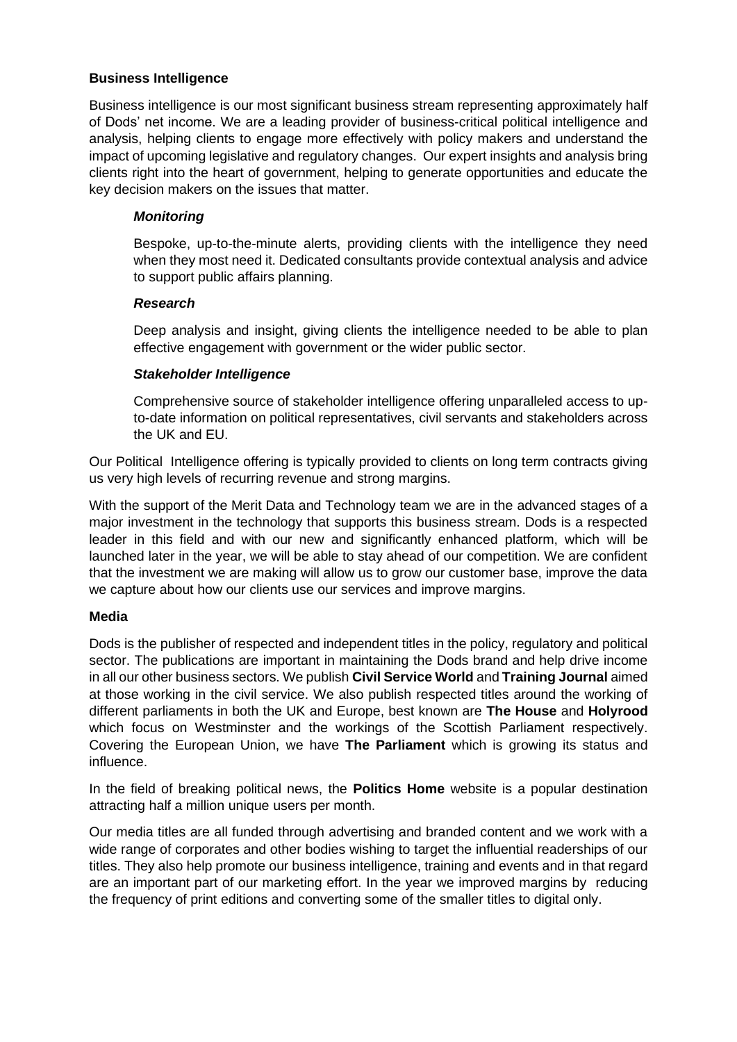**Business Intelligence**

Business intelligence is our most significant business stream representing approximately half of Dods' net income. We are a leading provider of business-critical political intelligence and analysis, helping clients to engage more effectively with policy makers and understand the impact of upcoming legislative and regulatory changes. Our expert insights and analysis bring clients right into the heart of government, helping to generate opportunities and educate the key decision makers on the issues that matter.

***Monitoring***

Bespoke, up-to-the-minute alerts, providing clients with the intelligence they need when they most need it. Dedicated consultants provide contextual analysis and advice to support public affairs planning.

***Research***

Deep analysis and insight, giving clients the intelligence needed to be able to plan effective engagement with government or the wider public sector.

***Stakeholder Intelligence***

Comprehensive source of stakeholder intelligence offering unparalleled access to up-to-date information on political representatives, civil servants and stakeholders across the UK and EU.

Our Political Intelligence offering is typically provided to clients on long term contracts giving us very high levels of recurring revenue and strong margins.

With the support of the Merit Data and Technology team we are in the advanced stages of a major investment in the technology that supports this business stream. Dods is a respected leader in this field and with our new and significantly enhanced platform, which will be launched later in the year, we will be able to stay ahead of our competition. We are confident that the investment we are making will allow us to grow our customer base, improve the data we capture about how our clients use our services and improve margins.

**Media**

Dods is the publisher of respected and independent titles in the policy, regulatory and political sector. The publications are important in maintaining the Dods brand and help drive income in all our other business sectors. We publish **Civil Service World** and **Training Journal** aimed at those working in the civil service. We also publish respected titles around the working of different parliaments in both the UK and Europe, best known are **The House** and **Holyrood** which focus on Westminster and the workings of the Scottish Parliament respectively. Covering the European Union, we have **The Parliament** which is growing its status and influence.

In the field of breaking political news, the **Politics Home** website is a popular destination attracting half a million unique users per month.

Our media titles are all funded through advertising and branded content and we work with a wide range of corporates and other bodies wishing to target the influential readerships of our titles. They also help promote our business intelligence, training and events and in that regard are an important part of our marketing effort. In the year we improved margins by reducing the frequency of print editions and converting some of the smaller titles to digital only.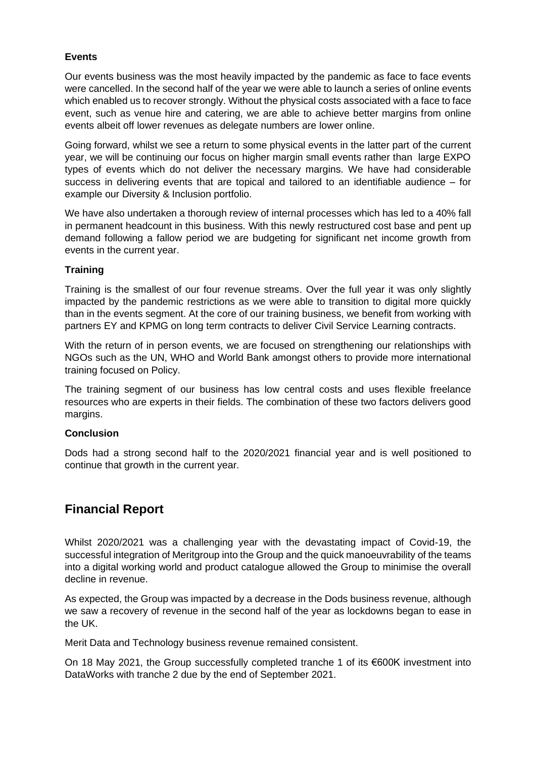### Events

Our events business was the most heavily impacted by the pandemic as face to face events were cancelled. In the second half of the year we were able to launch a series of online events which enabled us to recover strongly. Without the physical costs associated with a face to face event, such as venue hire and catering, we are able to achieve better margins from online events albeit off lower revenues as delegate numbers are lower online.

Going forward, whilst we see a return to some physical events in the latter part of the current year, we will be continuing our focus on higher margin small events rather than large EXPO types of events which do not deliver the necessary margins. We have had considerable success in delivering events that are topical and tailored to an identifiable audience – for example our Diversity & Inclusion portfolio.

We have also undertaken a thorough review of internal processes which has led to a 40% fall in permanent headcount in this business. With this newly restructured cost base and pent up demand following a fallow period we are budgeting for significant net income growth from events in the current year.

### Training

Training is the smallest of our four revenue streams. Over the full year it was only slightly impacted by the pandemic restrictions as we were able to transition to digital more quickly than in the events segment. At the core of our training business, we benefit from working with partners EY and KPMG on long term contracts to deliver Civil Service Learning contracts.

With the return of in person events, we are focused on strengthening our relationships with NGOs such as the UN, WHO and World Bank amongst others to provide more international training focused on Policy.

The training segment of our business has low central costs and uses flexible freelance resources who are experts in their fields. The combination of these two factors delivers good margins.

### Conclusion

Dods had a strong second half to the 2020/2021 financial year and is well positioned to continue that growth in the current year.

## Financial Report

Whilst 2020/2021 was a challenging year with the devastating impact of Covid-19, the successful integration of Meritgroup into the Group and the quick manoeuvrability of the teams into a digital working world and product catalogue allowed the Group to minimise the overall decline in revenue.

As expected, the Group was impacted by a decrease in the Dods business revenue, although we saw a recovery of revenue in the second half of the year as lockdowns began to ease in the UK.

Merit Data and Technology business revenue remained consistent.

On 18 May 2021, the Group successfully completed tranche 1 of its €600K investment into DataWorks with tranche 2 due by the end of September 2021.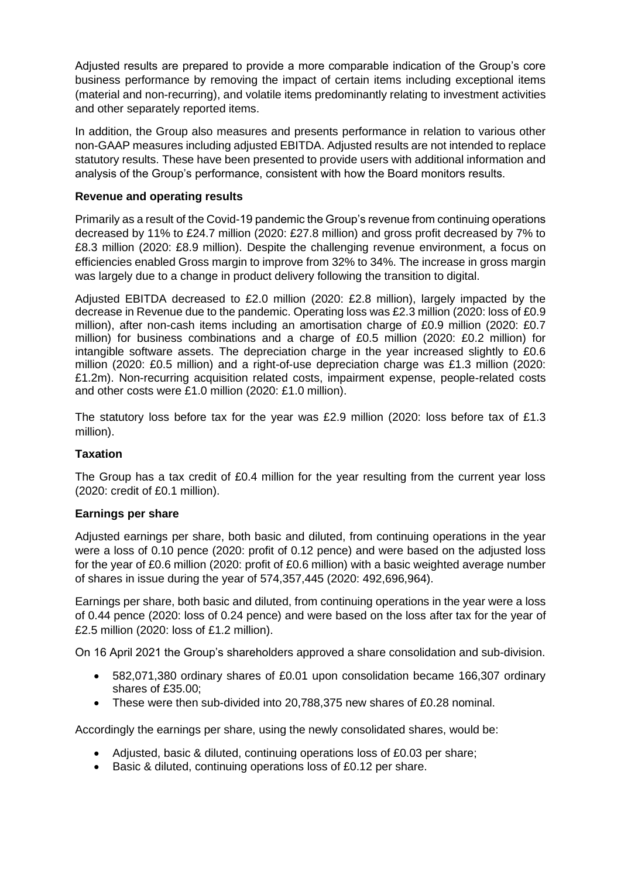Adjusted results are prepared to provide a more comparable indication of the Group's core business performance by removing the impact of certain items including exceptional items (material and non-recurring), and volatile items predominantly relating to investment activities and other separately reported items.

In addition, the Group also measures and presents performance in relation to various other non-GAAP measures including adjusted EBITDA. Adjusted results are not intended to replace statutory results. These have been presented to provide users with additional information and analysis of the Group's performance, consistent with how the Board monitors results.

**Revenue and operating results**

Primarily as a result of the Covid-19 pandemic the Group's revenue from continuing operations decreased by 11% to £24.7 million (2020: £27.8 million) and gross profit decreased by 7% to £8.3 million (2020: £8.9 million). Despite the challenging revenue environment, a focus on efficiencies enabled Gross margin to improve from 32% to 34%. The increase in gross margin was largely due to a change in product delivery following the transition to digital.

Adjusted EBITDA decreased to £2.0 million (2020: £2.8 million), largely impacted by the decrease in Revenue due to the pandemic. Operating loss was £2.3 million (2020: loss of £0.9 million), after non-cash items including an amortisation charge of £0.9 million (2020: £0.7 million) for business combinations and a charge of £0.5 million (2020: £0.2 million) for intangible software assets. The depreciation charge in the year increased slightly to £0.6 million (2020: £0.5 million) and a right-of-use depreciation charge was £1.3 million (2020: £1.2m). Non-recurring acquisition related costs, impairment expense, people-related costs and other costs were £1.0 million (2020: £1.0 million).

The statutory loss before tax for the year was £2.9 million (2020: loss before tax of £1.3 million).

**Taxation**

The Group has a tax credit of £0.4 million for the year resulting from the current year loss (2020: credit of £0.1 million).

**Earnings per share**

Adjusted earnings per share, both basic and diluted, from continuing operations in the year were a loss of 0.10 pence (2020: profit of 0.12 pence) and were based on the adjusted loss for the year of £0.6 million (2020: profit of £0.6 million) with a basic weighted average number of shares in issue during the year of 574,357,445 (2020: 492,696,964).

Earnings per share, both basic and diluted, from continuing operations in the year were a loss of 0.44 pence (2020: loss of 0.24 pence) and were based on the loss after tax for the year of £2.5 million (2020: loss of £1.2 million).

On 16 April 2021 the Group's shareholders approved a share consolidation and sub-division.

- 582,071,380 ordinary shares of £0.01 upon consolidation became 166,307 ordinary shares of £35.00;
- These were then sub-divided into 20,788,375 new shares of £0.28 nominal.

Accordingly the earnings per share, using the newly consolidated shares, would be:

- Adjusted, basic & diluted, continuing operations loss of £0.03 per share;
- Basic & diluted, continuing operations loss of £0.12 per share.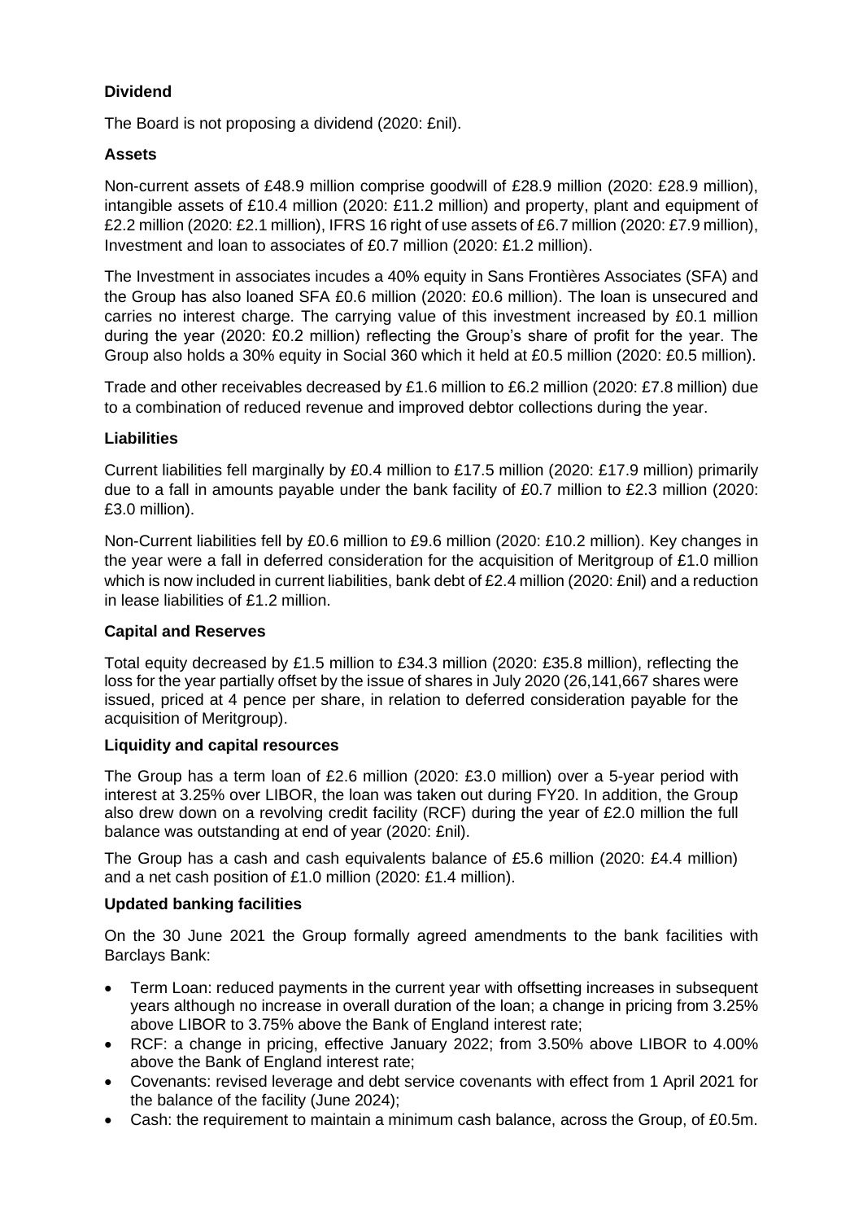**Dividend**

The Board is not proposing a dividend (2020: £nil).

**Assets**

Non-current assets of £48.9 million comprise goodwill of £28.9 million (2020: £28.9 million), intangible assets of £10.4 million (2020: £11.2 million) and property, plant and equipment of £2.2 million (2020: £2.1 million), IFRS 16 right of use assets of £6.7 million (2020: £7.9 million), Investment and loan to associates of £0.7 million (2020: £1.2 million).

The Investment in associates incudes a 40% equity in Sans Frontières Associates (SFA) and the Group has also loaned SFA £0.6 million (2020: £0.6 million). The loan is unsecured and carries no interest charge. The carrying value of this investment increased by £0.1 million during the year (2020: £0.2 million) reflecting the Group's share of profit for the year. The Group also holds a 30% equity in Social 360 which it held at £0.5 million (2020: £0.5 million).

Trade and other receivables decreased by £1.6 million to £6.2 million (2020: £7.8 million) due to a combination of reduced revenue and improved debtor collections during the year.

**Liabilities**

Current liabilities fell marginally by £0.4 million to £17.5 million (2020: £17.9 million) primarily due to a fall in amounts payable under the bank facility of £0.7 million to £2.3 million (2020: £3.0 million).

Non-Current liabilities fell by £0.6 million to £9.6 million (2020: £10.2 million). Key changes in the year were a fall in deferred consideration for the acquisition of Meritgroup of £1.0 million which is now included in current liabilities, bank debt of £2.4 million (2020: £nil) and a reduction in lease liabilities of £1.2 million.

**Capital and Reserves**

Total equity decreased by £1.5 million to £34.3 million (2020: £35.8 million), reflecting the loss for the year partially offset by the issue of shares in July 2020 (26,141,667 shares were issued, priced at 4 pence per share, in relation to deferred consideration payable for the acquisition of Meritgroup).

**Liquidity and capital resources**

The Group has a term loan of £2.6 million (2020: £3.0 million) over a 5-year period with interest at 3.25% over LIBOR, the loan was taken out during FY20. In addition, the Group also drew down on a revolving credit facility (RCF) during the year of £2.0 million the full balance was outstanding at end of year (2020: £nil).

The Group has a cash and cash equivalents balance of £5.6 million (2020: £4.4 million) and a net cash position of £1.0 million (2020: £1.4 million).

**Updated banking facilities**

On the 30 June 2021 the Group formally agreed amendments to the bank facilities with Barclays Bank:

- Term Loan: reduced payments in the current year with offsetting increases in subsequent years although no increase in overall duration of the loan; a change in pricing from 3.25% above LIBOR to 3.75% above the Bank of England interest rate;
- RCF: a change in pricing, effective January 2022; from 3.50% above LIBOR to 4.00% above the Bank of England interest rate;
- Covenants: revised leverage and debt service covenants with effect from 1 April 2021 for the balance of the facility (June 2024);
- Cash: the requirement to maintain a minimum cash balance, across the Group, of £0.5m.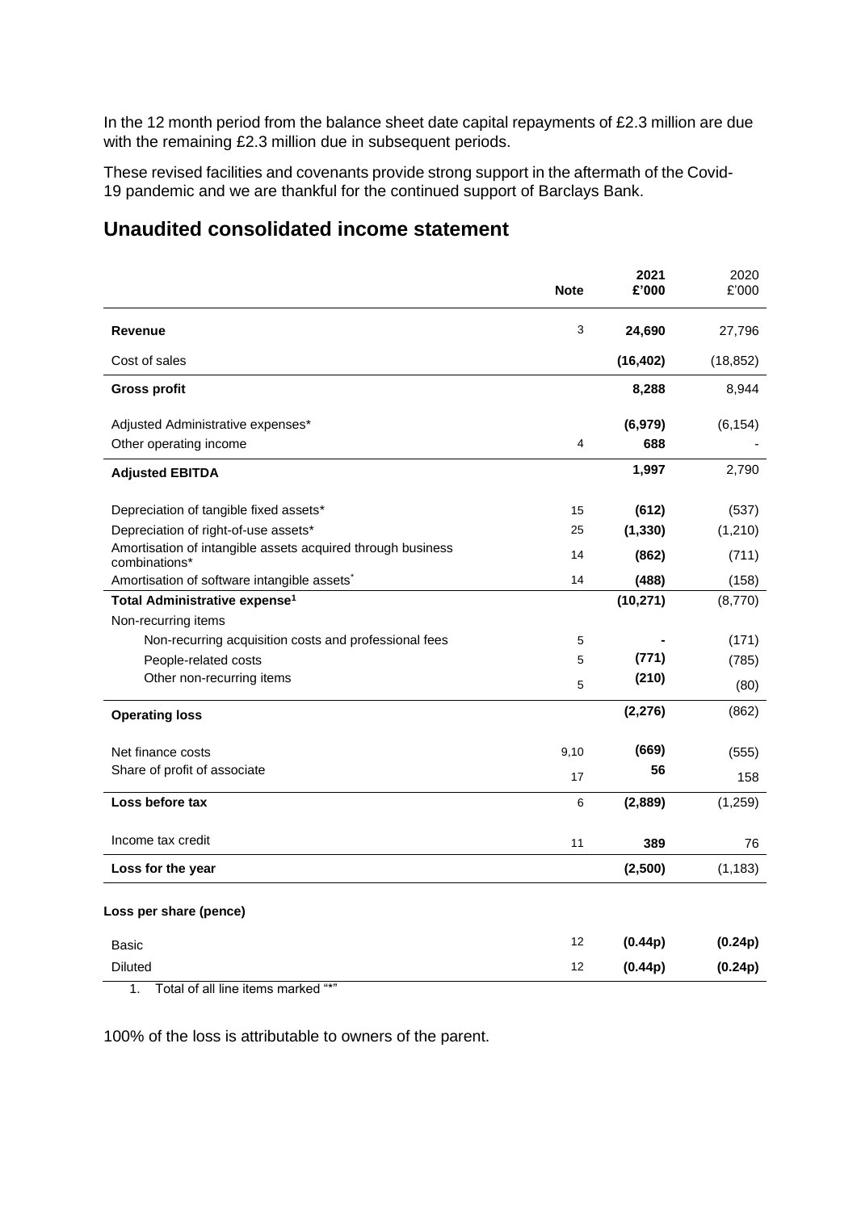In the 12 month period from the balance sheet date capital repayments of £2.3 million are due with the remaining £2.3 million due in subsequent periods.

These revised facilities and covenants provide strong support in the aftermath of the Covid-19 pandemic and we are thankful for the continued support of Barclays Bank.

## Unaudited consolidated income statement

| | Note | 2021 £'000 | 2020 £'000 |
|---|---|---|---|
| **Revenue** | 3 | **24,690** | 27,796 |
| Cost of sales | | **(16,402)** | (18,852) |
| **Gross profit** | | **8,288** | 8,944 |
| Adjusted Administrative expenses* | | **(6,979)** | (6,154) |
| Other operating income | 4 | **688** | - |
| **Adjusted EBITDA** | | **1,997** | 2,790 |
| Depreciation of tangible fixed assets* | 15 | **(612)** | (537) |
| Depreciation of right-of-use assets* | 25 | **(1,330)** | (1,210) |
| Amortisation of intangible assets acquired through business combinations* | 14 | **(862)** | (711) |
| Amortisation of software intangible assets* | 14 | **(488)** | (158) |
| **Total Administrative expense[1]** | | **(10,271)** | (8,770) |
| Non-recurring items | | | |
| Non-recurring acquisition costs and professional fees | 5 | **-** | (171) |
| People-related costs | 5 | **(771)** | (785) |
| Other non-recurring items | 5 | **(210)** | (80) |
| **Operating loss** | | **(2,276)** | (862) |
| Net finance costs | 9,10 | **(669)** | (555) |
| Share of profit of associate | 17 | **56** | 158 |
| **Loss before tax** | 6 | **(2,889)** | (1,259) |
| Income tax credit | 11 | **389** | 76 |
| **Loss for the year** | | **(2,500)** | (1,183) |
| **Loss per share (pence)** | | | |
| Basic | 12 | **(0.44p)** | **(0.24p)** |
| Diluted | 12 | **(0.44p)** | **(0.24p)** |

1. Total of all line items marked "*"

100% of the loss is attributable to owners of the parent.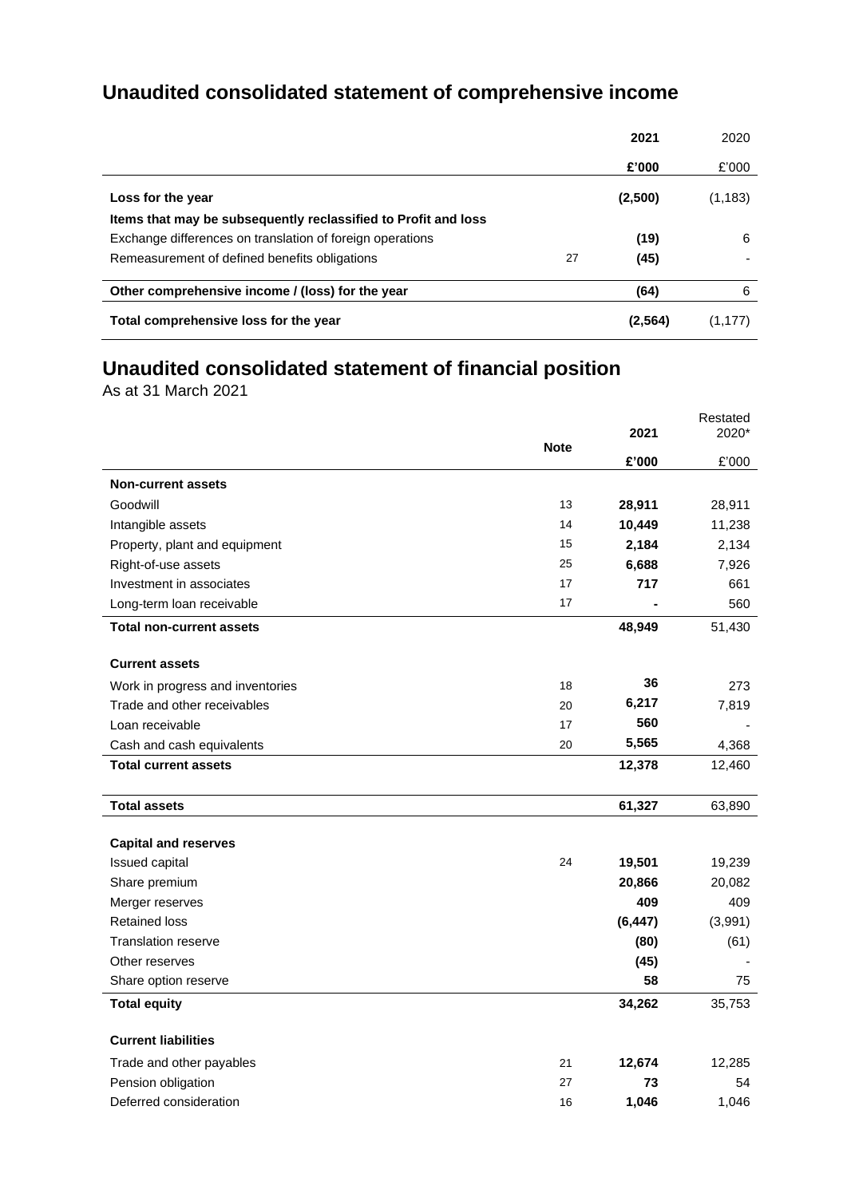## Unaudited consolidated statement of comprehensive income

| | | 2021 | 2020 |
|---|---|---|---|
| | | **£'000** | £'000 |
| **Loss for the year** | | **(2,500)** | (1,183) |
| **Items that may be subsequently reclassified to Profit and loss** | | | |
| Exchange differences on translation of foreign operations | | **(19)** | 6 |
| Remeasurement of defined benefits obligations | 27 | **(45)** | - |
| **Other comprehensive income / (loss) for the year** | | **(64)** | 6 |
| **Total comprehensive loss for the year** | | **(2,564)** | (1,177) |

## Unaudited consolidated statement of financial position

As at 31 March 2021

| | Note | 2021 | Restated 2020* |
|---|---|---|---|
| | | **£'000** | £'000 |
| **Non-current assets** | | | |
| Goodwill | 13 | **28,911** | 28,911 |
| Intangible assets | 14 | **10,449** | 11,238 |
| Property, plant and equipment | 15 | **2,184** | 2,134 |
| Right-of-use assets | 25 | **6,688** | 7,926 |
| Investment in associates | 17 | **717** | 661 |
| Long-term loan receivable | 17 | **-** | 560 |
| **Total non-current assets** | | **48,949** | 51,430 |
| **Current assets** | | | |
| Work in progress and inventories | 18 | **36** | 273 |
| Trade and other receivables | 20 | **6,217** | 7,819 |
| Loan receivable | 17 | **560** | - |
| Cash and cash equivalents | 20 | **5,565** | 4,368 |
| **Total current assets** | | **12,378** | 12,460 |
| **Total assets** | | **61,327** | 63,890 |
| **Capital and reserves** | | | |
| Issued capital | 24 | **19,501** | 19,239 |
| Share premium | | **20,866** | 20,082 |
| Merger reserves | | **409** | 409 |
| Retained loss | | **(6,447)** | (3,991) |
| Translation reserve | | **(80)** | (61) |
| Other reserves | | **(45)** | - |
| Share option reserve | | **58** | 75 |
| **Total equity** | | **34,262** | 35,753 |
| **Current liabilities** | | | |
| Trade and other payables | 21 | **12,674** | 12,285 |
| Pension obligation | 27 | **73** | 54 |
| Deferred consideration | 16 | **1,046** | 1,046 |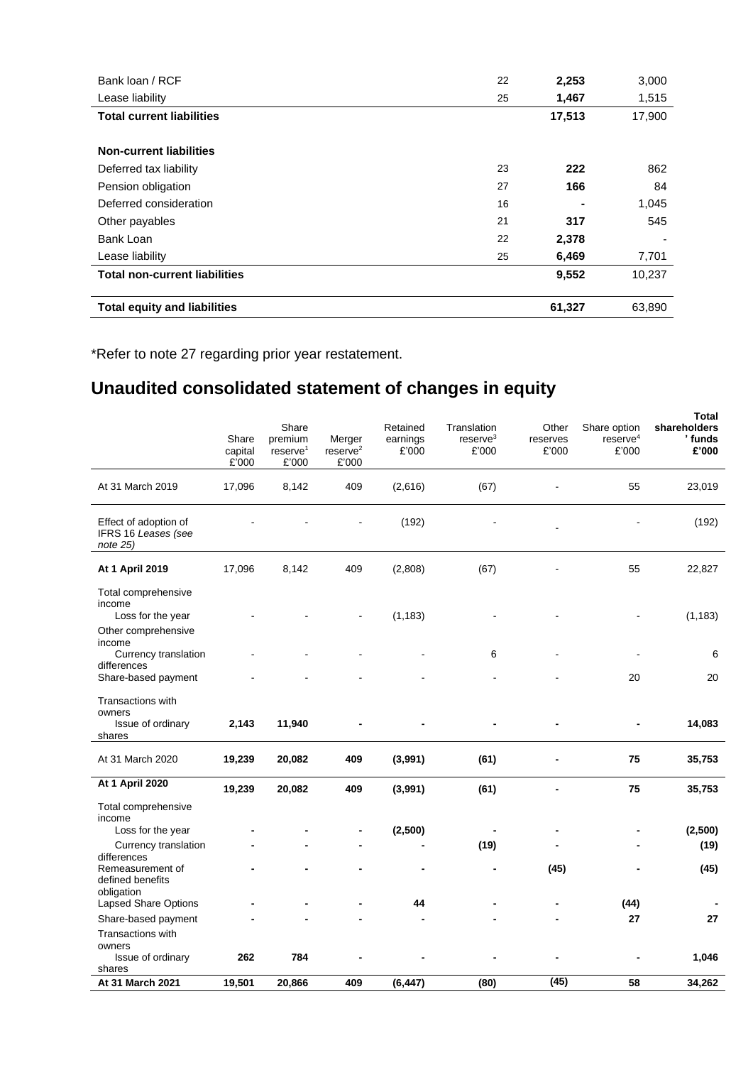| | | | |
|---|---|---|---|
| Bank loan / RCF | 22 | **2,253** | 3,000 |
| Lease liability | 25 | **1,467** | 1,515 |
| **Total current liabilities** | | **17,513** | 17,900 |
| | | | |
| **Non-current liabilities** | | | |
| Deferred tax liability | 23 | **222** | 862 |
| Pension obligation | 27 | **166** | 84 |
| Deferred consideration | 16 | **-** | 1,045 |
| Other payables | 21 | **317** | 545 |
| Bank Loan | 22 | **2,378** | - |
| Lease liability | 25 | **6,469** | 7,701 |
| **Total non-current liabilities** | | **9,552** | 10,237 |
| | | | |
| **Total equity and liabilities** | | **61,327** | 63,890 |

*Refer to note 27 regarding prior year restatement.

# Unaudited consolidated statement of changes in equity

| | Share capital £'000 | Share premium reserve[1] £'000 | Merger reserve[2] £'000 | Retained earnings £'000 | Translation reserve[3] £'000 | Other reserves £'000 | Share option reserve[4] £'000 | **Total shareholders' funds £'000** |
|---|---|---|---|---|---|---|---|---|
| At 31 March 2019 | 17,096 | 8,142 | 409 | (2,616) | (67) | - | 55 | 23,019 |
| Effect of adoption of IFRS 16 *Leases (see note 25)* | - | - | - | (192) | - | - | - | (192) |
| **At 1 April 2019** | 17,096 | 8,142 | 409 | (2,808) | (67) | - | 55 | 22,827 |
| Total comprehensive income | | | | | | | | |
| Loss for the year | - | - | - | (1,183) | - | - | - | (1,183) |
| Other comprehensive income | | | | | | | | |
| Currency translation differences | - | - | - | - | 6 | - | - | 6 |
| Share-based payment | - | - | - | - | - | - | 20 | 20 |
| Transactions with owners | | | | | | | | |
| Issue of ordinary shares | **2,143** | **11,940** | **-** | **-** | **-** | **-** | **-** | **14,083** |
| At 31 March 2020 | **19,239** | **20,082** | **409** | **(3,991)** | **(61)** | **-** | **75** | **35,753** |
| **At 1 April 2020** | **19,239** | **20,082** | **409** | **(3,991)** | **(61)** | **-** | **75** | **35,753** |
| Total comprehensive income | | | | | | | | |
| Loss for the year | **-** | **-** | **-** | **(2,500)** | **-** | **-** | **-** | **(2,500)** |
| Currency translation differences | **-** | **-** | **-** | **-** | **(19)** | **-** | **-** | **(19)** |
| Remeasurement of defined benefits obligation | **-** | **-** | **-** | **-** | **-** | **(45)** | **-** | **(45)** |
| Lapsed Share Options | **-** | **-** | **-** | **44** | **-** | **-** | **(44)** | **-** |
| Share-based payment | **-** | **-** | **-** | **-** | **-** | **-** | **27** | **27** |
| Transactions with owners | | | | | | | | |
| Issue of ordinary shares | **262** | **784** | **-** | **-** | **-** | **-** | **-** | **1,046** |
| **At 31 March 2021** | **19,501** | **20,866** | **409** | **(6,447)** | **(80)** | **(45)** | **58** | **34,262** |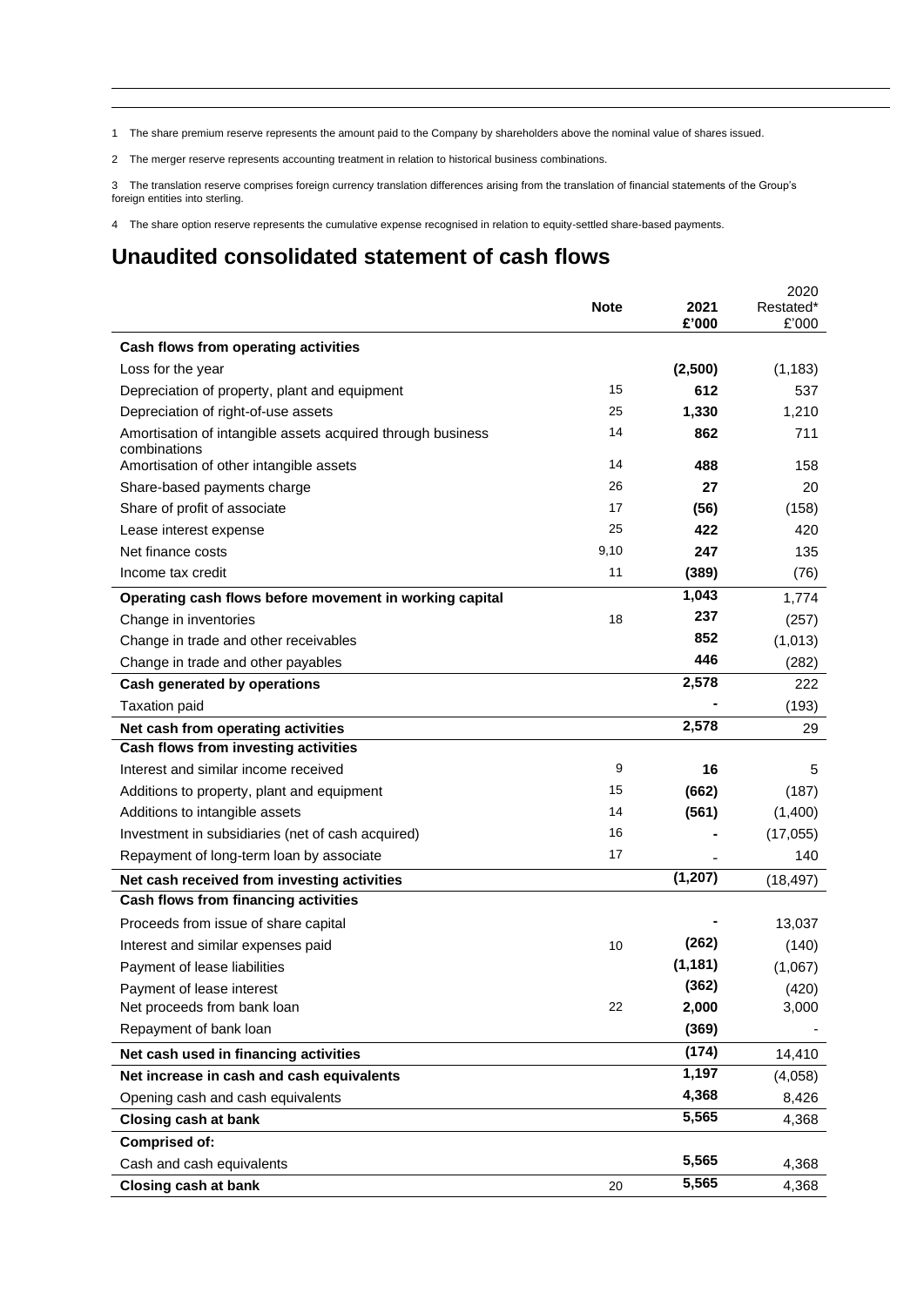1 The share premium reserve represents the amount paid to the Company by shareholders above the nominal value of shares issued.

2 The merger reserve represents accounting treatment in relation to historical business combinations.

3 The translation reserve comprises foreign currency translation differences arising from the translation of financial statements of the Group's foreign entities into sterling.

4 The share option reserve represents the cumulative expense recognised in relation to equity-settled share-based payments.

# Unaudited consolidated statement of cash flows

| | Note | 2021 £'000 | 2020 Restated* £'000 |
|---|---|---|---|
| **Cash flows from operating activities** | | | |
| Loss for the year | | **(2,500)** | (1,183) |
| Depreciation of property, plant and equipment | 15 | **612** | 537 |
| Depreciation of right-of-use assets | 25 | **1,330** | 1,210 |
| Amortisation of intangible assets acquired through business combinations | 14 | **862** | 711 |
| Amortisation of other intangible assets | 14 | **488** | 158 |
| Share-based payments charge | 26 | **27** | 20 |
| Share of profit of associate | 17 | **(56)** | (158) |
| Lease interest expense | 25 | **422** | 420 |
| Net finance costs | 9,10 | **247** | 135 |
| Income tax credit | 11 | **(389)** | (76) |
| **Operating cash flows before movement in working capital** | | **1,043** | 1,774 |
| Change in inventories | 18 | **237** | (257) |
| Change in trade and other receivables | | **852** | (1,013) |
| Change in trade and other payables | | **446** | (282) |
| **Cash generated by operations** | | **2,578** | 222 |
| Taxation paid | | **-** | (193) |
| **Net cash from operating activities** | | **2,578** | 29 |
| **Cash flows from investing activities** | | | |
| Interest and similar income received | 9 | **16** | 5 |
| Additions to property, plant and equipment | 15 | **(662)** | (187) |
| Additions to intangible assets | 14 | **(561)** | (1,400) |
| Investment in subsidiaries (net of cash acquired) | 16 | **-** | (17,055) |
| Repayment of long-term loan by associate | 17 | **-** | 140 |
| **Net cash received from investing activities** | | **(1,207)** | (18,497) |
| **Cash flows from financing activities** | | | |
| Proceeds from issue of share capital | | **-** | 13,037 |
| Interest and similar expenses paid | 10 | **(262)** | (140) |
| Payment of lease liabilities | | **(1,181)** | (1,067) |
| Payment of lease interest | | **(362)** | (420) |
| Net proceeds from bank loan | 22 | **2,000** | 3,000 |
| Repayment of bank loan | | **(369)** | - |
| **Net cash used in financing activities** | | **(174)** | 14,410 |
| **Net increase in cash and cash equivalents** | | **1,197** | (4,058) |
| Opening cash and cash equivalents | | **4,368** | 8,426 |
| **Closing cash at bank** | | **5,565** | 4,368 |
| **Comprised of:** | | | |
| Cash and cash equivalents | | **5,565** | 4,368 |
| **Closing cash at bank** | 20 | **5,565** | 4,368 |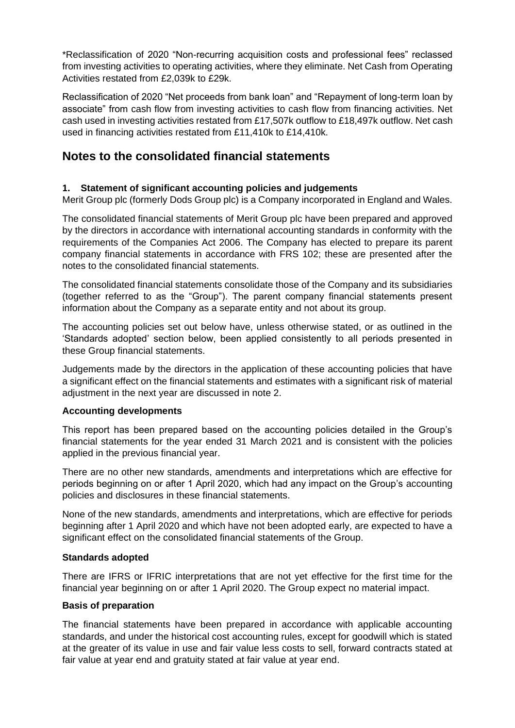*Reclassification of 2020 "Non-recurring acquisition costs and professional fees" reclassed from investing activities to operating activities, where they eliminate. Net Cash from Operating Activities restated from £2,039k to £29k.

Reclassification of 2020 "Net proceeds from bank loan" and "Repayment of long-term loan by associate" from cash flow from investing activities to cash flow from financing activities. Net cash used in investing activities restated from £17,507k outflow to £18,497k outflow. Net cash used in financing activities restated from £11,410k to £14,410k.

# Notes to the consolidated financial statements

### 1. Statement of significant accounting policies and judgements

Merit Group plc (formerly Dods Group plc) is a Company incorporated in England and Wales.

The consolidated financial statements of Merit Group plc have been prepared and approved by the directors in accordance with international accounting standards in conformity with the requirements of the Companies Act 2006. The Company has elected to prepare its parent company financial statements in accordance with FRS 102; these are presented after the notes to the consolidated financial statements.

The consolidated financial statements consolidate those of the Company and its subsidiaries (together referred to as the "Group"). The parent company financial statements present information about the Company as a separate entity and not about its group.

The accounting policies set out below have, unless otherwise stated, or as outlined in the 'Standards adopted' section below, been applied consistently to all periods presented in these Group financial statements.

Judgements made by the directors in the application of these accounting policies that have a significant effect on the financial statements and estimates with a significant risk of material adjustment in the next year are discussed in note 2.

**Accounting developments**

This report has been prepared based on the accounting policies detailed in the Group's financial statements for the year ended 31 March 2021 and is consistent with the policies applied in the previous financial year.

There are no other new standards, amendments and interpretations which are effective for periods beginning on or after 1 April 2020, which had any impact on the Group's accounting policies and disclosures in these financial statements.

None of the new standards, amendments and interpretations, which are effective for periods beginning after 1 April 2020 and which have not been adopted early, are expected to have a significant effect on the consolidated financial statements of the Group.

**Standards adopted**

There are IFRS or IFRIC interpretations that are not yet effective for the first time for the financial year beginning on or after 1 April 2020. The Group expect no material impact.

**Basis of preparation**

The financial statements have been prepared in accordance with applicable accounting standards, and under the historical cost accounting rules, except for goodwill which is stated at the greater of its value in use and fair value less costs to sell, forward contracts stated at fair value at year end and gratuity stated at fair value at year end.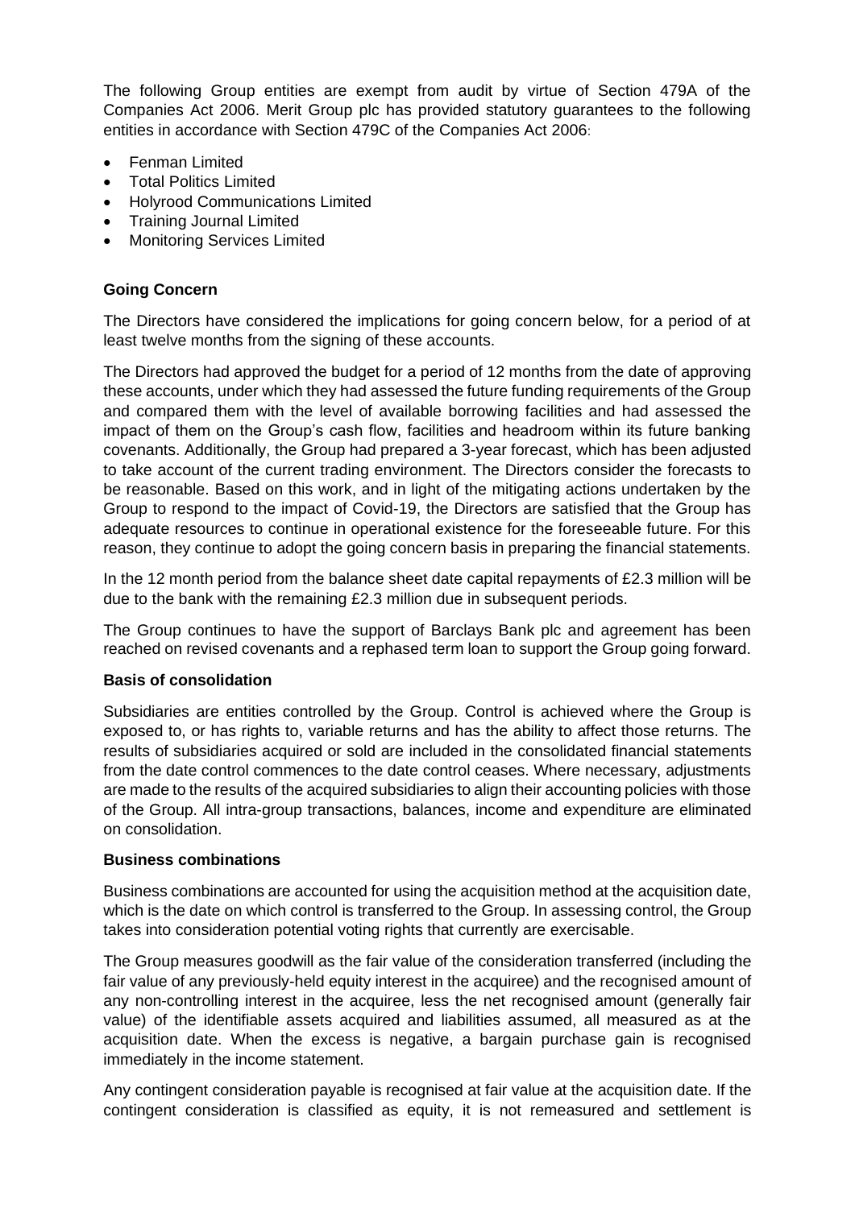The following Group entities are exempt from audit by virtue of Section 479A of the Companies Act 2006. Merit Group plc has provided statutory guarantees to the following entities in accordance with Section 479C of the Companies Act 2006:

- Fenman Limited
- Total Politics Limited
- Holyrood Communications Limited
- Training Journal Limited
- Monitoring Services Limited

**Going Concern**

The Directors have considered the implications for going concern below, for a period of at least twelve months from the signing of these accounts.

The Directors had approved the budget for a period of 12 months from the date of approving these accounts, under which they had assessed the future funding requirements of the Group and compared them with the level of available borrowing facilities and had assessed the impact of them on the Group's cash flow, facilities and headroom within its future banking covenants. Additionally, the Group had prepared a 3-year forecast, which has been adjusted to take account of the current trading environment. The Directors consider the forecasts to be reasonable. Based on this work, and in light of the mitigating actions undertaken by the Group to respond to the impact of Covid-19, the Directors are satisfied that the Group has adequate resources to continue in operational existence for the foreseeable future. For this reason, they continue to adopt the going concern basis in preparing the financial statements.

In the 12 month period from the balance sheet date capital repayments of £2.3 million will be due to the bank with the remaining £2.3 million due in subsequent periods.

The Group continues to have the support of Barclays Bank plc and agreement has been reached on revised covenants and a rephased term loan to support the Group going forward.

**Basis of consolidation**

Subsidiaries are entities controlled by the Group. Control is achieved where the Group is exposed to, or has rights to, variable returns and has the ability to affect those returns. The results of subsidiaries acquired or sold are included in the consolidated financial statements from the date control commences to the date control ceases. Where necessary, adjustments are made to the results of the acquired subsidiaries to align their accounting policies with those of the Group. All intra-group transactions, balances, income and expenditure are eliminated on consolidation.

**Business combinations**

Business combinations are accounted for using the acquisition method at the acquisition date, which is the date on which control is transferred to the Group. In assessing control, the Group takes into consideration potential voting rights that currently are exercisable.

The Group measures goodwill as the fair value of the consideration transferred (including the fair value of any previously-held equity interest in the acquiree) and the recognised amount of any non-controlling interest in the acquiree, less the net recognised amount (generally fair value) of the identifiable assets acquired and liabilities assumed, all measured as at the acquisition date. When the excess is negative, a bargain purchase gain is recognised immediately in the income statement.

Any contingent consideration payable is recognised at fair value at the acquisition date. If the contingent consideration is classified as equity, it is not remeasured and settlement is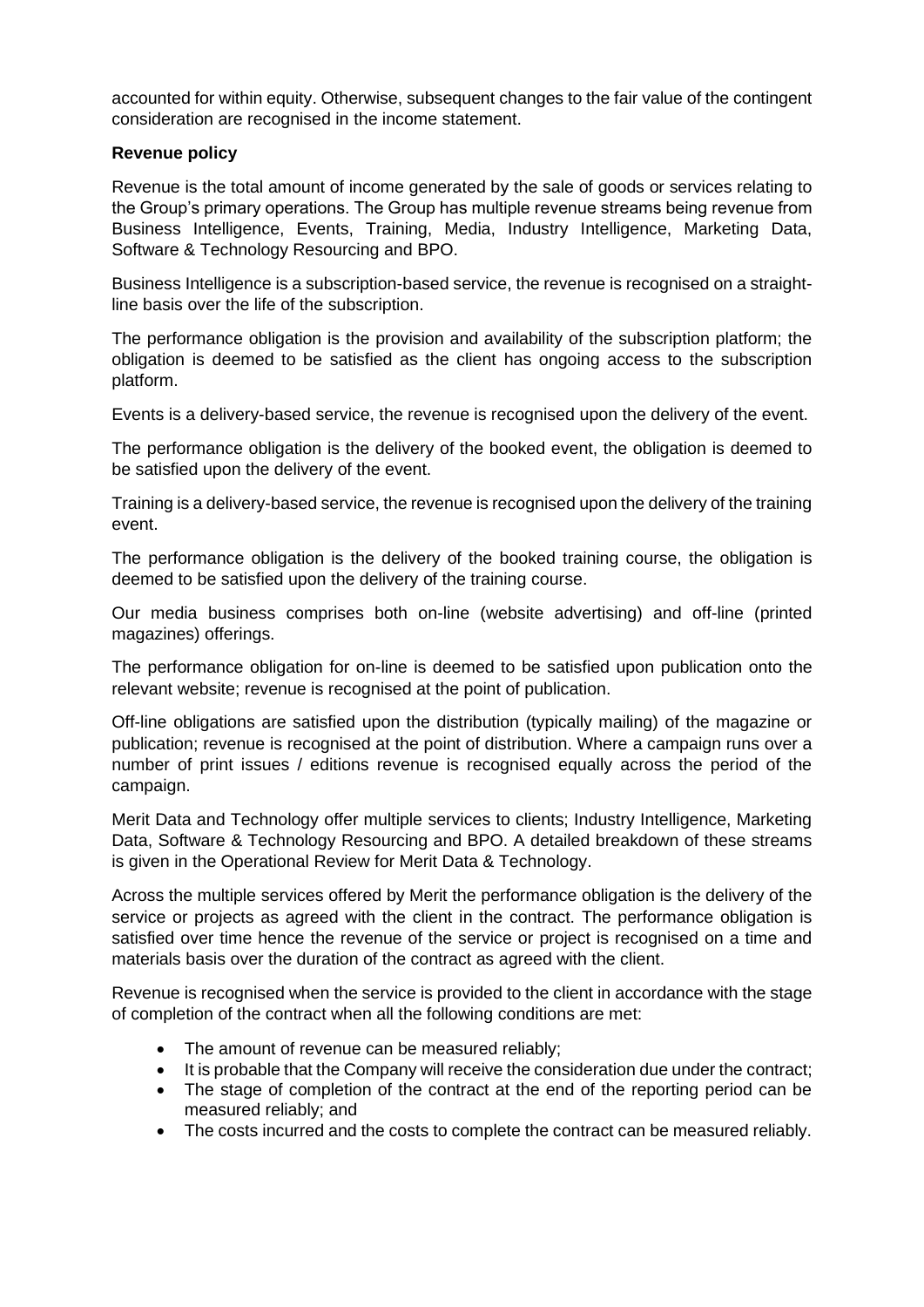accounted for within equity. Otherwise, subsequent changes to the fair value of the contingent consideration are recognised in the income statement.

**Revenue policy**

Revenue is the total amount of income generated by the sale of goods or services relating to the Group's primary operations. The Group has multiple revenue streams being revenue from Business Intelligence, Events, Training, Media, Industry Intelligence, Marketing Data, Software & Technology Resourcing and BPO.

Business Intelligence is a subscription-based service, the revenue is recognised on a straight-line basis over the life of the subscription.

The performance obligation is the provision and availability of the subscription platform; the obligation is deemed to be satisfied as the client has ongoing access to the subscription platform.

Events is a delivery-based service, the revenue is recognised upon the delivery of the event.

The performance obligation is the delivery of the booked event, the obligation is deemed to be satisfied upon the delivery of the event.

Training is a delivery-based service, the revenue is recognised upon the delivery of the training event.

The performance obligation is the delivery of the booked training course, the obligation is deemed to be satisfied upon the delivery of the training course.

Our media business comprises both on-line (website advertising) and off-line (printed magazines) offerings.

The performance obligation for on-line is deemed to be satisfied upon publication onto the relevant website; revenue is recognised at the point of publication.

Off-line obligations are satisfied upon the distribution (typically mailing) of the magazine or publication; revenue is recognised at the point of distribution. Where a campaign runs over a number of print issues / editions revenue is recognised equally across the period of the campaign.

Merit Data and Technology offer multiple services to clients; Industry Intelligence, Marketing Data, Software & Technology Resourcing and BPO. A detailed breakdown of these streams is given in the Operational Review for Merit Data & Technology.

Across the multiple services offered by Merit the performance obligation is the delivery of the service or projects as agreed with the client in the contract. The performance obligation is satisfied over time hence the revenue of the service or project is recognised on a time and materials basis over the duration of the contract as agreed with the client.

Revenue is recognised when the service is provided to the client in accordance with the stage of completion of the contract when all the following conditions are met:

- The amount of revenue can be measured reliably;
- It is probable that the Company will receive the consideration due under the contract;
- The stage of completion of the contract at the end of the reporting period can be measured reliably; and
- The costs incurred and the costs to complete the contract can be measured reliably.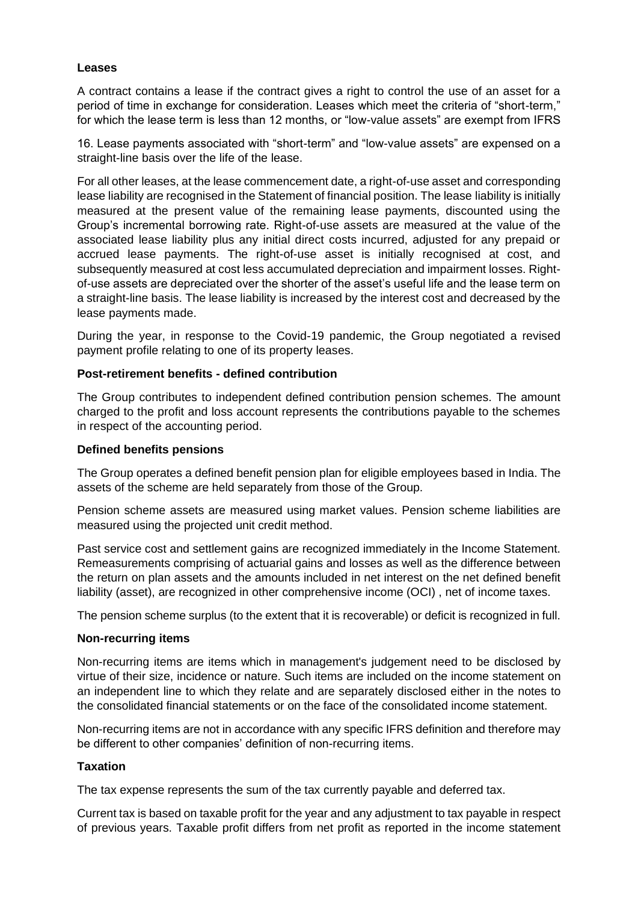**Leases**

A contract contains a lease if the contract gives a right to control the use of an asset for a period of time in exchange for consideration. Leases which meet the criteria of "short-term," for which the lease term is less than 12 months, or "low-value assets" are exempt from IFRS

16. Lease payments associated with "short-term" and "low-value assets" are expensed on a straight-line basis over the life of the lease.

For all other leases, at the lease commencement date, a right-of-use asset and corresponding lease liability are recognised in the Statement of financial position. The lease liability is initially measured at the present value of the remaining lease payments, discounted using the Group's incremental borrowing rate. Right-of-use assets are measured at the value of the associated lease liability plus any initial direct costs incurred, adjusted for any prepaid or accrued lease payments. The right-of-use asset is initially recognised at cost, and subsequently measured at cost less accumulated depreciation and impairment losses. Right-of-use assets are depreciated over the shorter of the asset's useful life and the lease term on a straight-line basis. The lease liability is increased by the interest cost and decreased by the lease payments made.

During the year, in response to the Covid-19 pandemic, the Group negotiated a revised payment profile relating to one of its property leases.

**Post-retirement benefits - defined contribution**

The Group contributes to independent defined contribution pension schemes. The amount charged to the profit and loss account represents the contributions payable to the schemes in respect of the accounting period.

**Defined benefits pensions**

The Group operates a defined benefit pension plan for eligible employees based in India. The assets of the scheme are held separately from those of the Group.

Pension scheme assets are measured using market values. Pension scheme liabilities are measured using the projected unit credit method.

Past service cost and settlement gains are recognized immediately in the Income Statement. Remeasurements comprising of actuarial gains and losses as well as the difference between the return on plan assets and the amounts included in net interest on the net defined benefit liability (asset), are recognized in other comprehensive income (OCI) , net of income taxes.

The pension scheme surplus (to the extent that it is recoverable) or deficit is recognized in full.

**Non-recurring items**

Non-recurring items are items which in management's judgement need to be disclosed by virtue of their size, incidence or nature. Such items are included on the income statement on an independent line to which they relate and are separately disclosed either in the notes to the consolidated financial statements or on the face of the consolidated income statement.

Non-recurring items are not in accordance with any specific IFRS definition and therefore may be different to other companies' definition of non-recurring items.

**Taxation**

The tax expense represents the sum of the tax currently payable and deferred tax.

Current tax is based on taxable profit for the year and any adjustment to tax payable in respect of previous years. Taxable profit differs from net profit as reported in the income statement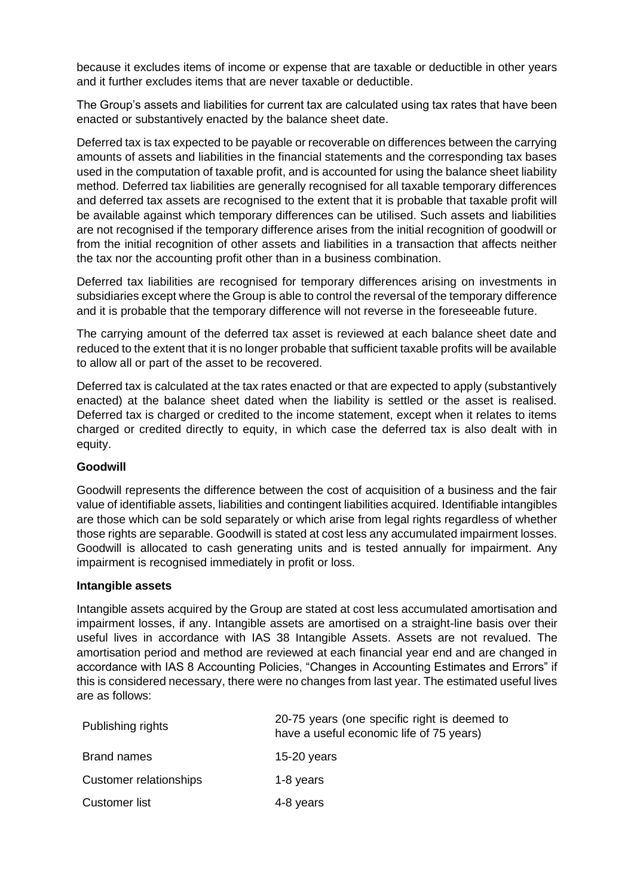because it excludes items of income or expense that are taxable or deductible in other years and it further excludes items that are never taxable or deductible.

The Group's assets and liabilities for current tax are calculated using tax rates that have been enacted or substantively enacted by the balance sheet date.

Deferred tax is tax expected to be payable or recoverable on differences between the carrying amounts of assets and liabilities in the financial statements and the corresponding tax bases used in the computation of taxable profit, and is accounted for using the balance sheet liability method. Deferred tax liabilities are generally recognised for all taxable temporary differences and deferred tax assets are recognised to the extent that it is probable that taxable profit will be available against which temporary differences can be utilised. Such assets and liabilities are not recognised if the temporary difference arises from the initial recognition of goodwill or from the initial recognition of other assets and liabilities in a transaction that affects neither the tax nor the accounting profit other than in a business combination.

Deferred tax liabilities are recognised for temporary differences arising on investments in subsidiaries except where the Group is able to control the reversal of the temporary difference and it is probable that the temporary difference will not reverse in the foreseeable future.

The carrying amount of the deferred tax asset is reviewed at each balance sheet date and reduced to the extent that it is no longer probable that sufficient taxable profits will be available to allow all or part of the asset to be recovered.

Deferred tax is calculated at the tax rates enacted or that are expected to apply (substantively enacted) at the balance sheet dated when the liability is settled or the asset is realised. Deferred tax is charged or credited to the income statement, except when it relates to items charged or credited directly to equity, in which case the deferred tax is also dealt with in equity.

**Goodwill**

Goodwill represents the difference between the cost of acquisition of a business and the fair value of identifiable assets, liabilities and contingent liabilities acquired. Identifiable intangibles are those which can be sold separately or which arise from legal rights regardless of whether those rights are separable. Goodwill is stated at cost less any accumulated impairment losses. Goodwill is allocated to cash generating units and is tested annually for impairment. Any impairment is recognised immediately in profit or loss.

**Intangible assets**

Intangible assets acquired by the Group are stated at cost less accumulated amortisation and impairment losses, if any. Intangible assets are amortised on a straight-line basis over their useful lives in accordance with IAS 38 Intangible Assets. Assets are not revalued. The amortisation period and method are reviewed at each financial year end and are changed in accordance with IAS 8 Accounting Policies, "Changes in Accounting Estimates and Errors" if this is considered necessary, there were no changes from last year. The estimated useful lives are as follows:

| | |
|---|---|
| Publishing rights | 20-75 years (one specific right is deemed to have a useful economic life of 75 years) |
| Brand names | 15-20 years |
| Customer relationships | 1-8 years |
| Customer list | 4-8 years |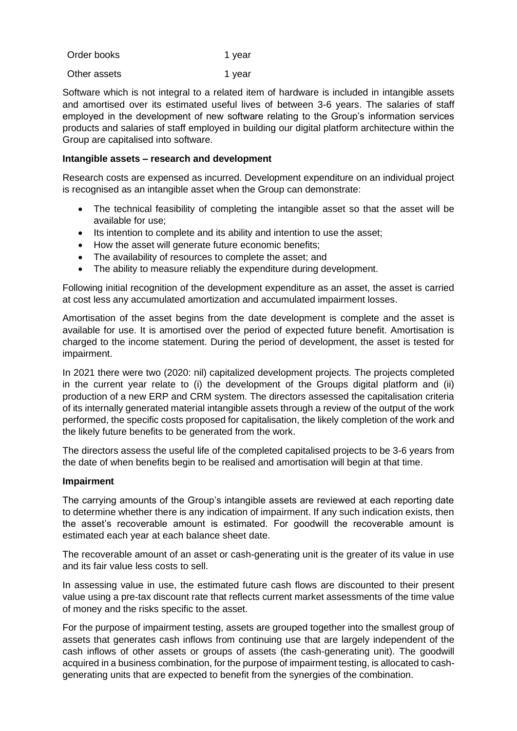| | |
|---|---|
| Order books | 1 year |
| Other assets | 1 year |

Software which is not integral to a related item of hardware is included in intangible assets and amortised over its estimated useful lives of between 3-6 years. The salaries of staff employed in the development of new software relating to the Group's information services products and salaries of staff employed in building our digital platform architecture within the Group are capitalised into software.

**Intangible assets – research and development**

Research costs are expensed as incurred. Development expenditure on an individual project is recognised as an intangible asset when the Group can demonstrate:

- The technical feasibility of completing the intangible asset so that the asset will be available for use;
- Its intention to complete and its ability and intention to use the asset;
- How the asset will generate future economic benefits;
- The availability of resources to complete the asset; and
- The ability to measure reliably the expenditure during development.

Following initial recognition of the development expenditure as an asset, the asset is carried at cost less any accumulated amortization and accumulated impairment losses.

Amortisation of the asset begins from the date development is complete and the asset is available for use. It is amortised over the period of expected future benefit. Amortisation is charged to the income statement. During the period of development, the asset is tested for impairment.

In 2021 there were two (2020: nil) capitalized development projects. The projects completed in the current year relate to (i) the development of the Groups digital platform and (ii) production of a new ERP and CRM system. The directors assessed the capitalisation criteria of its internally generated material intangible assets through a review of the output of the work performed, the specific costs proposed for capitalisation, the likely completion of the work and the likely future benefits to be generated from the work.

The directors assess the useful life of the completed capitalised projects to be 3-6 years from the date of when benefits begin to be realised and amortisation will begin at that time.

**Impairment**

The carrying amounts of the Group's intangible assets are reviewed at each reporting date to determine whether there is any indication of impairment. If any such indication exists, then the asset's recoverable amount is estimated. For goodwill the recoverable amount is estimated each year at each balance sheet date.

The recoverable amount of an asset or cash-generating unit is the greater of its value in use and its fair value less costs to sell.

In assessing value in use, the estimated future cash flows are discounted to their present value using a pre-tax discount rate that reflects current market assessments of the time value of money and the risks specific to the asset.

For the purpose of impairment testing, assets are grouped together into the smallest group of assets that generates cash inflows from continuing use that are largely independent of the cash inflows of other assets or groups of assets (the cash-generating unit). The goodwill acquired in a business combination, for the purpose of impairment testing, is allocated to cash-generating units that are expected to benefit from the synergies of the combination.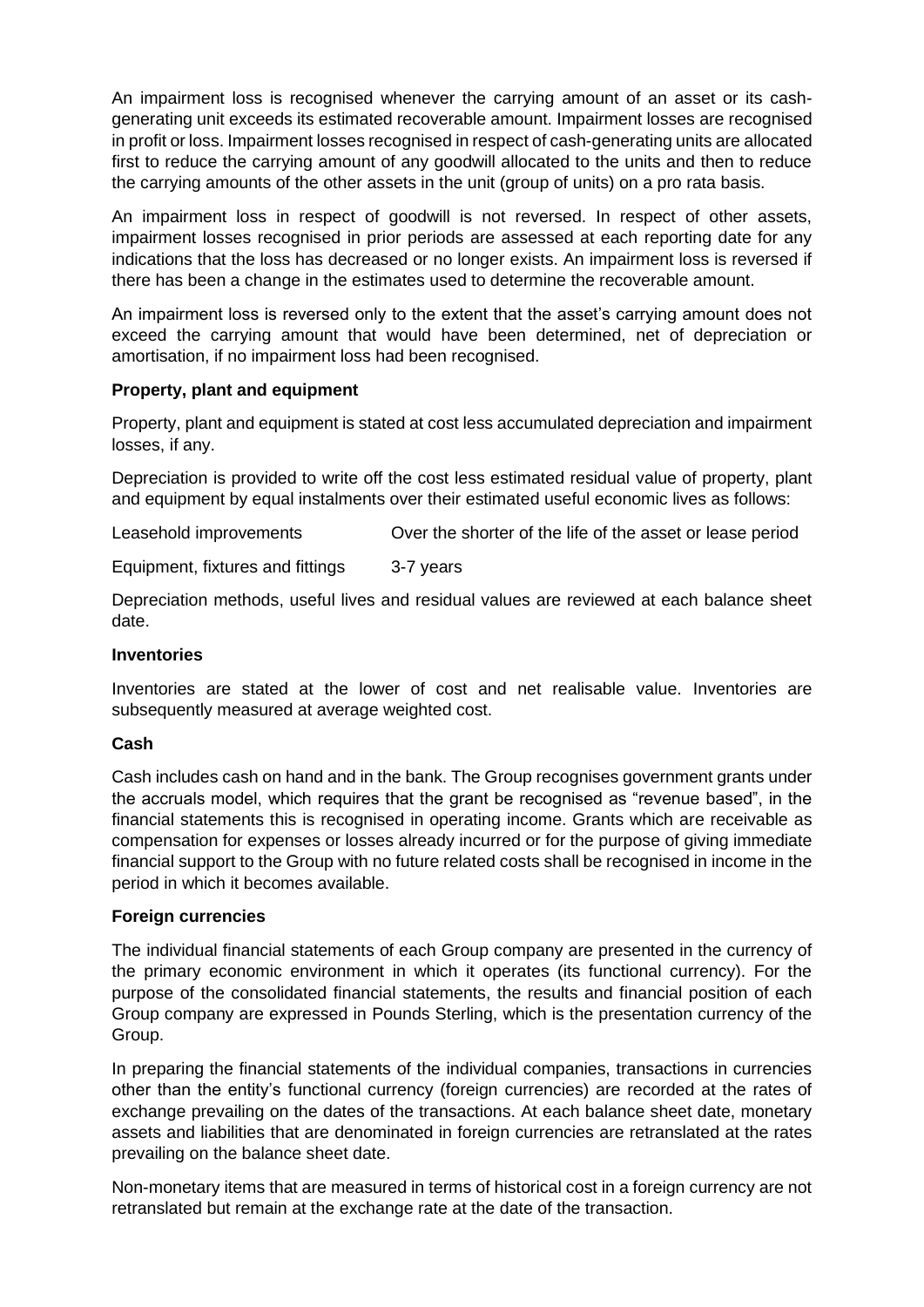An impairment loss is recognised whenever the carrying amount of an asset or its cash-generating unit exceeds its estimated recoverable amount. Impairment losses are recognised in profit or loss. Impairment losses recognised in respect of cash-generating units are allocated first to reduce the carrying amount of any goodwill allocated to the units and then to reduce the carrying amounts of the other assets in the unit (group of units) on a pro rata basis.

An impairment loss in respect of goodwill is not reversed. In respect of other assets, impairment losses recognised in prior periods are assessed at each reporting date for any indications that the loss has decreased or no longer exists. An impairment loss is reversed if there has been a change in the estimates used to determine the recoverable amount.

An impairment loss is reversed only to the extent that the asset's carrying amount does not exceed the carrying amount that would have been determined, net of depreciation or amortisation, if no impairment loss had been recognised.

**Property, plant and equipment**

Property, plant and equipment is stated at cost less accumulated depreciation and impairment losses, if any.

Depreciation is provided to write off the cost less estimated residual value of property, plant and equipment by equal instalments over their estimated useful economic lives as follows:

| | |
|---|---|
| Leasehold improvements | Over the shorter of the life of the asset or lease period |
| Equipment, fixtures and fittings | 3-7 years |

Depreciation methods, useful lives and residual values are reviewed at each balance sheet date.

**Inventories**

Inventories are stated at the lower of cost and net realisable value. Inventories are subsequently measured at average weighted cost.

**Cash**

Cash includes cash on hand and in the bank. The Group recognises government grants under the accruals model, which requires that the grant be recognised as "revenue based", in the financial statements this is recognised in operating income. Grants which are receivable as compensation for expenses or losses already incurred or for the purpose of giving immediate financial support to the Group with no future related costs shall be recognised in income in the period in which it becomes available.

**Foreign currencies**

The individual financial statements of each Group company are presented in the currency of the primary economic environment in which it operates (its functional currency). For the purpose of the consolidated financial statements, the results and financial position of each Group company are expressed in Pounds Sterling, which is the presentation currency of the Group.

In preparing the financial statements of the individual companies, transactions in currencies other than the entity's functional currency (foreign currencies) are recorded at the rates of exchange prevailing on the dates of the transactions. At each balance sheet date, monetary assets and liabilities that are denominated in foreign currencies are retranslated at the rates prevailing on the balance sheet date.

Non-monetary items that are measured in terms of historical cost in a foreign currency are not retranslated but remain at the exchange rate at the date of the transaction.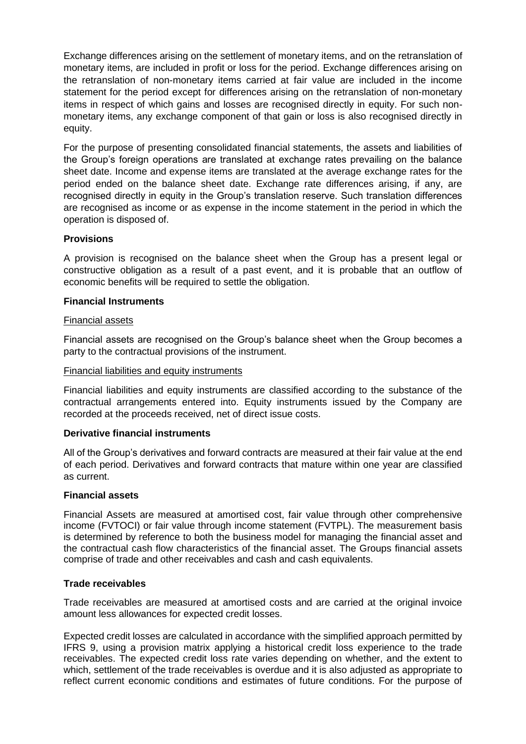Exchange differences arising on the settlement of monetary items, and on the retranslation of monetary items, are included in profit or loss for the period. Exchange differences arising on the retranslation of non-monetary items carried at fair value are included in the income statement for the period except for differences arising on the retranslation of non-monetary items in respect of which gains and losses are recognised directly in equity. For such non-monetary items, any exchange component of that gain or loss is also recognised directly in equity.

For the purpose of presenting consolidated financial statements, the assets and liabilities of the Group's foreign operations are translated at exchange rates prevailing on the balance sheet date. Income and expense items are translated at the average exchange rates for the period ended on the balance sheet date. Exchange rate differences arising, if any, are recognised directly in equity in the Group's translation reserve. Such translation differences are recognised as income or as expense in the income statement in the period in which the operation is disposed of.

**Provisions**

A provision is recognised on the balance sheet when the Group has a present legal or constructive obligation as a result of a past event, and it is probable that an outflow of economic benefits will be required to settle the obligation.

**Financial Instruments**

Financial assets

Financial assets are recognised on the Group's balance sheet when the Group becomes a party to the contractual provisions of the instrument.

Financial liabilities and equity instruments

Financial liabilities and equity instruments are classified according to the substance of the contractual arrangements entered into. Equity instruments issued by the Company are recorded at the proceeds received, net of direct issue costs.

**Derivative financial instruments**

All of the Group's derivatives and forward contracts are measured at their fair value at the end of each period. Derivatives and forward contracts that mature within one year are classified as current.

**Financial assets**

Financial Assets are measured at amortised cost, fair value through other comprehensive income (FVTOCI) or fair value through income statement (FVTPL). The measurement basis is determined by reference to both the business model for managing the financial asset and the contractual cash flow characteristics of the financial asset. The Groups financial assets comprise of trade and other receivables and cash and cash equivalents.

**Trade receivables**

Trade receivables are measured at amortised costs and are carried at the original invoice amount less allowances for expected credit losses.

Expected credit losses are calculated in accordance with the simplified approach permitted by IFRS 9, using a provision matrix applying a historical credit loss experience to the trade receivables. The expected credit loss rate varies depending on whether, and the extent to which, settlement of the trade receivables is overdue and it is also adjusted as appropriate to reflect current economic conditions and estimates of future conditions. For the purpose of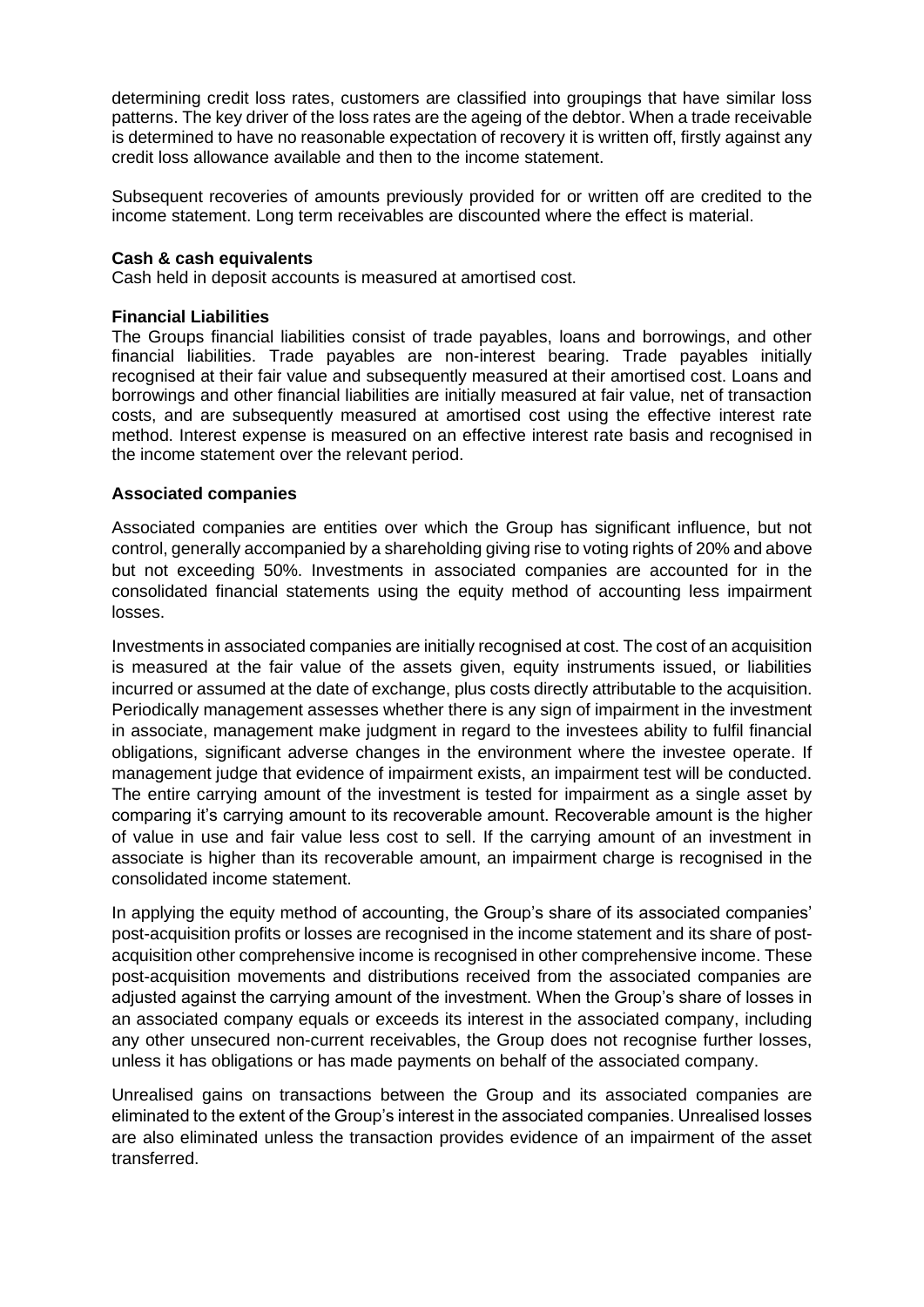determining credit loss rates, customers are classified into groupings that have similar loss patterns. The key driver of the loss rates are the ageing of the debtor. When a trade receivable is determined to have no reasonable expectation of recovery it is written off, firstly against any credit loss allowance available and then to the income statement.

Subsequent recoveries of amounts previously provided for or written off are credited to the income statement. Long term receivables are discounted where the effect is material.

**Cash & cash equivalents**

Cash held in deposit accounts is measured at amortised cost.

**Financial Liabilities**

The Groups financial liabilities consist of trade payables, loans and borrowings, and other financial liabilities. Trade payables are non-interest bearing. Trade payables initially recognised at their fair value and subsequently measured at their amortised cost. Loans and borrowings and other financial liabilities are initially measured at fair value, net of transaction costs, and are subsequently measured at amortised cost using the effective interest rate method. Interest expense is measured on an effective interest rate basis and recognised in the income statement over the relevant period.

**Associated companies**

Associated companies are entities over which the Group has significant influence, but not control, generally accompanied by a shareholding giving rise to voting rights of 20% and above but not exceeding 50%. Investments in associated companies are accounted for in the consolidated financial statements using the equity method of accounting less impairment losses.

Investments in associated companies are initially recognised at cost. The cost of an acquisition is measured at the fair value of the assets given, equity instruments issued, or liabilities incurred or assumed at the date of exchange, plus costs directly attributable to the acquisition. Periodically management assesses whether there is any sign of impairment in the investment in associate, management make judgment in regard to the investees ability to fulfil financial obligations, significant adverse changes in the environment where the investee operate. If management judge that evidence of impairment exists, an impairment test will be conducted. The entire carrying amount of the investment is tested for impairment as a single asset by comparing it's carrying amount to its recoverable amount. Recoverable amount is the higher of value in use and fair value less cost to sell. If the carrying amount of an investment in associate is higher than its recoverable amount, an impairment charge is recognised in the consolidated income statement.

In applying the equity method of accounting, the Group's share of its associated companies' post-acquisition profits or losses are recognised in the income statement and its share of post-acquisition other comprehensive income is recognised in other comprehensive income. These post-acquisition movements and distributions received from the associated companies are adjusted against the carrying amount of the investment. When the Group's share of losses in an associated company equals or exceeds its interest in the associated company, including any other unsecured non-current receivables, the Group does not recognise further losses, unless it has obligations or has made payments on behalf of the associated company.

Unrealised gains on transactions between the Group and its associated companies are eliminated to the extent of the Group's interest in the associated companies. Unrealised losses are also eliminated unless the transaction provides evidence of an impairment of the asset transferred.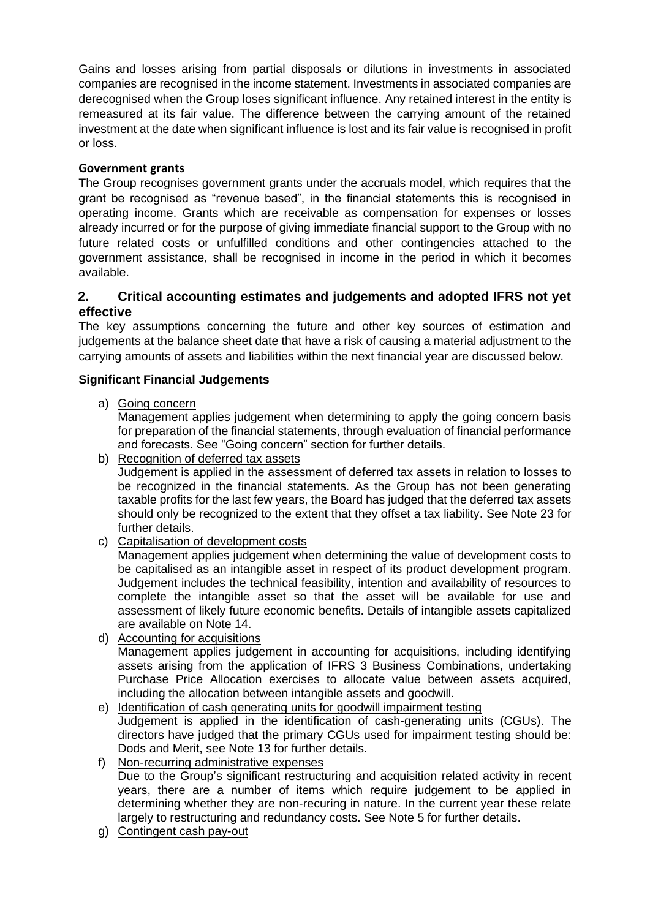Gains and losses arising from partial disposals or dilutions in investments in associated companies are recognised in the income statement. Investments in associated companies are derecognised when the Group loses significant influence. Any retained interest in the entity is remeasured at its fair value. The difference between the carrying amount of the retained investment at the date when significant influence is lost and its fair value is recognised in profit or loss.

**Government grants**

The Group recognises government grants under the accruals model, which requires that the grant be recognised as "revenue based", in the financial statements this is recognised in operating income. Grants which are receivable as compensation for expenses or losses already incurred or for the purpose of giving immediate financial support to the Group with no future related costs or unfulfilled conditions and other contingencies attached to the government assistance, shall be recognised in income in the period in which it becomes available.

## 2. Critical accounting estimates and judgements and adopted IFRS not yet effective

The key assumptions concerning the future and other key sources of estimation and judgements at the balance sheet date that have a risk of causing a material adjustment to the carrying amounts of assets and liabilities within the next financial year are discussed below.

**Significant Financial Judgements**

a) Going concern
Management applies judgement when determining to apply the going concern basis for preparation of the financial statements, through evaluation of financial performance and forecasts. See "Going concern" section for further details.

b) Recognition of deferred tax assets
Judgement is applied in the assessment of deferred tax assets in relation to losses to be recognized in the financial statements. As the Group has not been generating taxable profits for the last few years, the Board has judged that the deferred tax assets should only be recognized to the extent that they offset a tax liability. See Note 23 for further details.

c) Capitalisation of development costs
Management applies judgement when determining the value of development costs to be capitalised as an intangible asset in respect of its product development program. Judgement includes the technical feasibility, intention and availability of resources to complete the intangible asset so that the asset will be available for use and assessment of likely future economic benefits. Details of intangible assets capitalized are available on Note 14.

d) Accounting for acquisitions
Management applies judgement in accounting for acquisitions, including identifying assets arising from the application of IFRS 3 Business Combinations, undertaking Purchase Price Allocation exercises to allocate value between assets acquired, including the allocation between intangible assets and goodwill.

e) Identification of cash generating units for goodwill impairment testing
Judgement is applied in the identification of cash-generating units (CGUs). The directors have judged that the primary CGUs used for impairment testing should be: Dods and Merit, see Note 13 for further details.

f) Non-recurring administrative expenses
Due to the Group's significant restructuring and acquisition related activity in recent years, there are a number of items which require judgement to be applied in determining whether they are non-recuring in nature. In the current year these relate largely to restructuring and redundancy costs. See Note 5 for further details.

g) Contingent cash pay-out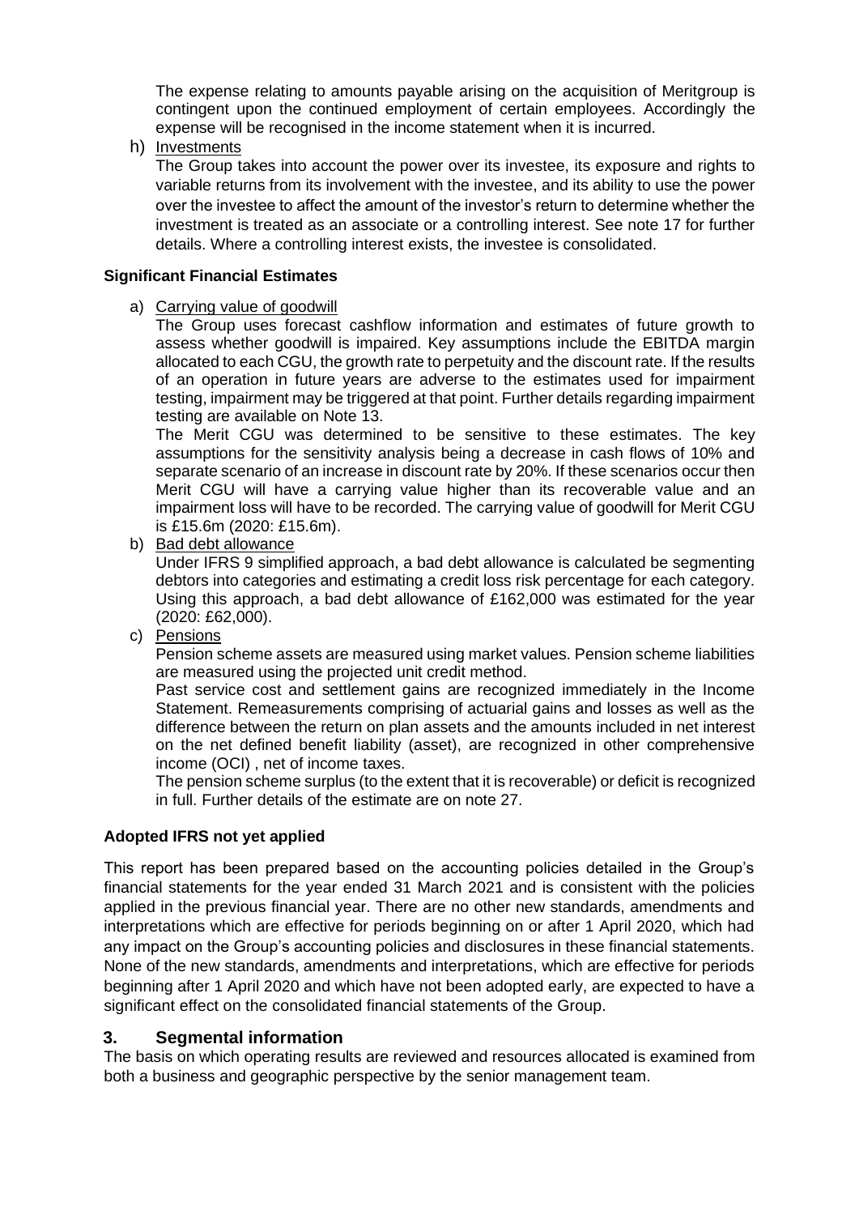The expense relating to amounts payable arising on the acquisition of Meritgroup is contingent upon the continued employment of certain employees. Accordingly the expense will be recognised in the income statement when it is incurred.

h) Investments

The Group takes into account the power over its investee, its exposure and rights to variable returns from its involvement with the investee, and its ability to use the power over the investee to affect the amount of the investor's return to determine whether the investment is treated as an associate or a controlling interest. See note 17 for further details. Where a controlling interest exists, the investee is consolidated.

**Significant Financial Estimates**

a) Carrying value of goodwill

The Group uses forecast cashflow information and estimates of future growth to assess whether goodwill is impaired. Key assumptions include the EBITDA margin allocated to each CGU, the growth rate to perpetuity and the discount rate. If the results of an operation in future years are adverse to the estimates used for impairment testing, impairment may be triggered at that point. Further details regarding impairment testing are available on Note 13.

The Merit CGU was determined to be sensitive to these estimates. The key assumptions for the sensitivity analysis being a decrease in cash flows of 10% and separate scenario of an increase in discount rate by 20%. If these scenarios occur then Merit CGU will have a carrying value higher than its recoverable value and an impairment loss will have to be recorded. The carrying value of goodwill for Merit CGU is £15.6m (2020: £15.6m).

b) Bad debt allowance

Under IFRS 9 simplified approach, a bad debt allowance is calculated be segmenting debtors into categories and estimating a credit loss risk percentage for each category. Using this approach, a bad debt allowance of £162,000 was estimated for the year (2020: £62,000).

c) Pensions

Pension scheme assets are measured using market values. Pension scheme liabilities are measured using the projected unit credit method.

Past service cost and settlement gains are recognized immediately in the Income Statement. Remeasurements comprising of actuarial gains and losses as well as the difference between the return on plan assets and the amounts included in net interest on the net defined benefit liability (asset), are recognized in other comprehensive income (OCI) , net of income taxes.

The pension scheme surplus (to the extent that it is recoverable) or deficit is recognized in full. Further details of the estimate are on note 27.

**Adopted IFRS not yet applied**

This report has been prepared based on the accounting policies detailed in the Group's financial statements for the year ended 31 March 2021 and is consistent with the policies applied in the previous financial year. There are no other new standards, amendments and interpretations which are effective for periods beginning on or after 1 April 2020, which had any impact on the Group's accounting policies and disclosures in these financial statements. None of the new standards, amendments and interpretations, which are effective for periods beginning after 1 April 2020 and which have not been adopted early, are expected to have a significant effect on the consolidated financial statements of the Group.

## 3. Segmental information

The basis on which operating results are reviewed and resources allocated is examined from both a business and geographic perspective by the senior management team.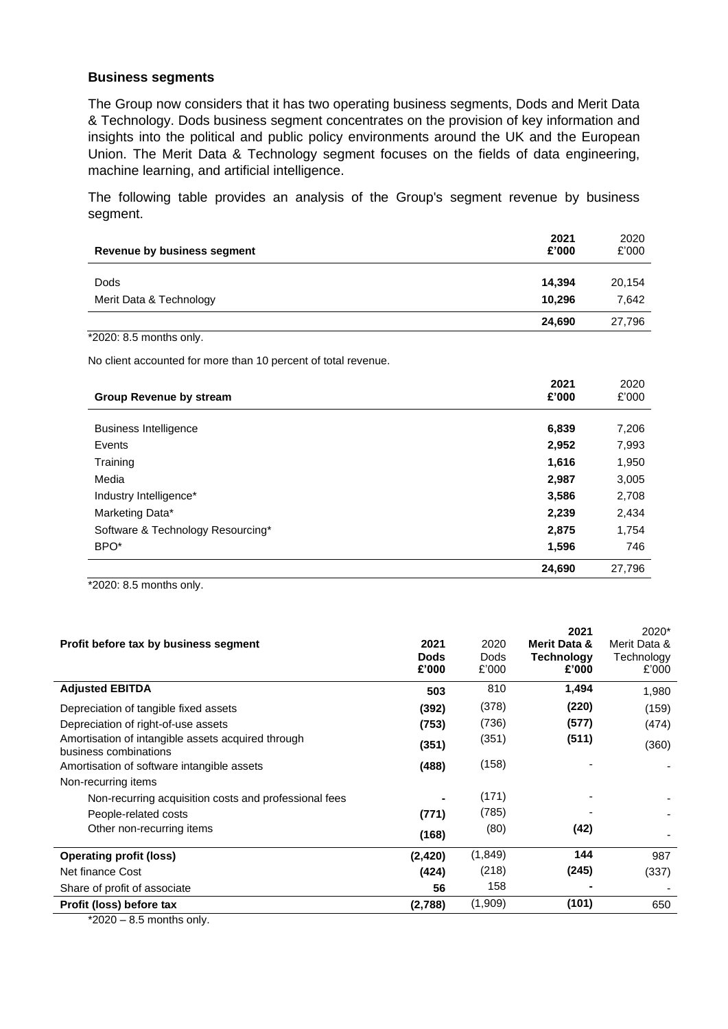### Business segments

The Group now considers that it has two operating business segments, Dods and Merit Data & Technology. Dods business segment concentrates on the provision of key information and insights into the political and public policy environments around the UK and the European Union. The Merit Data & Technology segment focuses on the fields of data engineering, machine learning, and artificial intelligence.

The following table provides an analysis of the Group's segment revenue by business segment.

| Revenue by business segment | 2021 £'000 | 2020 £'000 |
|---|---|---|
| Dods | **14,394** | 20,154 |
| Merit Data & Technology | **10,296** | 7,642 |
| | **24,690** | 27,796 |

*2020: 8.5 months only.

No client accounted for more than 10 percent of total revenue.

| Group Revenue by stream | 2021 £'000 | 2020 £'000 |
|---|---|---|
| Business Intelligence | **6,839** | 7,206 |
| Events | **2,952** | 7,993 |
| Training | **1,616** | 1,950 |
| Media | **2,987** | 3,005 |
| Industry Intelligence* | **3,586** | 2,708 |
| Marketing Data* | **2,239** | 2,434 |
| Software & Technology Resourcing* | **2,875** | 1,754 |
| BPO* | **1,596** | 746 |
| | **24,690** | 27,796 |

*2020: 8.5 months only.

| Profit before tax by business segment | 2021 Dods £'000 | 2020 Dods £'000 | 2021 Merit Data & Technology £'000 | 2020* Merit Data & Technology £'000 |
|---|---|---|---|---|
| **Adjusted EBITDA** | **503** | 810 | **1,494** | 1,980 |
| Depreciation of tangible fixed assets | **(392)** | (378) | **(220)** | (159) |
| Depreciation of right-of-use assets | **(753)** | (736) | **(577)** | (474) |
| Amortisation of intangible assets acquired through business combinations | **(351)** | (351) | **(511)** | (360) |
| Amortisation of software intangible assets | **(488)** | (158) | - | - |
| Non-recurring items | | | | |
| Non-recurring acquisition costs and professional fees | **-** | (171) | - | - |
| People-related costs | **(771)** | (785) | - | - |
| Other non-recurring items | **(168)** | (80) | **(42)** | - |
| **Operating profit (loss)** | **(2,420)** | (1,849) | **144** | 987 |
| Net finance Cost | **(424)** | (218) | **(245)** | (337) |
| Share of profit of associate | **56** | 158 | **-** | - |
| **Profit (loss) before tax** | **(2,788)** | (1,909) | **(101)** | 650 |

*2020 – 8.5 months only.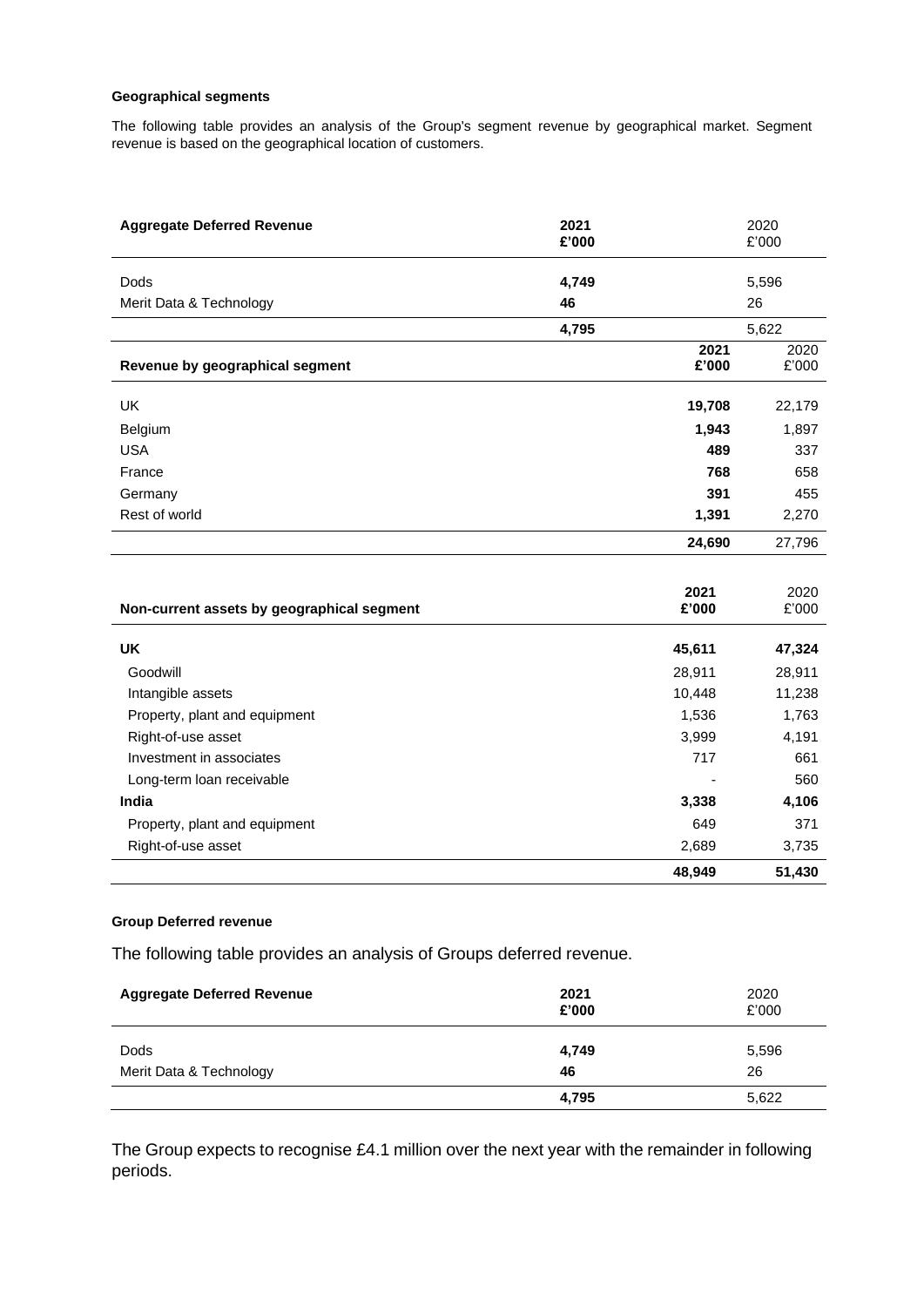#### Geographical segments

The following table provides an analysis of the Group's segment revenue by geographical market. Segment revenue is based on the geographical location of customers.

| Aggregate Deferred Revenue | 2021 £'000 | 2020 £'000 |
|---|---|---|
| Dods | **4,749** | 5,596 |
| Merit Data & Technology | **46** | 26 |
| | **4,795** | 5,622 |

| Revenue by geographical segment | 2021 £'000 | 2020 £'000 |
|---|---|---|
| UK | **19,708** | 22,179 |
| Belgium | **1,943** | 1,897 |
| USA | **489** | 337 |
| France | **768** | 658 |
| Germany | **391** | 455 |
| Rest of world | **1,391** | 2,270 |
| | **24,690** | 27,796 |

| Non-current assets by geographical segment | 2021 £'000 | 2020 £'000 |
|---|---|---|
| **UK** | **45,611** | **47,324** |
| Goodwill | 28,911 | 28,911 |
| Intangible assets | 10,448 | 11,238 |
| Property, plant and equipment | 1,536 | 1,763 |
| Right-of-use asset | 3,999 | 4,191 |
| Investment in associates | 717 | 661 |
| Long-term loan receivable | - | 560 |
| **India** | **3,338** | **4,106** |
| Property, plant and equipment | 649 | 371 |
| Right-of-use asset | 2,689 | 3,735 |
| | **48,949** | **51,430** |

#### Group Deferred revenue

The following table provides an analysis of Groups deferred revenue.

| Aggregate Deferred Revenue | 2021 £'000 | 2020 £'000 |
|---|---|---|
| Dods | **4,749** | 5,596 |
| Merit Data & Technology | **46** | 26 |
| | **4,795** | 5,622 |

The Group expects to recognise £4.1 million over the next year with the remainder in following periods.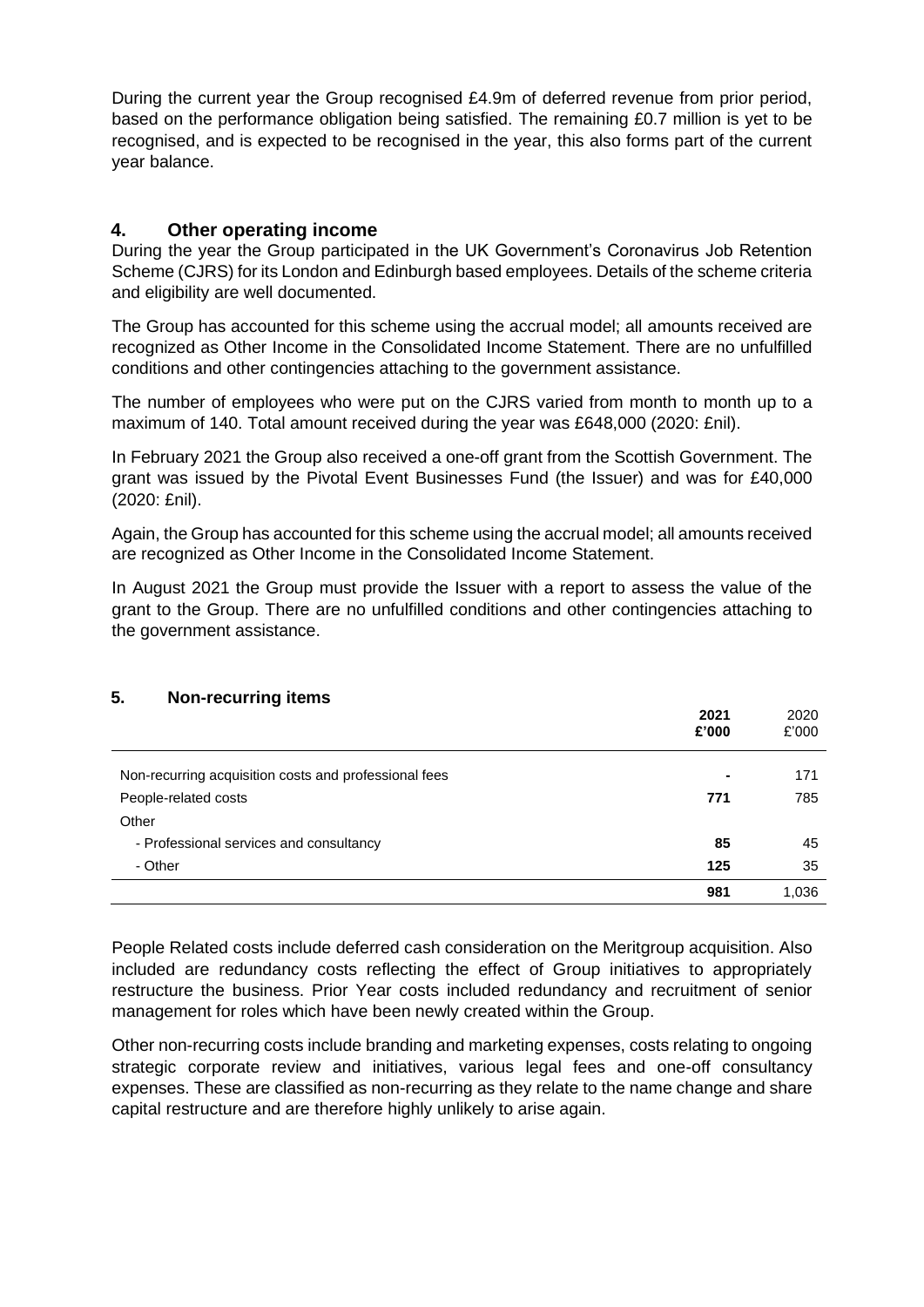During the current year the Group recognised £4.9m of deferred revenue from prior period, based on the performance obligation being satisfied. The remaining £0.7 million is yet to be recognised, and is expected to be recognised in the year, this also forms part of the current year balance.

## 4. Other operating income

During the year the Group participated in the UK Government's Coronavirus Job Retention Scheme (CJRS) for its London and Edinburgh based employees. Details of the scheme criteria and eligibility are well documented.

The Group has accounted for this scheme using the accrual model; all amounts received are recognized as Other Income in the Consolidated Income Statement. There are no unfulfilled conditions and other contingencies attaching to the government assistance.

The number of employees who were put on the CJRS varied from month to month up to a maximum of 140. Total amount received during the year was £648,000 (2020: £nil).

In February 2021 the Group also received a one-off grant from the Scottish Government. The grant was issued by the Pivotal Event Businesses Fund (the Issuer) and was for £40,000 (2020: £nil).

Again, the Group has accounted for this scheme using the accrual model; all amounts received are recognized as Other Income in the Consolidated Income Statement.

In August 2021 the Group must provide the Issuer with a report to assess the value of the grant to the Group. There are no unfulfilled conditions and other contingencies attaching to the government assistance.

## 5. Non-recurring items

| | **2021 £'000** | 2020 £'000 |
|---|---|---|
| Non-recurring acquisition costs and professional fees | **-** | 171 |
| People-related costs | **771** | 785 |
| Other | | |
| - Professional services and consultancy | **85** | 45 |
| - Other | **125** | 35 |
| | **981** | 1,036 |

People Related costs include deferred cash consideration on the Meritgroup acquisition. Also included are redundancy costs reflecting the effect of Group initiatives to appropriately restructure the business. Prior Year costs included redundancy and recruitment of senior management for roles which have been newly created within the Group.

Other non-recurring costs include branding and marketing expenses, costs relating to ongoing strategic corporate review and initiatives, various legal fees and one-off consultancy expenses. These are classified as non-recurring as they relate to the name change and share capital restructure and are therefore highly unlikely to arise again.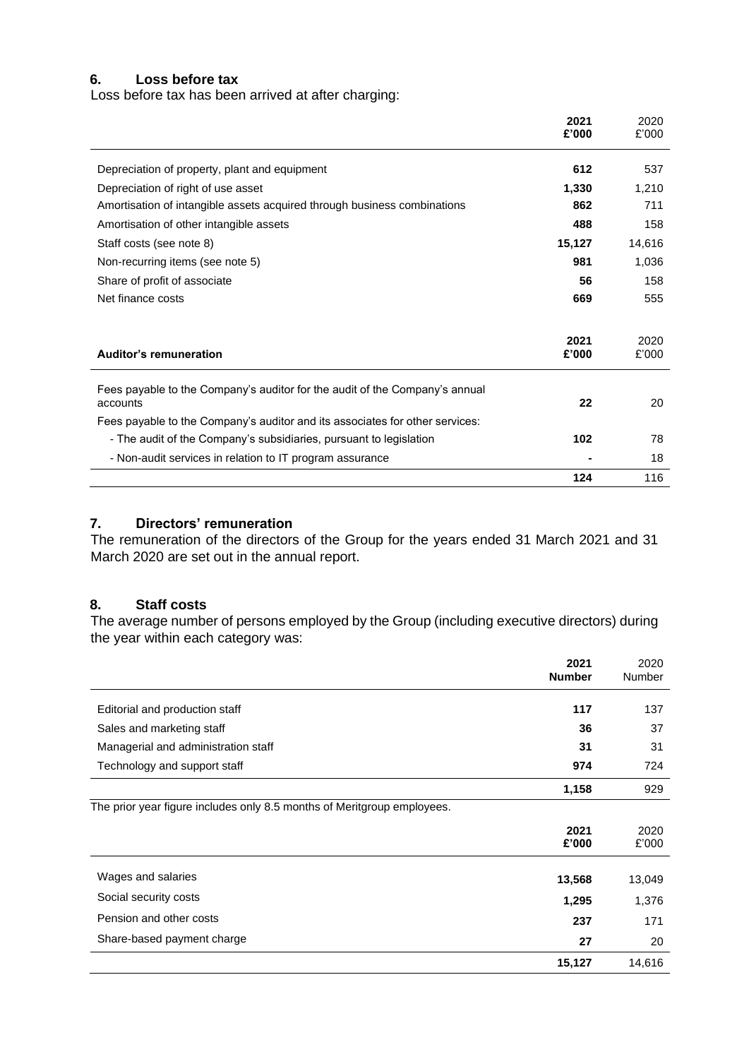## 6. Loss before tax

Loss before tax has been arrived at after charging:

| | **2021 £'000** | 2020 £'000 |
|---|---|---|
| Depreciation of property, plant and equipment | **612** | 537 |
| Depreciation of right of use asset | **1,330** | 1,210 |
| Amortisation of intangible assets acquired through business combinations | **862** | 711 |
| Amortisation of other intangible assets | **488** | 158 |
| Staff costs (see note 8) | **15,127** | 14,616 |
| Non-recurring items (see note 5) | **981** | 1,036 |
| Share of profit of associate | **56** | 158 |
| Net finance costs | **669** | 555 |

| **Auditor's remuneration** | **2021 £'000** | 2020 £'000 |
|---|---|---|
| Fees payable to the Company's auditor for the audit of the Company's annual accounts | **22** | 20 |
| Fees payable to the Company's auditor and its associates for other services: | | |
| - The audit of the Company's subsidiaries, pursuant to legislation | **102** | 78 |
| - Non-audit services in relation to IT program assurance | **-** | 18 |
| | **124** | 116 |

## 7. Directors' remuneration

The remuneration of the directors of the Group for the years ended 31 March 2021 and 31 March 2020 are set out in the annual report.

## 8. Staff costs

The average number of persons employed by the Group (including executive directors) during the year within each category was:

| | **2021 Number** | 2020 Number |
|---|---|---|
| Editorial and production staff | **117** | 137 |
| Sales and marketing staff | **36** | 37 |
| Managerial and administration staff | **31** | 31 |
| Technology and support staff | **974** | 724 |
| | **1,158** | 929 |

The prior year figure includes only 8.5 months of Meritgroup employees.

| | **2021 £'000** | 2020 £'000 |
|---|---|---|
| Wages and salaries | **13,568** | 13,049 |
| Social security costs | **1,295** | 1,376 |
| Pension and other costs | **237** | 171 |
| Share-based payment charge | **27** | 20 |
| | **15,127** | 14,616 |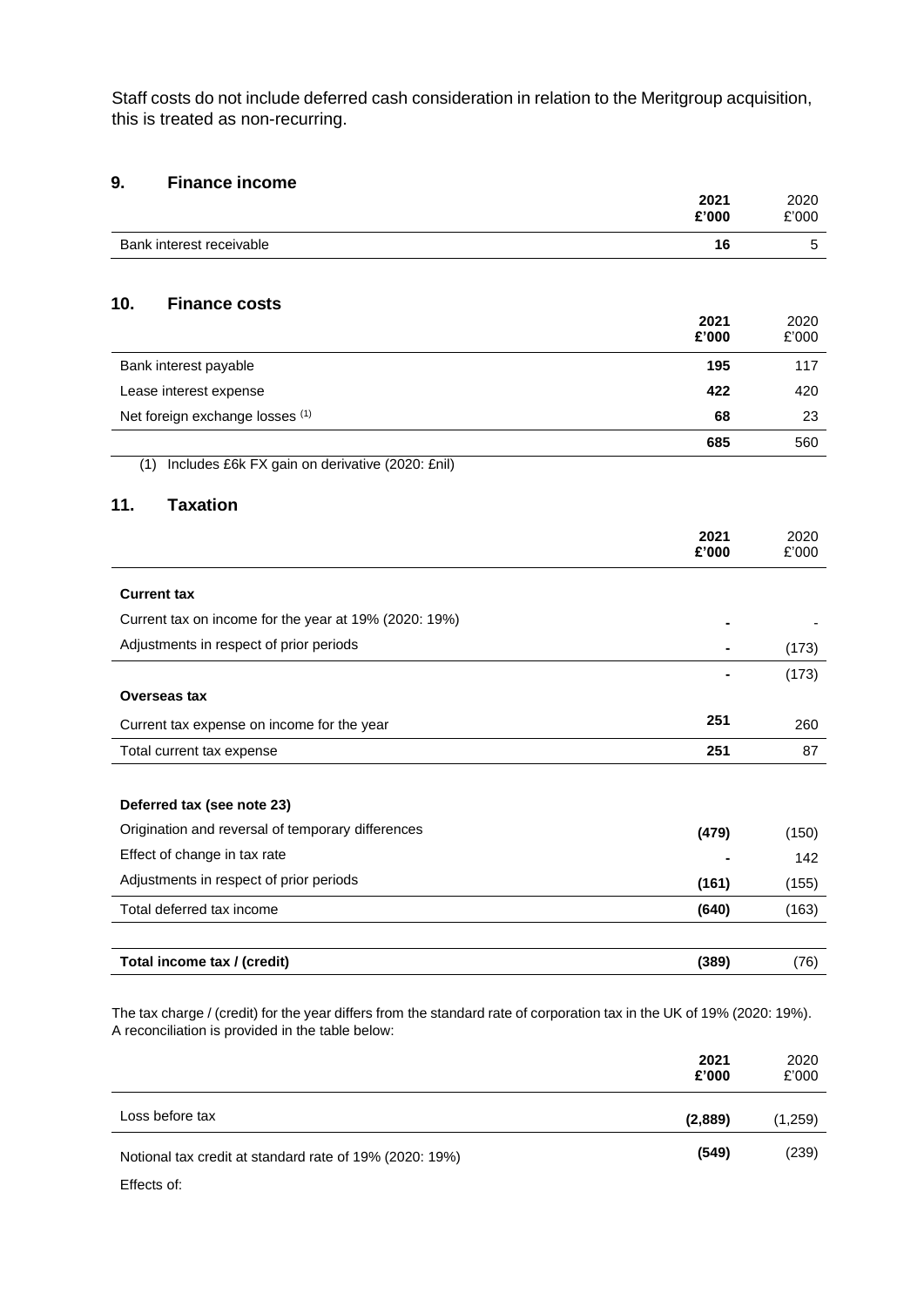Staff costs do not include deferred cash consideration in relation to the Meritgroup acquisition, this is treated as non-recurring.

## 9. Finance income

| | 2021 £'000 | 2020 £'000 |
|---|---|---|
| Bank interest receivable | **16** | 5 |

## 10. Finance costs

| | 2021 £'000 | 2020 £'000 |
|---|---|---|
| Bank interest payable | **195** | 117 |
| Lease interest expense | **422** | 420 |
| Net foreign exchange losses [1] | **68** | 23 |
| | **685** | 560 |

(1) Includes £6k FX gain on derivative (2020: £nil)

## 11. Taxation

| | 2021 £'000 | 2020 £'000 |
|---|---|---|
| **Current tax** | | |
| Current tax on income for the year at 19% (2020: 19%) | **-** | - |
| Adjustments in respect of prior periods | **-** | (173) |
| | **-** | (173) |
| **Overseas tax** | | |
| Current tax expense on income for the year | **251** | 260 |
| Total current tax expense | **251** | 87 |
| | | |
| **Deferred tax (see note 23)** | | |
| Origination and reversal of temporary differences | **(479)** | (150) |
| Effect of change in tax rate | **-** | 142 |
| Adjustments in respect of prior periods | **(161)** | (155) |
| Total deferred tax income | **(640)** | (163) |
| | | |
| **Total income tax / (credit)** | **(389)** | (76) |

The tax charge / (credit) for the year differs from the standard rate of corporation tax in the UK of 19% (2020: 19%). A reconciliation is provided in the table below:

| | 2021 £'000 | 2020 £'000 |
|---|---|---|
| Loss before tax | **(2,889)** | (1,259) |
| Notional tax credit at standard rate of 19% (2020: 19%) | **(549)** | (239) |
| Effects of: | | |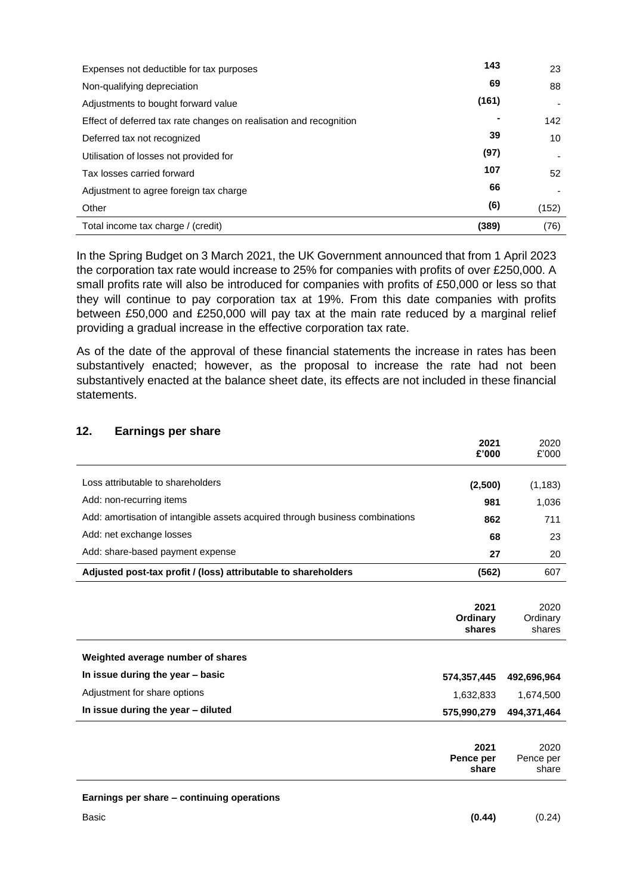| | | |
|---|---|---|
| Expenses not deductible for tax purposes | **143** | 23 |
| Non-qualifying depreciation | **69** | 88 |
| Adjustments to bought forward value | **(161)** | - |
| Effect of deferred tax rate changes on realisation and recognition | **-** | 142 |
| Deferred tax not recognized | **39** | 10 |
| Utilisation of losses not provided for | **(97)** | - |
| Tax losses carried forward | **107** | 52 |
| Adjustment to agree foreign tax charge | **66** | - |
| Other | **(6)** | (152) |
| Total income tax charge / (credit) | **(389)** | (76) |

In the Spring Budget on 3 March 2021, the UK Government announced that from 1 April 2023 the corporation tax rate would increase to 25% for companies with profits of over £250,000. A small profits rate will also be introduced for companies with profits of £50,000 or less so that they will continue to pay corporation tax at 19%. From this date companies with profits between £50,000 and £250,000 will pay tax at the main rate reduced by a marginal relief providing a gradual increase in the effective corporation tax rate.

As of the date of the approval of these financial statements the increase in rates has been substantively enacted; however, as the proposal to increase the rate had not been substantively enacted at the balance sheet date, its effects are not included in these financial statements.

## 12. Earnings per share

| | **2021 £'000** | 2020 £'000 |
|---|---|---|
| Loss attributable to shareholders | **(2,500)** | (1,183) |
| Add: non-recurring items | **981** | 1,036 |
| Add: amortisation of intangible assets acquired through business combinations | **862** | 711 |
| Add: net exchange losses | **68** | 23 |
| Add: share-based payment expense | **27** | 20 |
| **Adjusted post-tax profit / (loss) attributable to shareholders** | **(562)** | 607 |

| | **2021 Ordinary shares** | 2020 Ordinary shares |
|---|---|---|
| **Weighted average number of shares** | | |
| **In issue during the year – basic** | **574,357,445** | **492,696,964** |
| Adjustment for share options | 1,632,833 | 1,674,500 |
| **In issue during the year – diluted** | **575,990,279** | **494,371,464** |

| | **2021 Pence per share** | 2020 Pence per share |
|---|---|---|
| **Earnings per share – continuing operations** | | |
| Basic | **(0.44)** | (0.24) |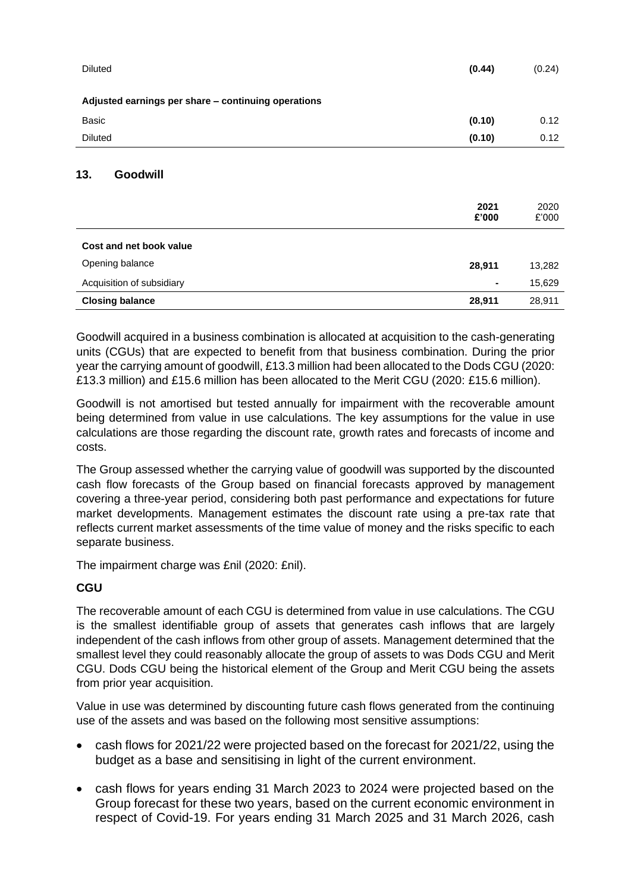| | | |
|---|---|---|
| Diluted | **(0.44)** | (0.24) |
| **Adjusted earnings per share – continuing operations** | | |
| Basic | **(0.10)** | 0.12 |
| Diluted | **(0.10)** | 0.12 |

## 13. Goodwill

| | 2021<br>£'000 | 2020<br>£'000 |
|---|---|---|
| **Cost and net book value** | | |
| Opening balance | **28,911** | 13,282 |
| Acquisition of subsidiary | **-** | 15,629 |
| **Closing balance** | **28,911** | 28,911 |

Goodwill acquired in a business combination is allocated at acquisition to the cash-generating units (CGUs) that are expected to benefit from that business combination. During the prior year the carrying amount of goodwill, £13.3 million had been allocated to the Dods CGU (2020: £13.3 million) and £15.6 million has been allocated to the Merit CGU (2020: £15.6 million).

Goodwill is not amortised but tested annually for impairment with the recoverable amount being determined from value in use calculations. The key assumptions for the value in use calculations are those regarding the discount rate, growth rates and forecasts of income and costs.

The Group assessed whether the carrying value of goodwill was supported by the discounted cash flow forecasts of the Group based on financial forecasts approved by management covering a three-year period, considering both past performance and expectations for future market developments. Management estimates the discount rate using a pre-tax rate that reflects current market assessments of the time value of money and the risks specific to each separate business.

The impairment charge was £nil (2020: £nil).

**CGU**

The recoverable amount of each CGU is determined from value in use calculations. The CGU is the smallest identifiable group of assets that generates cash inflows that are largely independent of the cash inflows from other group of assets. Management determined that the smallest level they could reasonably allocate the group of assets to was Dods CGU and Merit CGU. Dods CGU being the historical element of the Group and Merit CGU being the assets from prior year acquisition.

Value in use was determined by discounting future cash flows generated from the continuing use of the assets and was based on the following most sensitive assumptions:

- cash flows for 2021/22 were projected based on the forecast for 2021/22, using the budget as a base and sensitising in light of the current environment.
- cash flows for years ending 31 March 2023 to 2024 were projected based on the Group forecast for these two years, based on the current economic environment in respect of Covid-19. For years ending 31 March 2025 and 31 March 2026, cash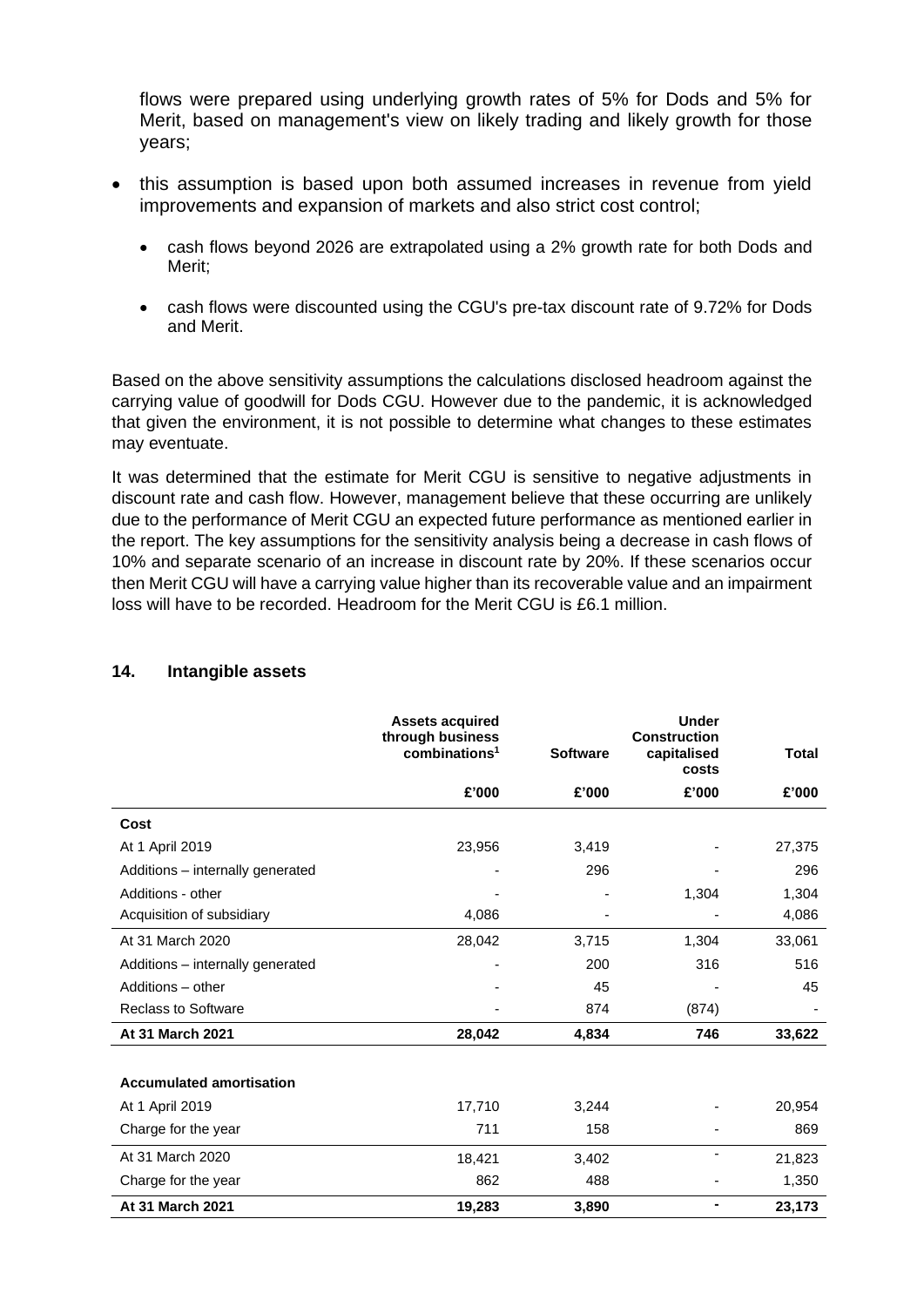flows were prepared using underlying growth rates of 5% for Dods and 5% for Merit, based on management's view on likely trading and likely growth for those years;

- this assumption is based upon both assumed increases in revenue from yield improvements and expansion of markets and also strict cost control;
  - cash flows beyond 2026 are extrapolated using a 2% growth rate for both Dods and Merit;
  - cash flows were discounted using the CGU's pre-tax discount rate of 9.72% for Dods and Merit.

Based on the above sensitivity assumptions the calculations disclosed headroom against the carrying value of goodwill for Dods CGU. However due to the pandemic, it is acknowledged that given the environment, it is not possible to determine what changes to these estimates may eventuate.

It was determined that the estimate for Merit CGU is sensitive to negative adjustments in discount rate and cash flow. However, management believe that these occurring are unlikely due to the performance of Merit CGU an expected future performance as mentioned earlier in the report. The key assumptions for the sensitivity analysis being a decrease in cash flows of 10% and separate scenario of an increase in discount rate by 20%. If these scenarios occur then Merit CGU will have a carrying value higher than its recoverable value and an impairment loss will have to be recorded. Headroom for the Merit CGU is £6.1 million.

## 14. Intangible assets

| | Assets acquired through business combinations[1] | Software | Under Construction capitalised costs | Total |
|---|---|---|---|---|
| | £'000 | £'000 | £'000 | £'000 |
| **Cost** | | | | |
| At 1 April 2019 | 23,956 | 3,419 | - | 27,375 |
| Additions – internally generated | - | 296 | - | 296 |
| Additions - other | - | - | 1,304 | 1,304 |
| Acquisition of subsidiary | 4,086 | - | - | 4,086 |
| At 31 March 2020 | 28,042 | 3,715 | 1,304 | 33,061 |
| Additions – internally generated | - | 200 | 316 | 516 |
| Additions – other | - | 45 | - | 45 |
| Reclass to Software | - | 874 | (874) | - |
| **At 31 March 2021** | **28,042** | **4,834** | **746** | **33,622** |
| | | | | |
| **Accumulated amortisation** | | | | |
| At 1 April 2019 | 17,710 | 3,244 | - | 20,954 |
| Charge for the year | 711 | 158 | - | 869 |
| At 31 March 2020 | 18,421 | 3,402 | - | 21,823 |
| Charge for the year | 862 | 488 | - | 1,350 |
| **At 31 March 2021** | **19,283** | **3,890** | **-** | **23,173** |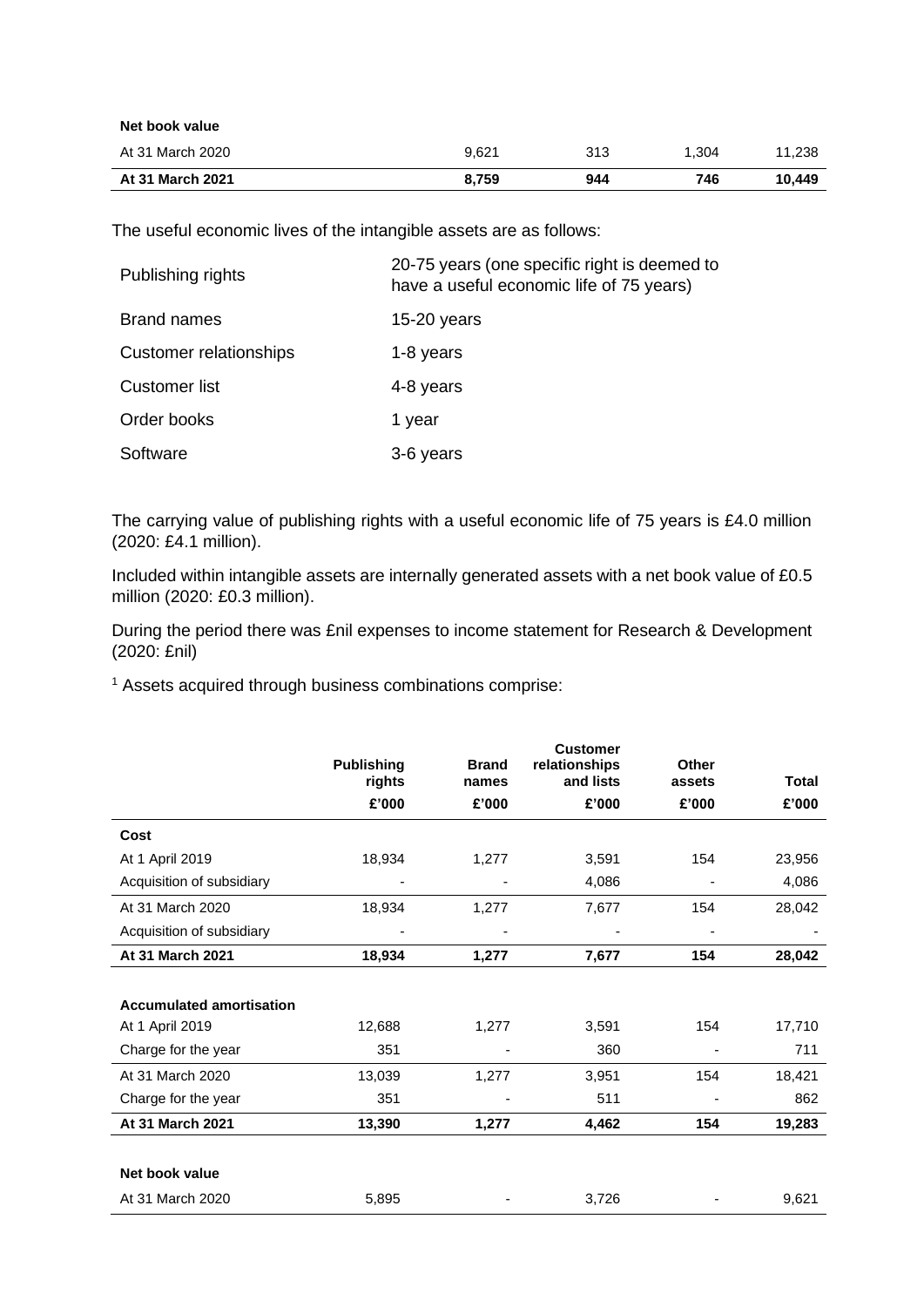| | | | | |
|---|---|---|---|---|
| **Net book value** | | | | |
| At 31 March 2020 | 9,621 | 313 | 1,304 | 11,238 |
| **At 31 March 2021** | **8,759** | **944** | **746** | **10,449** |

The useful economic lives of the intangible assets are as follows:

| | |
|---|---|
| Publishing rights | 20-75 years (one specific right is deemed to have a useful economic life of 75 years) |
| Brand names | 15-20 years |
| Customer relationships | 1-8 years |
| Customer list | 4-8 years |
| Order books | 1 year |
| Software | 3-6 years |

The carrying value of publishing rights with a useful economic life of 75 years is £4.0 million (2020: £4.1 million).

Included within intangible assets are internally generated assets with a net book value of £0.5 million (2020: £0.3 million).

During the period there was £nil expenses to income statement for Research & Development (2020: £nil)

[1] Assets acquired through business combinations comprise:

| | Publishing rights | Brand names | Customer relationships and lists | Other assets | Total |
|---|---|---|---|---|---|
| | £'000 | £'000 | £'000 | £'000 | £'000 |
| **Cost** | | | | | |
| At 1 April 2019 | 18,934 | 1,277 | 3,591 | 154 | 23,956 |
| Acquisition of subsidiary | - | - | 4,086 | - | 4,086 |
| At 31 March 2020 | 18,934 | 1,277 | 7,677 | 154 | 28,042 |
| Acquisition of subsidiary | - | - | - | - | - |
| **At 31 March 2021** | **18,934** | **1,277** | **7,677** | **154** | **28,042** |
| | | | | | |
| **Accumulated amortisation** | | | | | |
| At 1 April 2019 | 12,688 | 1,277 | 3,591 | 154 | 17,710 |
| Charge for the year | 351 | - | 360 | - | 711 |
| At 31 March 2020 | 13,039 | 1,277 | 3,951 | 154 | 18,421 |
| Charge for the year | 351 | - | 511 | - | 862 |
| **At 31 March 2021** | **13,390** | **1,277** | **4,462** | **154** | **19,283** |
| | | | | | |
| **Net book value** | | | | | |
| At 31 March 2020 | 5,895 | - | 3,726 | - | 9,621 |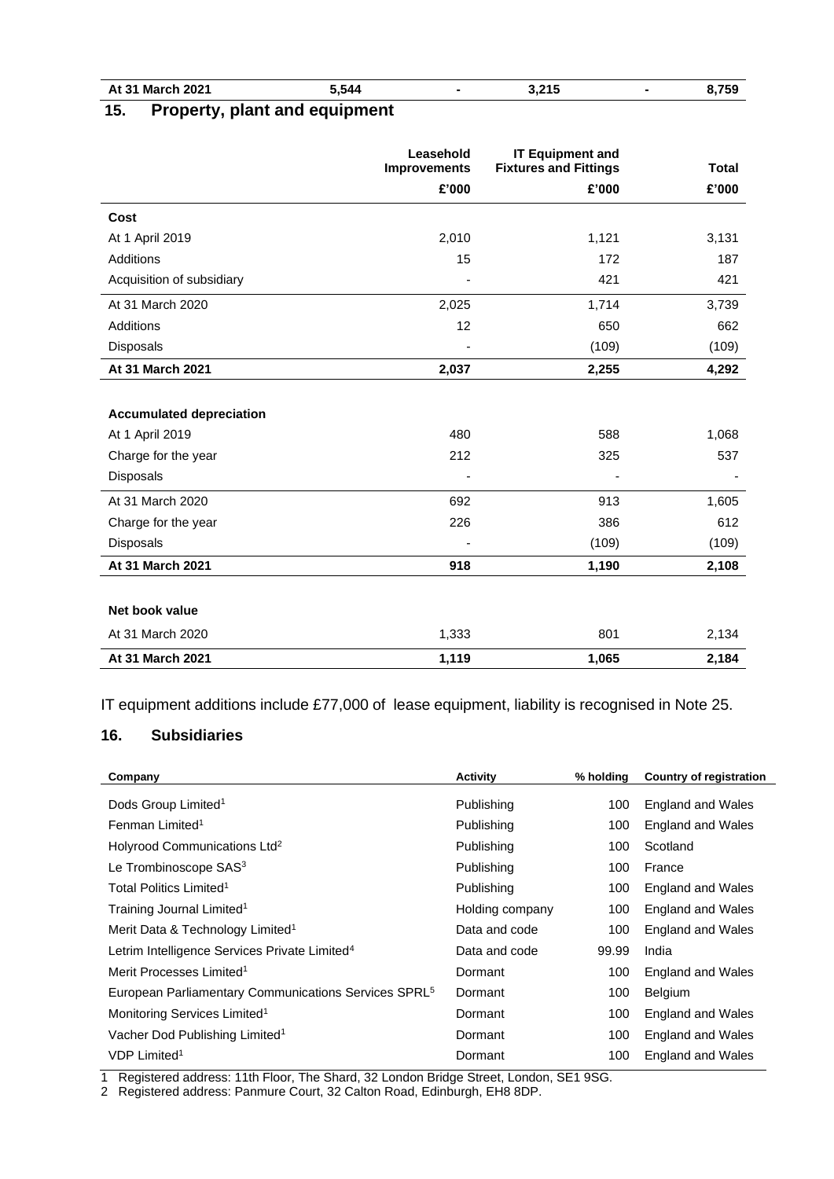| At 31 March 2021 | 5,544 | - | 3,215 | - | 8,759 |
|---|---|---|---|---|---|

## 15. Property, plant and equipment

| | Leasehold Improvements | IT Equipment and Fixtures and Fittings | Total |
|---|---|---|---|
| | £'000 | £'000 | £'000 |
| **Cost** | | | |
| At 1 April 2019 | 2,010 | 1,121 | 3,131 |
| Additions | 15 | 172 | 187 |
| Acquisition of subsidiary | - | 421 | 421 |
| At 31 March 2020 | 2,025 | 1,714 | 3,739 |
| Additions | 12 | 650 | 662 |
| Disposals | - | (109) | (109) |
| **At 31 March 2021** | **2,037** | **2,255** | **4,292** |
| | | | |
| **Accumulated depreciation** | | | |
| At 1 April 2019 | 480 | 588 | 1,068 |
| Charge for the year | 212 | 325 | 537 |
| Disposals | - | - | - |
| At 31 March 2020 | 692 | 913 | 1,605 |
| Charge for the year | 226 | 386 | 612 |
| Disposals | - | (109) | (109) |
| **At 31 March 2021** | **918** | **1,190** | **2,108** |
| | | | |
| **Net book value** | | | |
| At 31 March 2020 | 1,333 | 801 | 2,134 |
| **At 31 March 2021** | **1,119** | **1,065** | **2,184** |

IT equipment additions include £77,000 of lease equipment, liability is recognised in Note 25.

## 16. Subsidiaries

| Company | Activity | % holding | Country of registration |
|---|---|---|---|
| Dods Group Limited[1] | Publishing | 100 | England and Wales |
| Fenman Limited[1] | Publishing | 100 | England and Wales |
| Holyrood Communications Ltd[2] | Publishing | 100 | Scotland |
| Le Trombinoscope SAS[3] | Publishing | 100 | France |
| Total Politics Limited[1] | Publishing | 100 | England and Wales |
| Training Journal Limited[1] | Holding company | 100 | England and Wales |
| Merit Data & Technology Limited[1] | Data and code | 100 | England and Wales |
| Letrim Intelligence Services Private Limited[4] | Data and code | 99.99 | India |
| Merit Processes Limited[1] | Dormant | 100 | England and Wales |
| European Parliamentary Communications Services SPRL[5] | Dormant | 100 | Belgium |
| Monitoring Services Limited[1] | Dormant | 100 | England and Wales |
| Vacher Dod Publishing Limited[1] | Dormant | 100 | England and Wales |
| VDP Limited[1] | Dormant | 100 | England and Wales |

1 Registered address: 11th Floor, The Shard, 32 London Bridge Street, London, SE1 9SG.
2 Registered address: Panmure Court, 32 Calton Road, Edinburgh, EH8 8DP.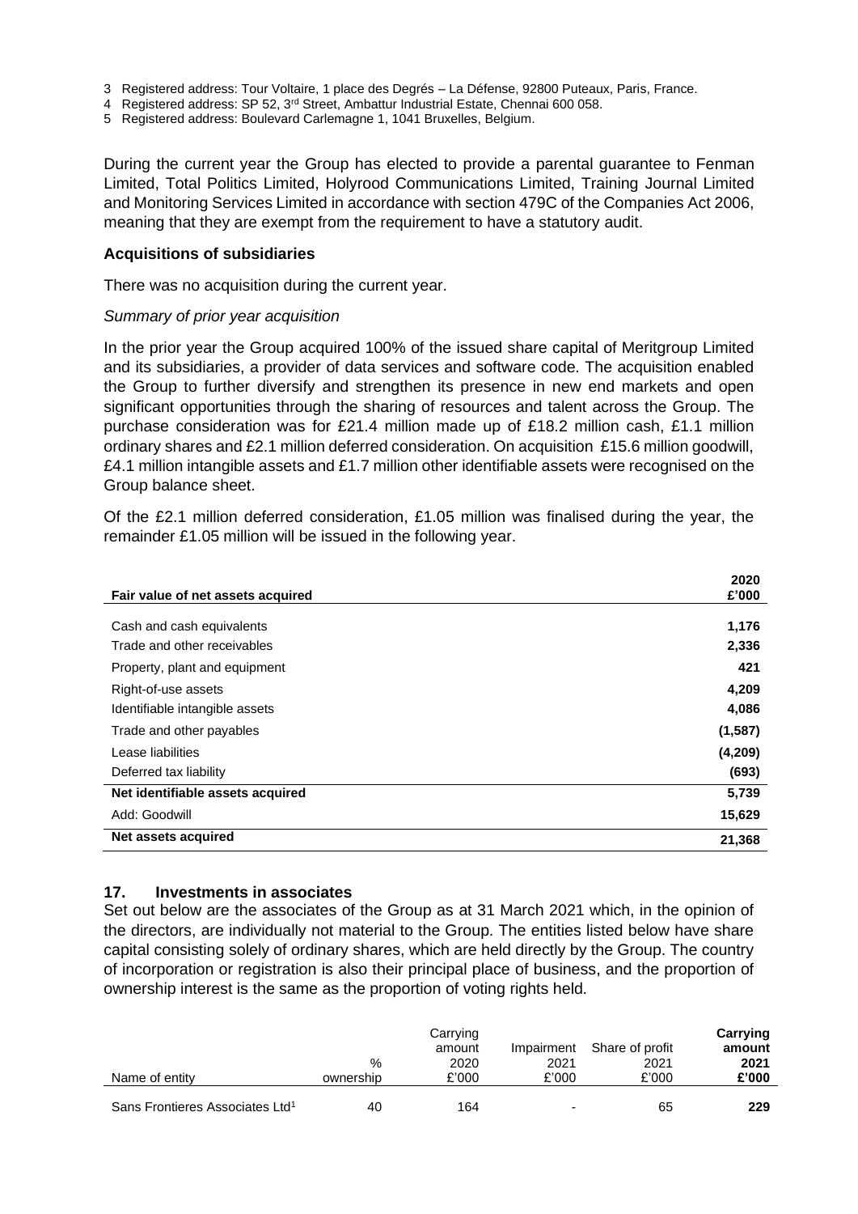3 Registered address: Tour Voltaire, 1 place des Degrés – La Défense, 92800 Puteaux, Paris, France.
4 Registered address: SP 52, 3rd Street, Ambattur Industrial Estate, Chennai 600 058.
5 Registered address: Boulevard Carlemagne 1, 1041 Bruxelles, Belgium.

During the current year the Group has elected to provide a parental guarantee to Fenman Limited, Total Politics Limited, Holyrood Communications Limited, Training Journal Limited and Monitoring Services Limited in accordance with section 479C of the Companies Act 2006, meaning that they are exempt from the requirement to have a statutory audit.

**Acquisitions of subsidiaries**

There was no acquisition during the current year.

*Summary of prior year acquisition*

In the prior year the Group acquired 100% of the issued share capital of Meritgroup Limited and its subsidiaries, a provider of data services and software code. The acquisition enabled the Group to further diversify and strengthen its presence in new end markets and open significant opportunities through the sharing of resources and talent across the Group. The purchase consideration was for £21.4 million made up of £18.2 million cash, £1.1 million ordinary shares and £2.1 million deferred consideration. On acquisition £15.6 million goodwill, £4.1 million intangible assets and £1.7 million other identifiable assets were recognised on the Group balance sheet.

Of the £2.1 million deferred consideration, £1.05 million was finalised during the year, the remainder £1.05 million will be issued in the following year.

| Fair value of net assets acquired | 2020 £'000 |
|---|---|
| Cash and cash equivalents | 1,176 |
| Trade and other receivables | 2,336 |
| Property, plant and equipment | 421 |
| Right-of-use assets | 4,209 |
| Identifiable intangible assets | 4,086 |
| Trade and other payables | (1,587) |
| Lease liabilities | (4,209) |
| Deferred tax liability | (693) |
| **Net identifiable assets acquired** | **5,739** |
| Add: Goodwill | 15,629 |
| **Net assets acquired** | **21,368** |

## 17. Investments in associates

Set out below are the associates of the Group as at 31 March 2021 which, in the opinion of the directors, are individually not material to the Group. The entities listed below have share capital consisting solely of ordinary shares, which are held directly by the Group. The country of incorporation or registration is also their principal place of business, and the proportion of ownership interest is the same as the proportion of voting rights held.

| Name of entity | % ownership | Carrying amount 2020 £'000 | Impairment 2021 £'000 | Share of profit 2021 £'000 | **Carrying amount 2021 £'000** |
|---|---|---|---|---|---|
| Sans Frontieres Associates Ltd[1] | 40 | 164 | - | 65 | **229** |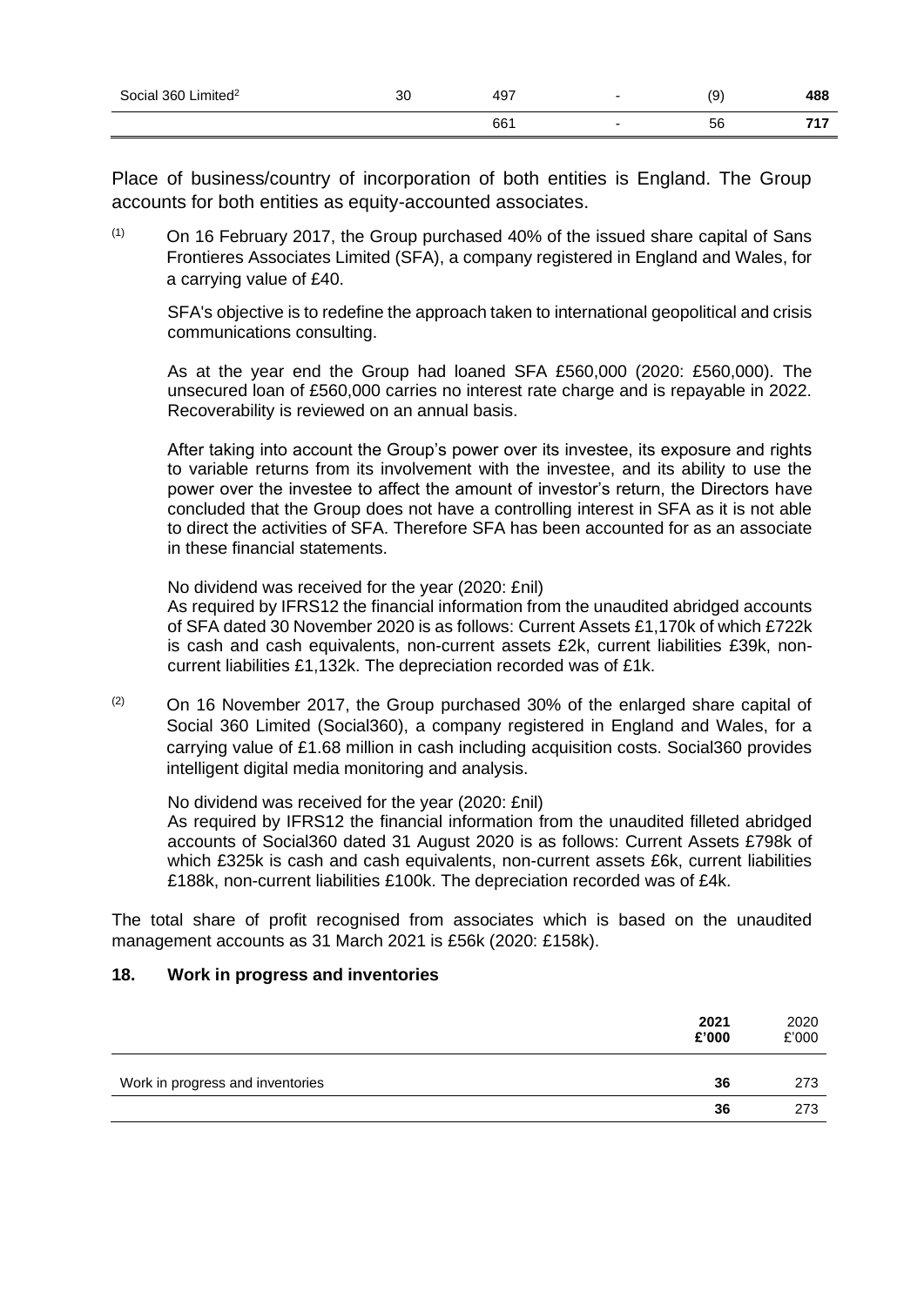| | | | | | |
|---|---|---|---|---|---|
| Social 360 Limited[2] | 30 | 497 | - | (9) | **488** |
| | | 661 | - | 56 | **717** |

Place of business/country of incorporation of both entities is England. The Group accounts for both entities as equity-accounted associates.

(1) On 16 February 2017, the Group purchased 40% of the issued share capital of Sans Frontieres Associates Limited (SFA), a company registered in England and Wales, for a carrying value of £40.

SFA's objective is to redefine the approach taken to international geopolitical and crisis communications consulting.

As at the year end the Group had loaned SFA £560,000 (2020: £560,000). The unsecured loan of £560,000 carries no interest rate charge and is repayable in 2022. Recoverability is reviewed on an annual basis.

After taking into account the Group's power over its investee, its exposure and rights to variable returns from its involvement with the investee, and its ability to use the power over the investee to affect the amount of investor's return, the Directors have concluded that the Group does not have a controlling interest in SFA as it is not able to direct the activities of SFA. Therefore SFA has been accounted for as an associate in these financial statements.

No dividend was received for the year (2020: £nil)
As required by IFRS12 the financial information from the unaudited abridged accounts of SFA dated 30 November 2020 is as follows: Current Assets £1,170k of which £722k is cash and cash equivalents, non-current assets £2k, current liabilities £39k, non-current liabilities £1,132k. The depreciation recorded was of £1k.

(2) On 16 November 2017, the Group purchased 30% of the enlarged share capital of Social 360 Limited (Social360), a company registered in England and Wales, for a carrying value of £1.68 million in cash including acquisition costs. Social360 provides intelligent digital media monitoring and analysis.

No dividend was received for the year (2020: £nil)
As required by IFRS12 the financial information from the unaudited filleted abridged accounts of Social360 dated 31 August 2020 is as follows: Current Assets £798k of which £325k is cash and cash equivalents, non-current assets £6k, current liabilities £188k, non-current liabilities £100k. The depreciation recorded was of £4k.

The total share of profit recognised from associates which is based on the unaudited management accounts as 31 March 2021 is £56k (2020: £158k).

## 18. Work in progress and inventories

| | **2021** **£'000** | 2020 £'000 |
|---|---|---|
| Work in progress and inventories | **36** | 273 |
| | **36** | 273 |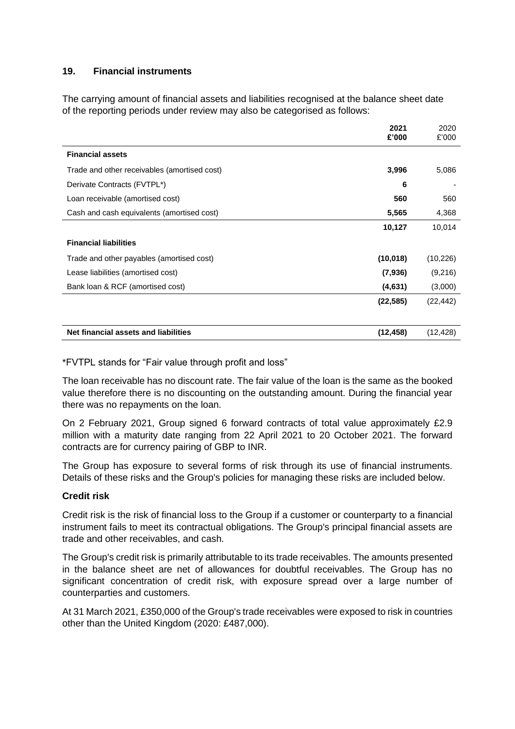## 19. Financial instruments

The carrying amount of financial assets and liabilities recognised at the balance sheet date of the reporting periods under review may also be categorised as follows:

| | **2021 £'000** | 2020 £'000 |
|---|---|---|
| **Financial assets** | | |
| Trade and other receivables (amortised cost) | **3,996** | 5,086 |
| Derivate Contracts (FVTPL*) | **6** | - |
| Loan receivable (amortised cost) | **560** | 560 |
| Cash and cash equivalents (amortised cost) | **5,565** | 4,368 |
| | **10,127** | 10,014 |
| **Financial liabilities** | | |
| Trade and other payables (amortised cost) | **(10,018)** | (10,226) |
| Lease liabilities (amortised cost) | **(7,936)** | (9,216) |
| Bank loan & RCF (amortised cost) | **(4,631)** | (3,000) |
| | **(22,585)** | (22,442) |
| **Net financial assets and liabilities** | **(12,458)** | (12,428) |

*FVTPL stands for "Fair value through profit and loss"

The loan receivable has no discount rate. The fair value of the loan is the same as the booked value therefore there is no discounting on the outstanding amount. During the financial year there was no repayments on the loan.

On 2 February 2021, Group signed 6 forward contracts of total value approximately £2.9 million with a maturity date ranging from 22 April 2021 to 20 October 2021. The forward contracts are for currency pairing of GBP to INR.

The Group has exposure to several forms of risk through its use of financial instruments. Details of these risks and the Group's policies for managing these risks are included below.

### Credit risk

Credit risk is the risk of financial loss to the Group if a customer or counterparty to a financial instrument fails to meet its contractual obligations. The Group's principal financial assets are trade and other receivables, and cash.

The Group's credit risk is primarily attributable to its trade receivables. The amounts presented in the balance sheet are net of allowances for doubtful receivables. The Group has no significant concentration of credit risk, with exposure spread over a large number of counterparties and customers.

At 31 March 2021, £350,000 of the Group's trade receivables were exposed to risk in countries other than the United Kingdom (2020: £487,000).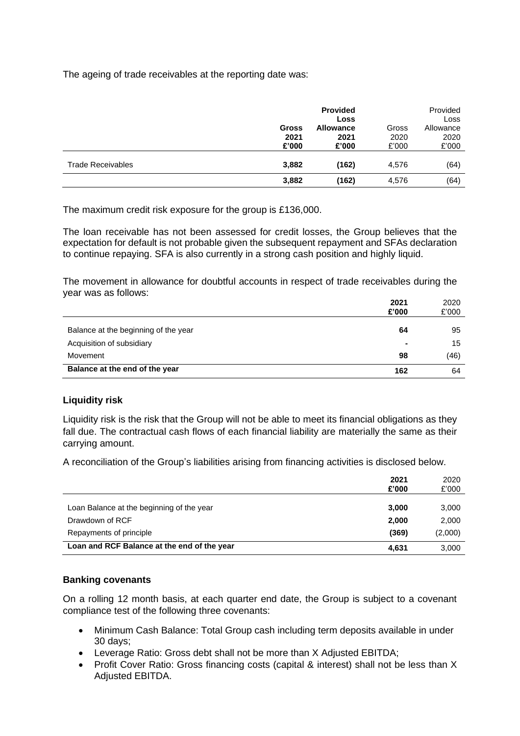The ageing of trade receivables at the reporting date was:

| | **Gross 2021 £'000** | **Provided Loss Allowance 2021 £'000** | Gross 2020 £'000 | Provided Loss Allowance 2020 £'000 |
|---|---|---|---|---|
| Trade Receivables | **3,882** | **(162)** | 4,576 | (64) |
| | **3,882** | **(162)** | 4,576 | (64) |

The maximum credit risk exposure for the group is £136,000.

The loan receivable has not been assessed for credit losses, the Group believes that the expectation for default is not probable given the subsequent repayment and SFAs declaration to continue repaying. SFA is also currently in a strong cash position and highly liquid.

The movement in allowance for doubtful accounts in respect of trade receivables during the year was as follows:

| | **2021 £'000** | 2020 £'000 |
|---|---|---|
| Balance at the beginning of the year | **64** | 95 |
| Acquisition of subsidiary | **-** | 15 |
| Movement | **98** | (46) |
| **Balance at the end of the year** | **162** | 64 |

### Liquidity risk

Liquidity risk is the risk that the Group will not be able to meet its financial obligations as they fall due. The contractual cash flows of each financial liability are materially the same as their carrying amount.

A reconciliation of the Group's liabilities arising from financing activities is disclosed below.

| | **2021 £'000** | 2020 £'000 |
|---|---|---|
| Loan Balance at the beginning of the year | **3,000** | 3,000 |
| Drawdown of RCF | **2,000** | 2,000 |
| Repayments of principle | **(369)** | (2,000) |
| **Loan and RCF Balance at the end of the year** | **4,631** | 3,000 |

### Banking covenants

On a rolling 12 month basis, at each quarter end date, the Group is subject to a covenant compliance test of the following three covenants:

- Minimum Cash Balance: Total Group cash including term deposits available in under 30 days;
- Leverage Ratio: Gross debt shall not be more than X Adjusted EBITDA;
- Profit Cover Ratio: Gross financing costs (capital & interest) shall not be less than X Adjusted EBITDA.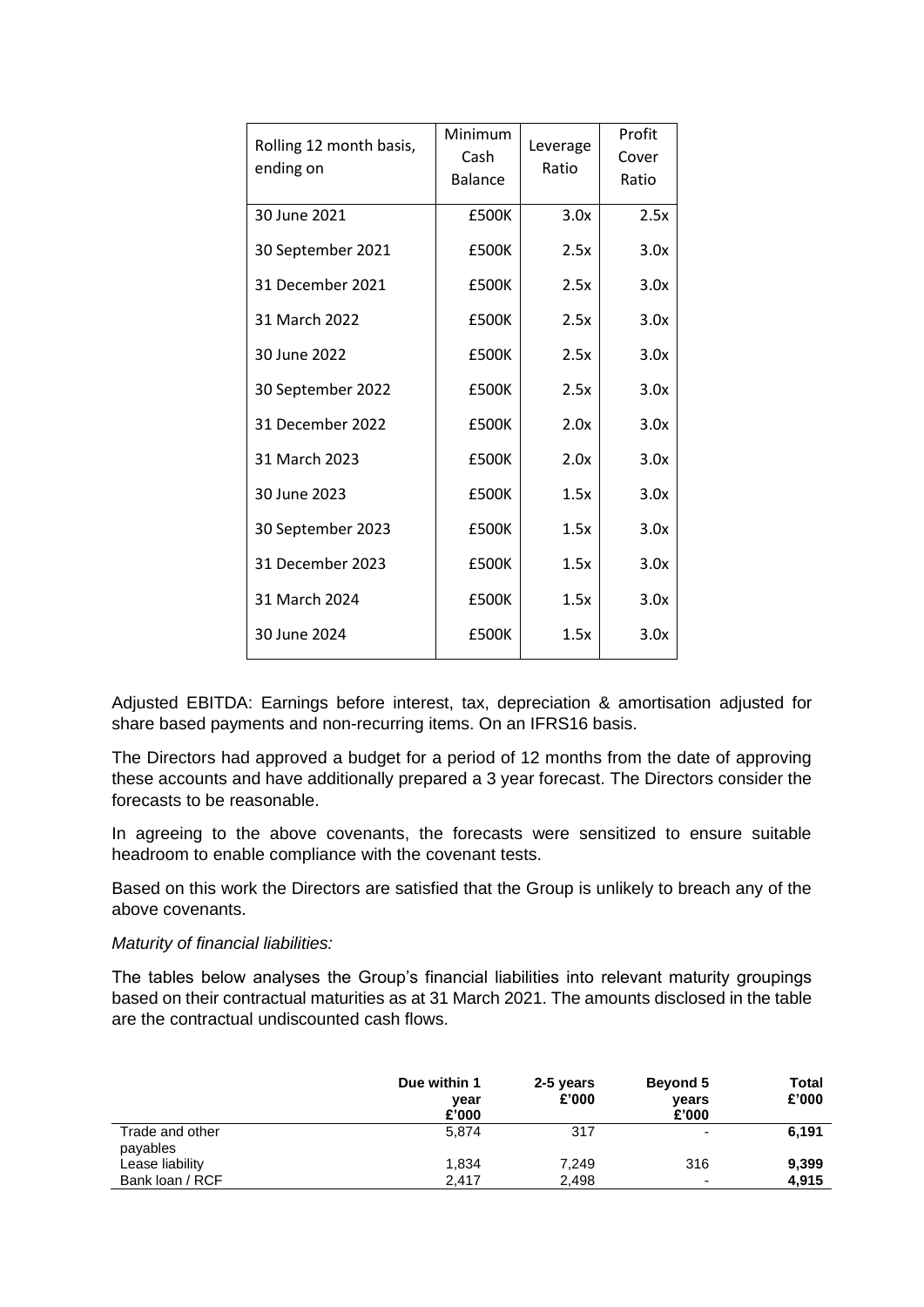| Rolling 12 month basis, ending on | Minimum Cash Balance | Leverage Ratio | Profit Cover Ratio |
|---|---|---|---|
| 30 June 2021 | £500K | 3.0x | 2.5x |
| 30 September 2021 | £500K | 2.5x | 3.0x |
| 31 December 2021 | £500K | 2.5x | 3.0x |
| 31 March 2022 | £500K | 2.5x | 3.0x |
| 30 June 2022 | £500K | 2.5x | 3.0x |
| 30 September 2022 | £500K | 2.5x | 3.0x |
| 31 December 2022 | £500K | 2.0x | 3.0x |
| 31 March 2023 | £500K | 2.0x | 3.0x |
| 30 June 2023 | £500K | 1.5x | 3.0x |
| 30 September 2023 | £500K | 1.5x | 3.0x |
| 31 December 2023 | £500K | 1.5x | 3.0x |
| 31 March 2024 | £500K | 1.5x | 3.0x |
| 30 June 2024 | £500K | 1.5x | 3.0x |

Adjusted EBITDA: Earnings before interest, tax, depreciation & amortisation adjusted for share based payments and non-recurring items. On an IFRS16 basis.

The Directors had approved a budget for a period of 12 months from the date of approving these accounts and have additionally prepared a 3 year forecast. The Directors consider the forecasts to be reasonable.

In agreeing to the above covenants, the forecasts were sensitized to ensure suitable headroom to enable compliance with the covenant tests.

Based on this work the Directors are satisfied that the Group is unlikely to breach any of the above covenants.

*Maturity of financial liabilities:*

The tables below analyses the Group's financial liabilities into relevant maturity groupings based on their contractual maturities as at 31 March 2021. The amounts disclosed in the table are the contractual undiscounted cash flows.

| | Due within 1 year £'000 | 2-5 years £'000 | Beyond 5 years £'000 | Total £'000 |
|---|---|---|---|---|
| Trade and other payables | 5,874 | 317 | - | **6,191** |
| Lease liability | 1,834 | 7,249 | 316 | **9,399** |
| Bank loan / RCF | 2,417 | 2,498 | - | **4,915** |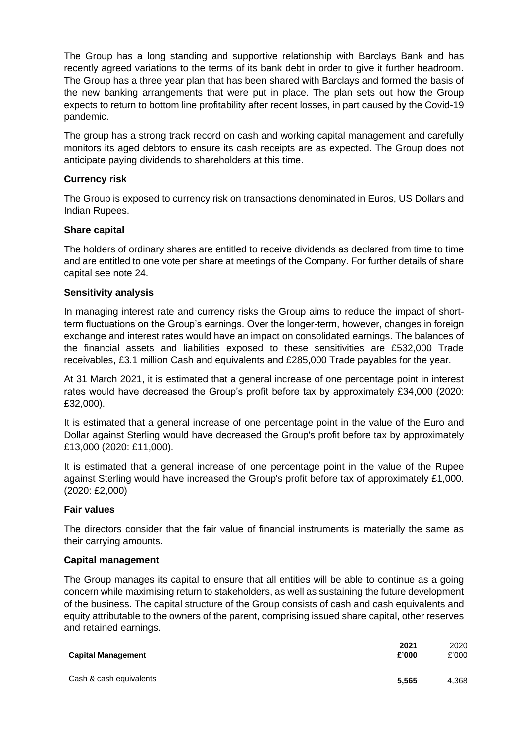The Group has a long standing and supportive relationship with Barclays Bank and has recently agreed variations to the terms of its bank debt in order to give it further headroom. The Group has a three year plan that has been shared with Barclays and formed the basis of the new banking arrangements that were put in place. The plan sets out how the Group expects to return to bottom line profitability after recent losses, in part caused by the Covid-19 pandemic.

The group has a strong track record on cash and working capital management and carefully monitors its aged debtors to ensure its cash receipts are as expected. The Group does not anticipate paying dividends to shareholders at this time.

**Currency risk**

The Group is exposed to currency risk on transactions denominated in Euros, US Dollars and Indian Rupees.

**Share capital**

The holders of ordinary shares are entitled to receive dividends as declared from time to time and are entitled to one vote per share at meetings of the Company. For further details of share capital see note 24.

**Sensitivity analysis**

In managing interest rate and currency risks the Group aims to reduce the impact of short-term fluctuations on the Group's earnings. Over the longer-term, however, changes in foreign exchange and interest rates would have an impact on consolidated earnings. The balances of the financial assets and liabilities exposed to these sensitivities are £532,000 Trade receivables, £3.1 million Cash and equivalents and £285,000 Trade payables for the year.

At 31 March 2021, it is estimated that a general increase of one percentage point in interest rates would have decreased the Group's profit before tax by approximately £34,000 (2020: £32,000).

It is estimated that a general increase of one percentage point in the value of the Euro and Dollar against Sterling would have decreased the Group's profit before tax by approximately £13,000 (2020: £11,000).

It is estimated that a general increase of one percentage point in the value of the Rupee against Sterling would have increased the Group's profit before tax of approximately £1,000. (2020: £2,000)

**Fair values**

The directors consider that the fair value of financial instruments is materially the same as their carrying amounts.

**Capital management**

The Group manages its capital to ensure that all entities will be able to continue as a going concern while maximising return to stakeholders, as well as sustaining the future development of the business. The capital structure of the Group consists of cash and cash equivalents and equity attributable to the owners of the parent, comprising issued share capital, other reserves and retained earnings.

| **Capital Management** | **2021 £'000** | 2020 £'000 |
|---|---|---|
| Cash & cash equivalents | **5,565** | 4,368 |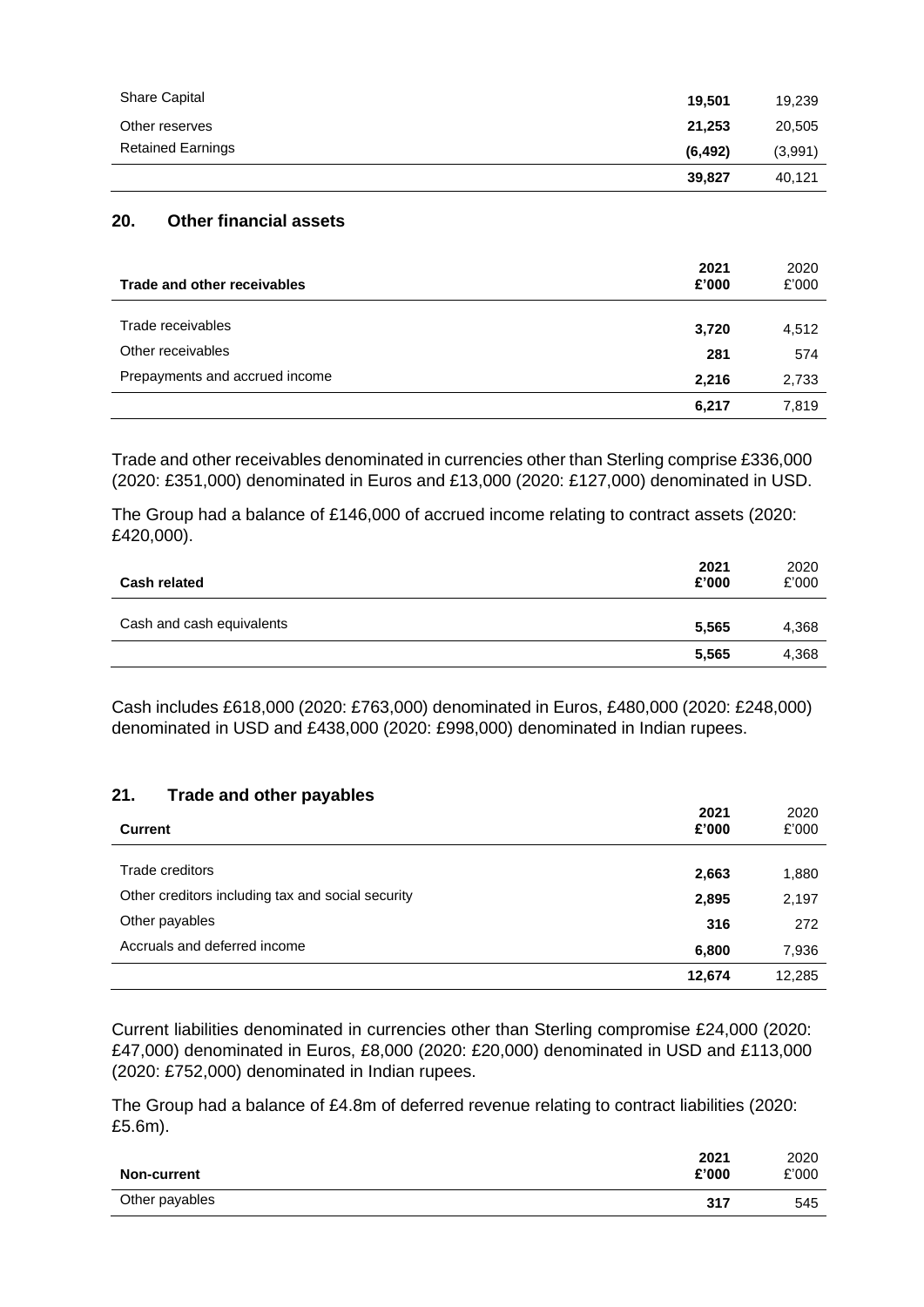| | | |
|---|---|---|
| Share Capital | **19,501** | 19,239 |
| Other reserves | **21,253** | 20,505 |
| Retained Earnings | **(6,492)** | (3,991) |
| | **39,827** | 40,121 |

## 20. Other financial assets

| Trade and other receivables | 2021 £'000 | 2020 £'000 |
|---|---|---|
| Trade receivables | **3,720** | 4,512 |
| Other receivables | **281** | 574 |
| Prepayments and accrued income | **2,216** | 2,733 |
| | **6,217** | 7,819 |

Trade and other receivables denominated in currencies other than Sterling comprise £336,000 (2020: £351,000) denominated in Euros and £13,000 (2020: £127,000) denominated in USD.

The Group had a balance of £146,000 of accrued income relating to contract assets (2020: £420,000).

| Cash related | 2021 £'000 | 2020 £'000 |
|---|---|---|
| Cash and cash equivalents | **5,565** | 4,368 |
| | **5,565** | 4,368 |

Cash includes £618,000 (2020: £763,000) denominated in Euros, £480,000 (2020: £248,000) denominated in USD and £438,000 (2020: £998,000) denominated in Indian rupees.

## 21. Trade and other payables

| Current | 2021 £'000 | 2020 £'000 |
|---|---|---|
| Trade creditors | **2,663** | 1,880 |
| Other creditors including tax and social security | **2,895** | 2,197 |
| Other payables | **316** | 272 |
| Accruals and deferred income | **6,800** | 7,936 |
| | **12,674** | 12,285 |

Current liabilities denominated in currencies other than Sterling compromise £24,000 (2020: £47,000) denominated in Euros, £8,000 (2020: £20,000) denominated in USD and £113,000 (2020: £752,000) denominated in Indian rupees.

The Group had a balance of £4.8m of deferred revenue relating to contract liabilities (2020: £5.6m).

| Non-current | 2021 £'000 | 2020 £'000 |
|---|---|---|
| Other payables | **317** | 545 |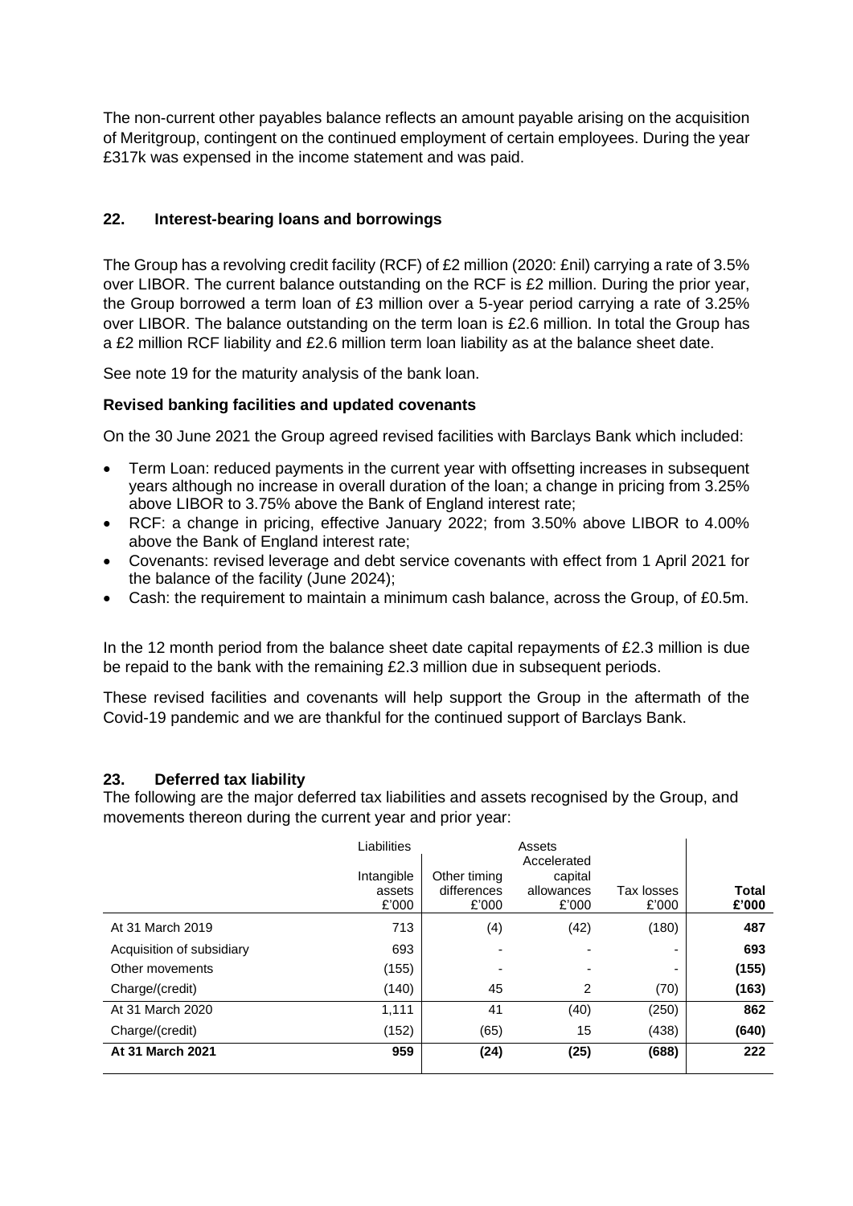The non-current other payables balance reflects an amount payable arising on the acquisition of Meritgroup, contingent on the continued employment of certain employees. During the year £317k was expensed in the income statement and was paid.

## 22. Interest-bearing loans and borrowings

The Group has a revolving credit facility (RCF) of £2 million (2020: £nil) carrying a rate of 3.5% over LIBOR. The current balance outstanding on the RCF is £2 million. During the prior year, the Group borrowed a term loan of £3 million over a 5-year period carrying a rate of 3.25% over LIBOR. The balance outstanding on the term loan is £2.6 million. In total the Group has a £2 million RCF liability and £2.6 million term loan liability as at the balance sheet date.

See note 19 for the maturity analysis of the bank loan.

**Revised banking facilities and updated covenants**

On the 30 June 2021 the Group agreed revised facilities with Barclays Bank which included:

- Term Loan: reduced payments in the current year with offsetting increases in subsequent years although no increase in overall duration of the loan; a change in pricing from 3.25% above LIBOR to 3.75% above the Bank of England interest rate;
- RCF: a change in pricing, effective January 2022; from 3.50% above LIBOR to 4.00% above the Bank of England interest rate;
- Covenants: revised leverage and debt service covenants with effect from 1 April 2021 for the balance of the facility (June 2024);
- Cash: the requirement to maintain a minimum cash balance, across the Group, of £0.5m.

In the 12 month period from the balance sheet date capital repayments of £2.3 million is due be repaid to the bank with the remaining £2.3 million due in subsequent periods.

These revised facilities and covenants will help support the Group in the aftermath of the Covid-19 pandemic and we are thankful for the continued support of Barclays Bank.

## 23. Deferred tax liability

The following are the major deferred tax liabilities and assets recognised by the Group, and movements thereon during the current year and prior year:

| | Liabilities | Assets | | | |
|---|---|---|---|---|---|
| | Intangible assets £'000 | Other timing differences £'000 | Accelerated capital allowances £'000 | Tax losses £'000 | **Total £'000** |
| At 31 March 2019 | 713 | (4) | (42) | (180) | **487** |
| Acquisition of subsidiary | 693 | - | - | - | **693** |
| Other movements | (155) | - | - | - | **(155)** |
| Charge/(credit) | (140) | 45 | 2 | (70) | **(163)** |
| At 31 March 2020 | 1,111 | 41 | (40) | (250) | **862** |
| Charge/(credit) | (152) | (65) | 15 | (438) | **(640)** |
| **At 31 March 2021** | **959** | **(24)** | **(25)** | **(688)** | **222** |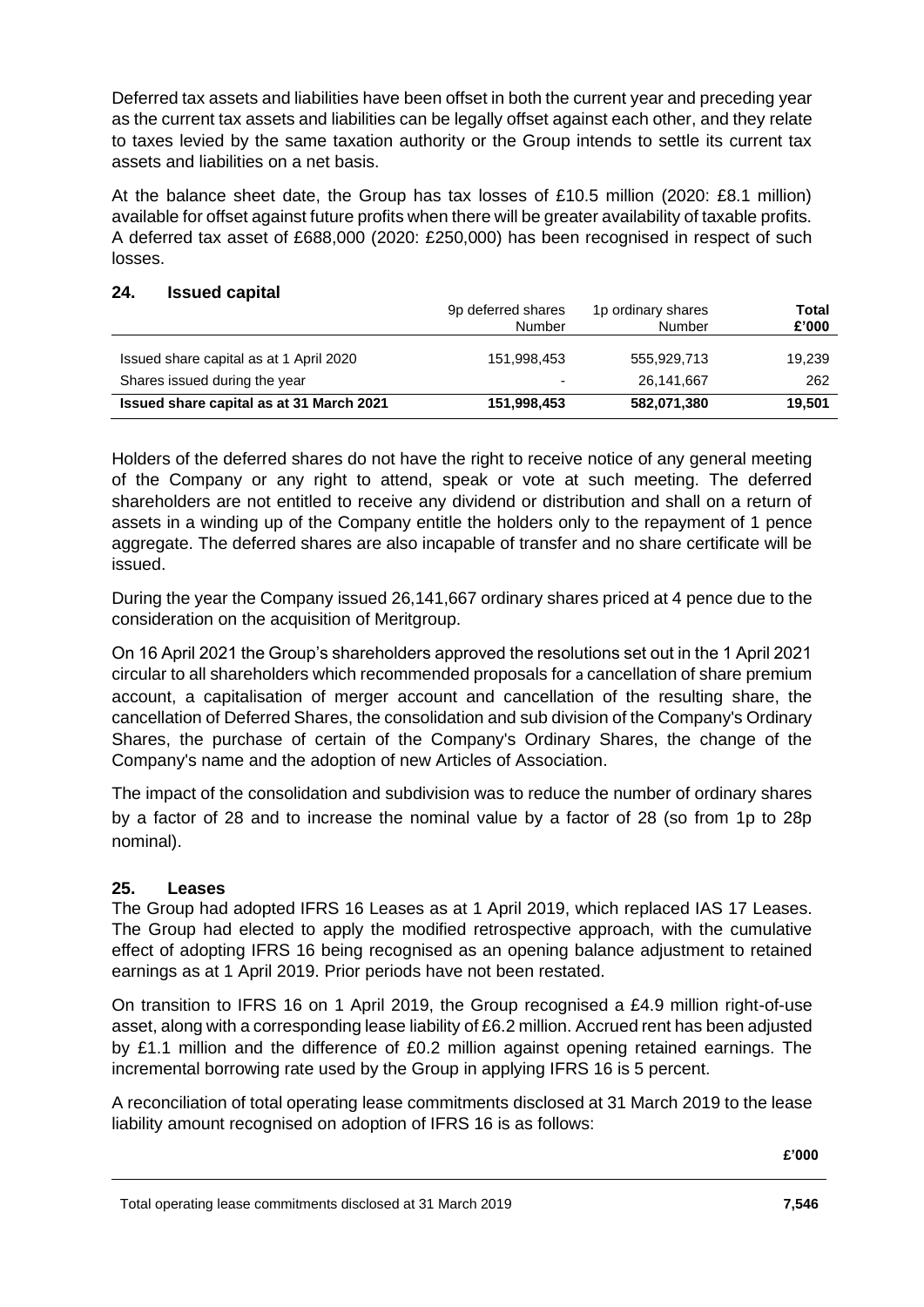Deferred tax assets and liabilities have been offset in both the current year and preceding year as the current tax assets and liabilities can be legally offset against each other, and they relate to taxes levied by the same taxation authority or the Group intends to settle its current tax assets and liabilities on a net basis.

At the balance sheet date, the Group has tax losses of £10.5 million (2020: £8.1 million) available for offset against future profits when there will be greater availability of taxable profits. A deferred tax asset of £688,000 (2020: £250,000) has been recognised in respect of such losses.

## 24. Issued capital

| | 9p deferred shares Number | 1p ordinary shares Number | **Total £'000** |
|---|---|---|---|
| Issued share capital as at 1 April 2020 | 151,998,453 | 555,929,713 | 19,239 |
| Shares issued during the year | - | 26,141,667 | 262 |
| **Issued share capital as at 31 March 2021** | **151,998,453** | **582,071,380** | **19,501** |

Holders of the deferred shares do not have the right to receive notice of any general meeting of the Company or any right to attend, speak or vote at such meeting. The deferred shareholders are not entitled to receive any dividend or distribution and shall on a return of assets in a winding up of the Company entitle the holders only to the repayment of 1 pence aggregate. The deferred shares are also incapable of transfer and no share certificate will be issued.

During the year the Company issued 26,141,667 ordinary shares priced at 4 pence due to the consideration on the acquisition of Meritgroup.

On 16 April 2021 the Group's shareholders approved the resolutions set out in the 1 April 2021 circular to all shareholders which recommended proposals for a cancellation of share premium account, a capitalisation of merger account and cancellation of the resulting share, the cancellation of Deferred Shares, the consolidation and sub division of the Company's Ordinary Shares, the purchase of certain of the Company's Ordinary Shares, the change of the Company's name and the adoption of new Articles of Association.

The impact of the consolidation and subdivision was to reduce the number of ordinary shares by a factor of 28 and to increase the nominal value by a factor of 28 (so from 1p to 28p nominal).

## 25. Leases

The Group had adopted IFRS 16 Leases as at 1 April 2019, which replaced IAS 17 Leases. The Group had elected to apply the modified retrospective approach, with the cumulative effect of adopting IFRS 16 being recognised as an opening balance adjustment to retained earnings as at 1 April 2019. Prior periods have not been restated.

On transition to IFRS 16 on 1 April 2019, the Group recognised a £4.9 million right-of-use asset, along with a corresponding lease liability of £6.2 million. Accrued rent has been adjusted by £1.1 million and the difference of £0.2 million against opening retained earnings. The incremental borrowing rate used by the Group in applying IFRS 16 is 5 percent.

A reconciliation of total operating lease commitments disclosed at 31 March 2019 to the lease liability amount recognised on adoption of IFRS 16 is as follows:

| | **£'000** |
|---|---|
| Total operating lease commitments disclosed at 31 March 2019 | **7,546** |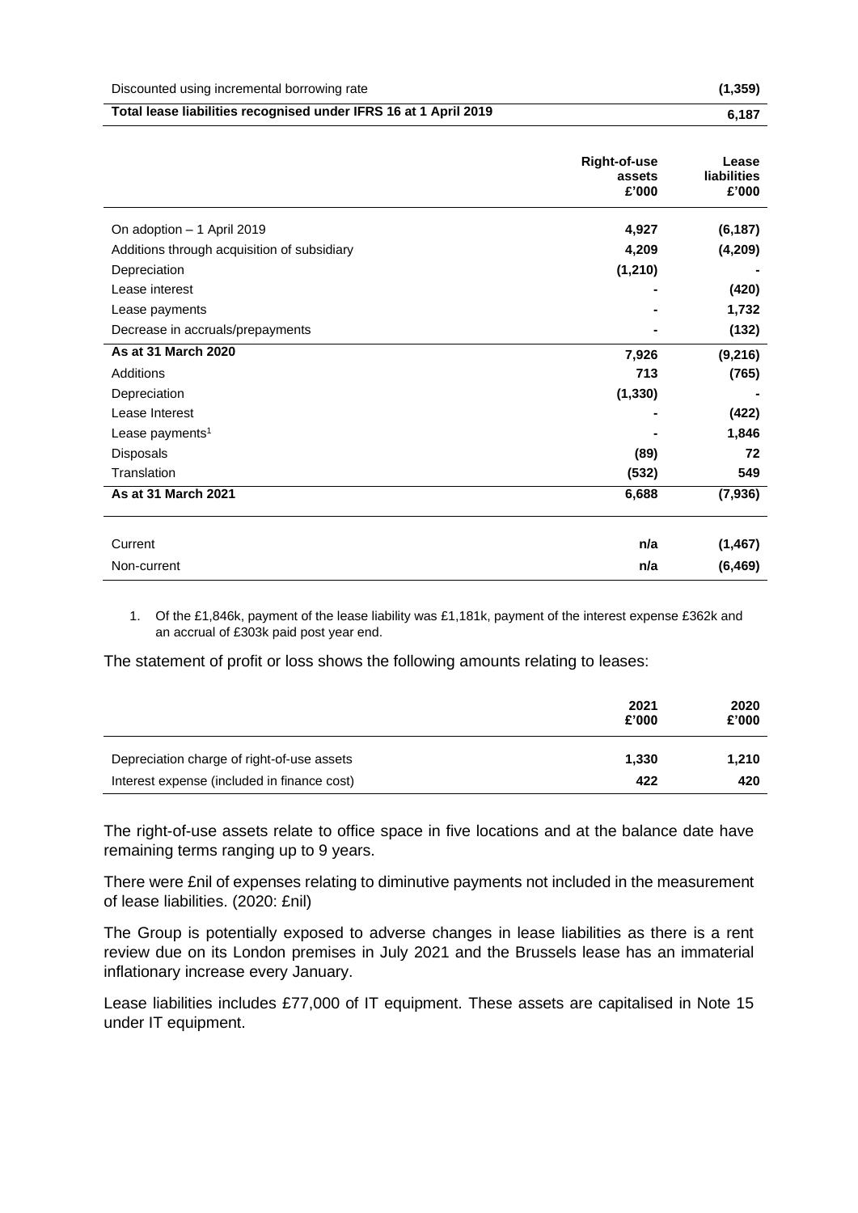| | |
|---|---|
| Discounted using incremental borrowing rate | **(1,359)** |
| **Total lease liabilities recognised under IFRS 16 at 1 April 2019** | **6,187** |

| | Right-of-use assets £'000 | Lease liabilities £'000 |
|---|---|---|
| On adoption – 1 April 2019 | **4,927** | **(6,187)** |
| Additions through acquisition of subsidiary | **4,209** | **(4,209)** |
| Depreciation | **(1,210)** | **-** |
| Lease interest | **-** | **(420)** |
| Lease payments | **-** | **1,732** |
| Decrease in accruals/prepayments | **-** | **(132)** |
| **As at 31 March 2020** | **7,926** | **(9,216)** |
| Additions | **713** | **(765)** |
| Depreciation | **(1,330)** | **-** |
| Lease Interest | **-** | **(422)** |
| Lease payments[1] | **-** | **1,846** |
| Disposals | **(89)** | **72** |
| Translation | **(532)** | **549** |
| **As at 31 March 2021** | **6,688** | **(7,936)** |
| | | |
| Current | **n/a** | **(1,467)** |
| Non-current | **n/a** | **(6,469)** |

1. Of the £1,846k, payment of the lease liability was £1,181k, payment of the interest expense £362k and an accrual of £303k paid post year end.

The statement of profit or loss shows the following amounts relating to leases:

| | 2021 £'000 | 2020 £'000 |
|---|---|---|
| Depreciation charge of right-of-use assets | **1,330** | **1,210** |
| Interest expense (included in finance cost) | **422** | **420** |

The right-of-use assets relate to office space in five locations and at the balance date have remaining terms ranging up to 9 years.

There were £nil of expenses relating to diminutive payments not included in the measurement of lease liabilities. (2020: £nil)

The Group is potentially exposed to adverse changes in lease liabilities as there is a rent review due on its London premises in July 2021 and the Brussels lease has an immaterial inflationary increase every January.

Lease liabilities includes £77,000 of IT equipment. These assets are capitalised in Note 15 under IT equipment.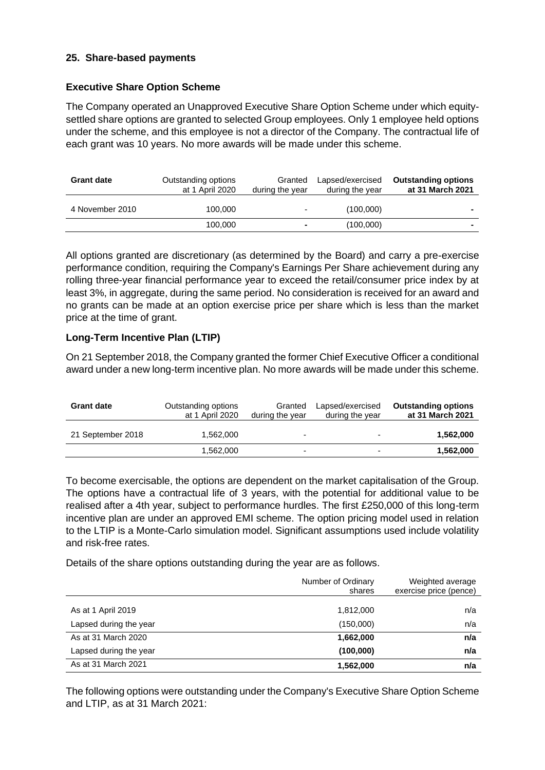## 25. Share-based payments

### Executive Share Option Scheme

The Company operated an Unapproved Executive Share Option Scheme under which equity-settled share options are granted to selected Group employees. Only 1 employee held options under the scheme, and this employee is not a director of the Company. The contractual life of each grant was 10 years. No more awards will be made under this scheme.

| Grant date | Outstanding options at 1 April 2020 | Granted during the year | Lapsed/exercised during the year | **Outstanding options at 31 March 2021** |
|---|---|---|---|---|
| 4 November 2010 | 100,000 | - | (100,000) | **-** |
| | 100,000 | **-** | (100,000) | **-** |

All options granted are discretionary (as determined by the Board) and carry a pre-exercise performance condition, requiring the Company's Earnings Per Share achievement during any rolling three-year financial performance year to exceed the retail/consumer price index by at least 3%, in aggregate, during the same period. No consideration is received for an award and no grants can be made at an option exercise price per share which is less than the market price at the time of grant.

### Long-Term Incentive Plan (LTIP)

On 21 September 2018, the Company granted the former Chief Executive Officer a conditional award under a new long-term incentive plan. No more awards will be made under this scheme.

| Grant date | Outstanding options at 1 April 2020 | Granted during the year | Lapsed/exercised during the year | **Outstanding options at 31 March 2021** |
|---|---|---|---|---|
| 21 September 2018 | 1,562,000 | - | - | **1,562,000** |
| | 1,562,000 | - | - | **1,562,000** |

To become exercisable, the options are dependent on the market capitalisation of the Group. The options have a contractual life of 3 years, with the potential for additional value to be realised after a 4th year, subject to performance hurdles. The first £250,000 of this long-term incentive plan are under an approved EMI scheme. The option pricing model used in relation to the LTIP is a Monte-Carlo simulation model. Significant assumptions used include volatility and risk-free rates.

Details of the share options outstanding during the year are as follows.

| | Number of Ordinary shares | Weighted average exercise price (pence) |
|---|---|---|
| As at 1 April 2019 | 1,812,000 | n/a |
| Lapsed during the year | (150,000) | n/a |
| As at 31 March 2020 | **1,662,000** | **n/a** |
| Lapsed during the year | **(100,000)** | **n/a** |
| As at 31 March 2021 | **1,562,000** | **n/a** |

The following options were outstanding under the Company's Executive Share Option Scheme and LTIP, as at 31 March 2021: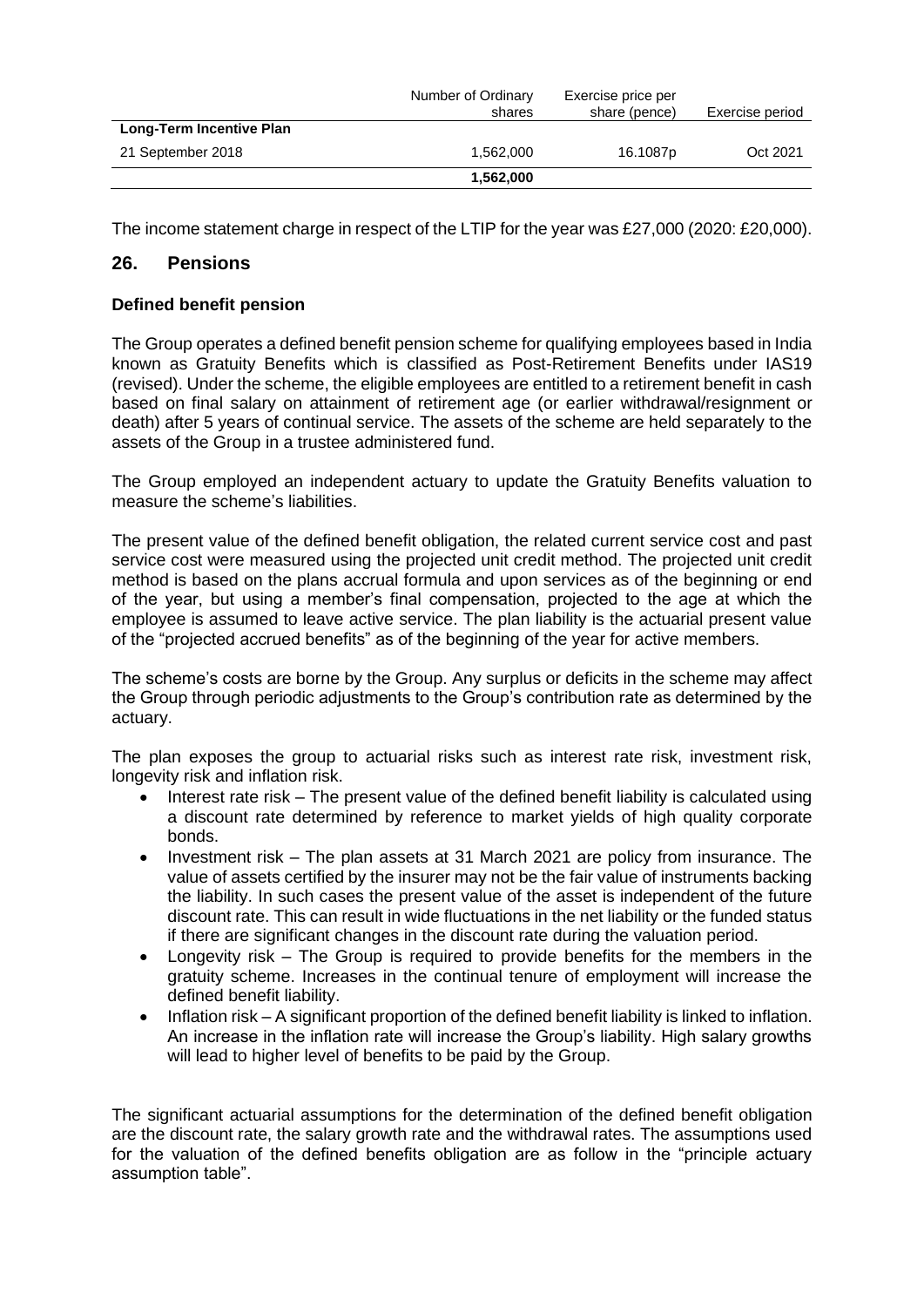| | Number of Ordinary shares | Exercise price per share (pence) | Exercise period |
|---|---|---|---|
| **Long-Term Incentive Plan** | | | |
| 21 September 2018 | 1,562,000 | 16.1087p | Oct 2021 |
| | **1,562,000** | | |

The income statement charge in respect of the LTIP for the year was £27,000 (2020: £20,000).

## 26. Pensions

### Defined benefit pension

The Group operates a defined benefit pension scheme for qualifying employees based in India known as Gratuity Benefits which is classified as Post-Retirement Benefits under IAS19 (revised). Under the scheme, the eligible employees are entitled to a retirement benefit in cash based on final salary on attainment of retirement age (or earlier withdrawal/resignment or death) after 5 years of continual service. The assets of the scheme are held separately to the assets of the Group in a trustee administered fund.

The Group employed an independent actuary to update the Gratuity Benefits valuation to measure the scheme's liabilities.

The present value of the defined benefit obligation, the related current service cost and past service cost were measured using the projected unit credit method. The projected unit credit method is based on the plans accrual formula and upon services as of the beginning or end of the year, but using a member's final compensation, projected to the age at which the employee is assumed to leave active service. The plan liability is the actuarial present value of the "projected accrued benefits" as of the beginning of the year for active members.

The scheme's costs are borne by the Group. Any surplus or deficits in the scheme may affect the Group through periodic adjustments to the Group's contribution rate as determined by the actuary.

The plan exposes the group to actuarial risks such as interest rate risk, investment risk, longevity risk and inflation risk.

- Interest rate risk – The present value of the defined benefit liability is calculated using a discount rate determined by reference to market yields of high quality corporate bonds.
- Investment risk – The plan assets at 31 March 2021 are policy from insurance. The value of assets certified by the insurer may not be the fair value of instruments backing the liability. In such cases the present value of the asset is independent of the future discount rate. This can result in wide fluctuations in the net liability or the funded status if there are significant changes in the discount rate during the valuation period.
- Longevity risk – The Group is required to provide benefits for the members in the gratuity scheme. Increases in the continual tenure of employment will increase the defined benefit liability.
- Inflation risk – A significant proportion of the defined benefit liability is linked to inflation. An increase in the inflation rate will increase the Group's liability. High salary growths will lead to higher level of benefits to be paid by the Group.

The significant actuarial assumptions for the determination of the defined benefit obligation are the discount rate, the salary growth rate and the withdrawal rates. The assumptions used for the valuation of the defined benefits obligation are as follow in the "principle actuary assumption table".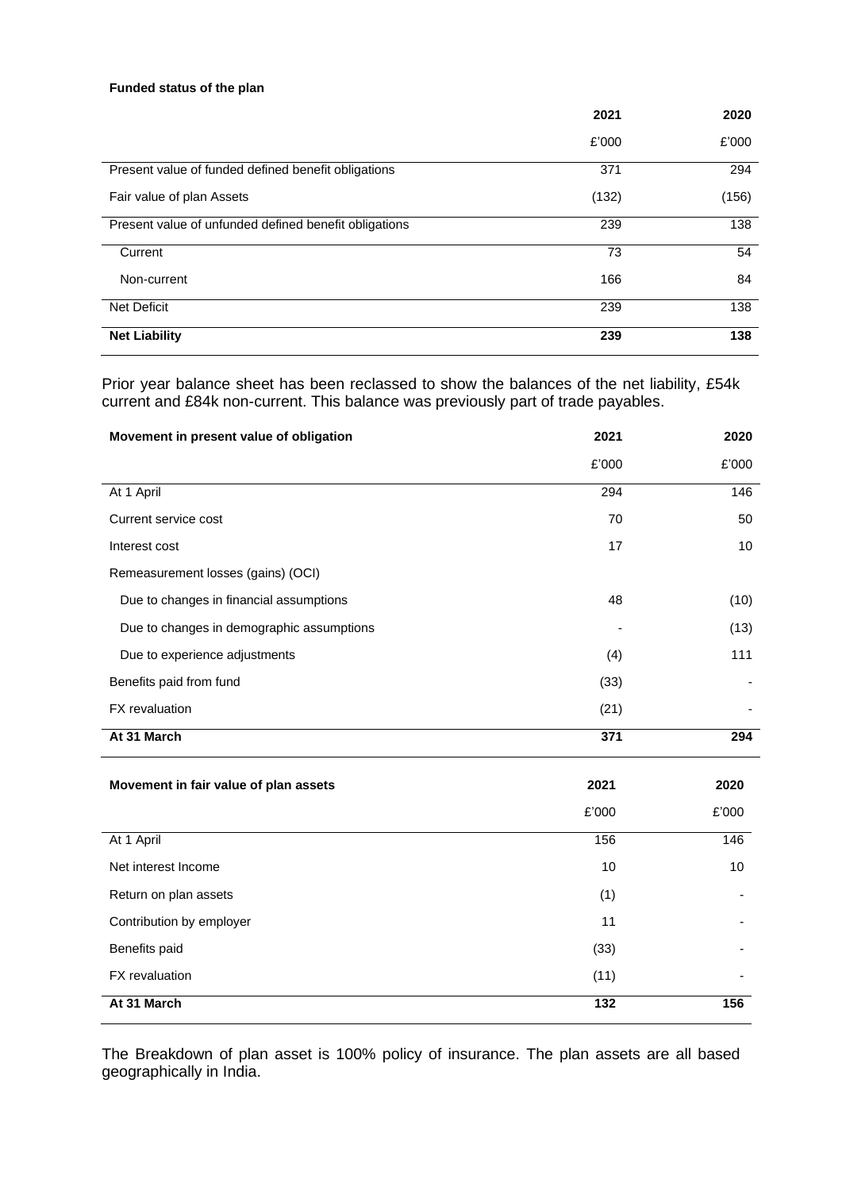**Funded status of the plan**

| | 2021 | 2020 |
|---|---|---|
| | £'000 | £'000 |
| Present value of funded defined benefit obligations | 371 | 294 |
| Fair value of plan Assets | (132) | (156) |
| Present value of unfunded defined benefit obligations | 239 | 138 |
| Current | 73 | 54 |
| Non-current | 166 | 84 |
| Net Deficit | 239 | 138 |
| **Net Liability** | **239** | **138** |

Prior year balance sheet has been reclassed to show the balances of the net liability, £54k current and £84k non-current. This balance was previously part of trade payables.

| **Movement in present value of obligation** | **2021** | **2020** |
|---|---|---|
| | £'000 | £'000 |
| At 1 April | 294 | 146 |
| Current service cost | 70 | 50 |
| Interest cost | 17 | 10 |
| Remeasurement losses (gains) (OCI) | | |
| Due to changes in financial assumptions | 48 | (10) |
| Due to changes in demographic assumptions | - | (13) |
| Due to experience adjustments | (4) | 111 |
| Benefits paid from fund | (33) | - |
| FX revaluation | (21) | - |
| **At 31 March** | **371** | **294** |

| **Movement in fair value of plan assets** | **2021** | **2020** |
|---|---|---|
| | £'000 | £'000 |
| At 1 April | 156 | 146 |
| Net interest Income | 10 | 10 |
| Return on plan assets | (1) | - |
| Contribution by employer | 11 | - |
| Benefits paid | (33) | - |
| FX revaluation | (11) | - |
| **At 31 March** | **132** | **156** |

The Breakdown of plan asset is 100% policy of insurance. The plan assets are all based geographically in India.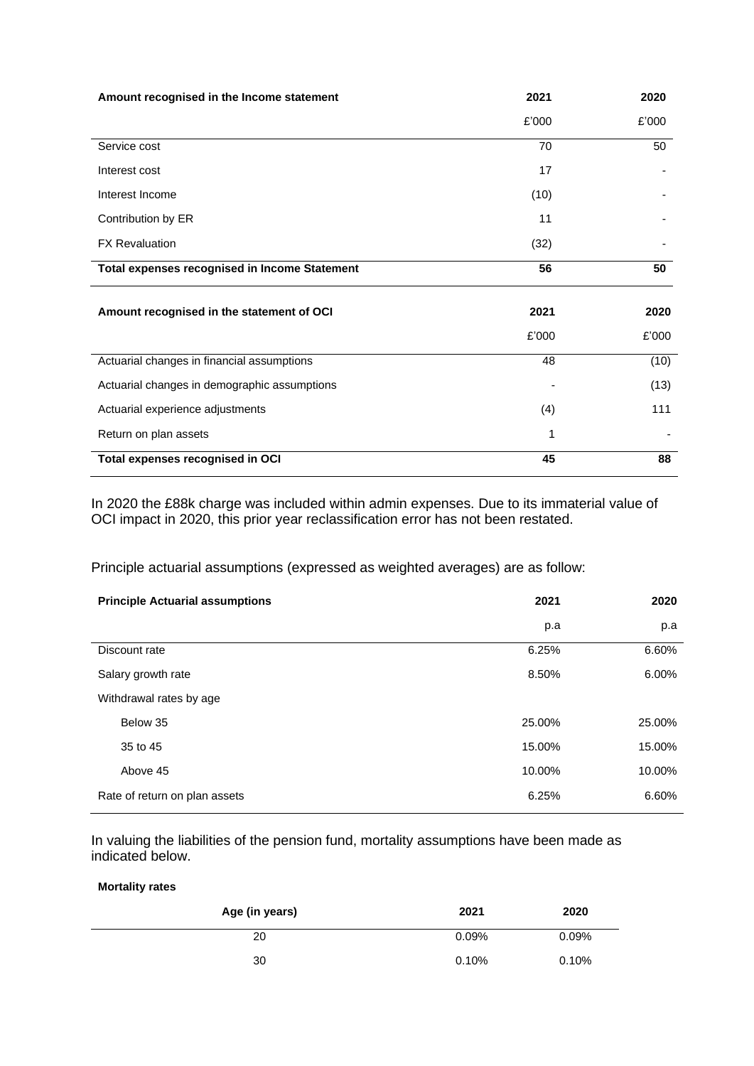| Amount recognised in the Income statement | 2021 | 2020 |
|---|---|---|
| | £'000 | £'000 |
| Service cost | 70 | 50 |
| Interest cost | 17 | - |
| Interest Income | (10) | - |
| Contribution by ER | 11 | - |
| FX Revaluation | (32) | - |
| **Total expenses recognised in Income Statement** | **56** | **50** |

| Amount recognised in the statement of OCI | 2021 | 2020 |
|---|---|---|
| | £'000 | £'000 |
| Actuarial changes in financial assumptions | 48 | (10) |
| Actuarial changes in demographic assumptions | - | (13) |
| Actuarial experience adjustments | (4) | 111 |
| Return on plan assets | 1 | - |
| **Total expenses recognised in OCI** | **45** | **88** |

In 2020 the £88k charge was included within admin expenses. Due to its immaterial value of OCI impact in 2020, this prior year reclassification error has not been restated.

Principle actuarial assumptions (expressed as weighted averages) are as follow:

| Principle Actuarial assumptions | 2021 | 2020 |
|---|---|---|
| | p.a | p.a |
| Discount rate | 6.25% | 6.60% |
| Salary growth rate | 8.50% | 6.00% |
| Withdrawal rates by age | | |
| Below 35 | 25.00% | 25.00% |
| 35 to 45 | 15.00% | 15.00% |
| Above 45 | 10.00% | 10.00% |
| Rate of return on plan assets | 6.25% | 6.60% |

In valuing the liabilities of the pension fund, mortality assumptions have been made as indicated below.

**Mortality rates**

| Age (in years) | 2021 | 2020 |
|---|---|---|
| 20 | 0.09% | 0.09% |
| 30 | 0.10% | 0.10% |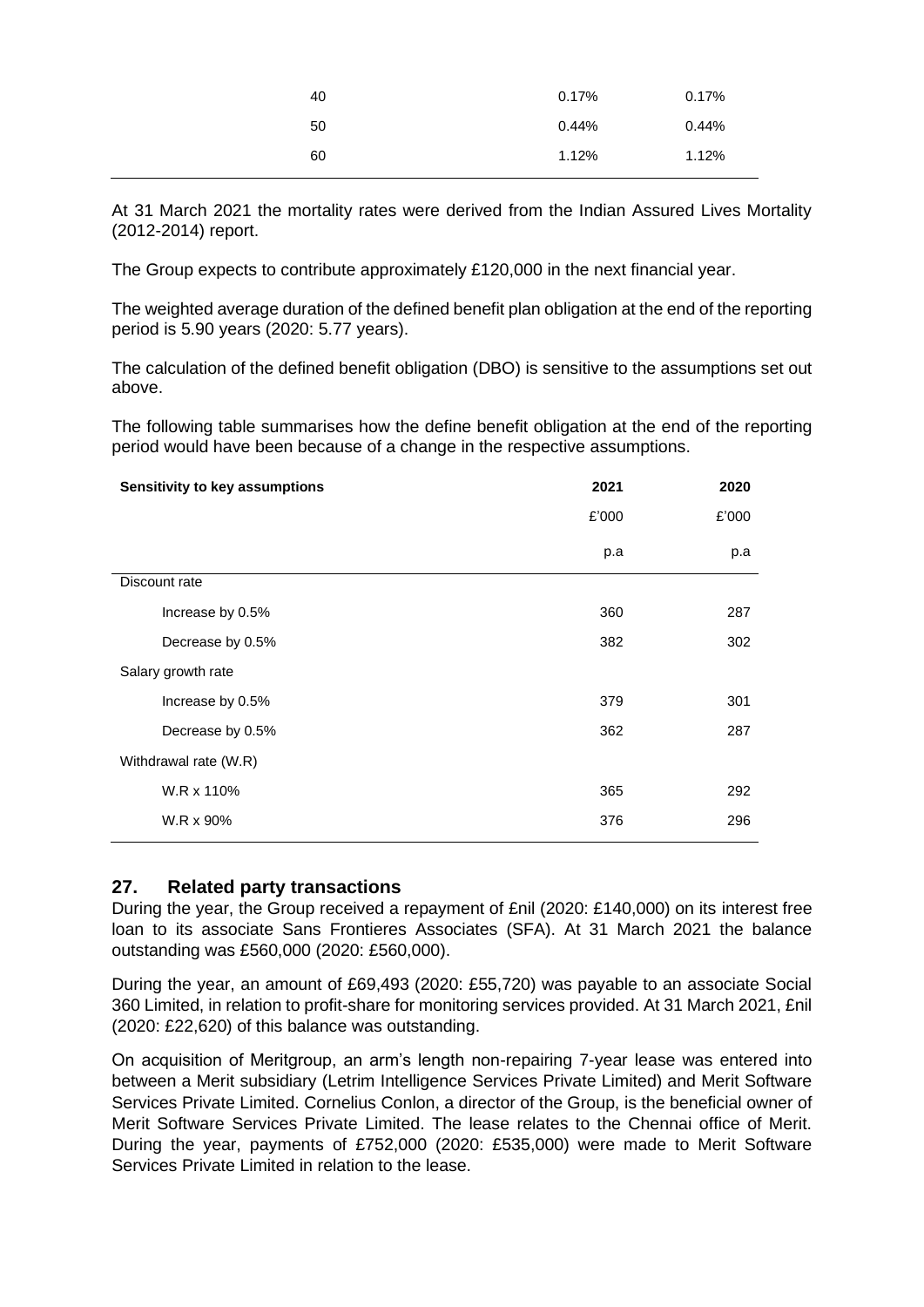| | | |
|---|---|---|
| 40 | 0.17% | 0.17% |
| 50 | 0.44% | 0.44% |
| 60 | 1.12% | 1.12% |

At 31 March 2021 the mortality rates were derived from the Indian Assured Lives Mortality (2012-2014) report.

The Group expects to contribute approximately £120,000 in the next financial year.

The weighted average duration of the defined benefit plan obligation at the end of the reporting period is 5.90 years (2020: 5.77 years).

The calculation of the defined benefit obligation (DBO) is sensitive to the assumptions set out above.

The following table summarises how the define benefit obligation at the end of the reporting period would have been because of a change in the respective assumptions.

| **Sensitivity to key assumptions** | **2021** | **2020** |
|---|---|---|
| | £'000 | £'000 |
| | p.a | p.a |
| Discount rate | | |
| Increase by 0.5% | 360 | 287 |
| Decrease by 0.5% | 382 | 302 |
| Salary growth rate | | |
| Increase by 0.5% | 379 | 301 |
| Decrease by 0.5% | 362 | 287 |
| Withdrawal rate (W.R) | | |
| W.R x 110% | 365 | 292 |
| W.R x 90% | 376 | 296 |

## 27. Related party transactions

During the year, the Group received a repayment of £nil (2020: £140,000) on its interest free loan to its associate Sans Frontieres Associates (SFA). At 31 March 2021 the balance outstanding was £560,000 (2020: £560,000).

During the year, an amount of £69,493 (2020: £55,720) was payable to an associate Social 360 Limited, in relation to profit-share for monitoring services provided. At 31 March 2021, £nil (2020: £22,620) of this balance was outstanding.

On acquisition of Meritgroup, an arm's length non-repairing 7-year lease was entered into between a Merit subsidiary (Letrim Intelligence Services Private Limited) and Merit Software Services Private Limited. Cornelius Conlon, a director of the Group, is the beneficial owner of Merit Software Services Private Limited. The lease relates to the Chennai office of Merit. During the year, payments of £752,000 (2020: £535,000) were made to Merit Software Services Private Limited in relation to the lease.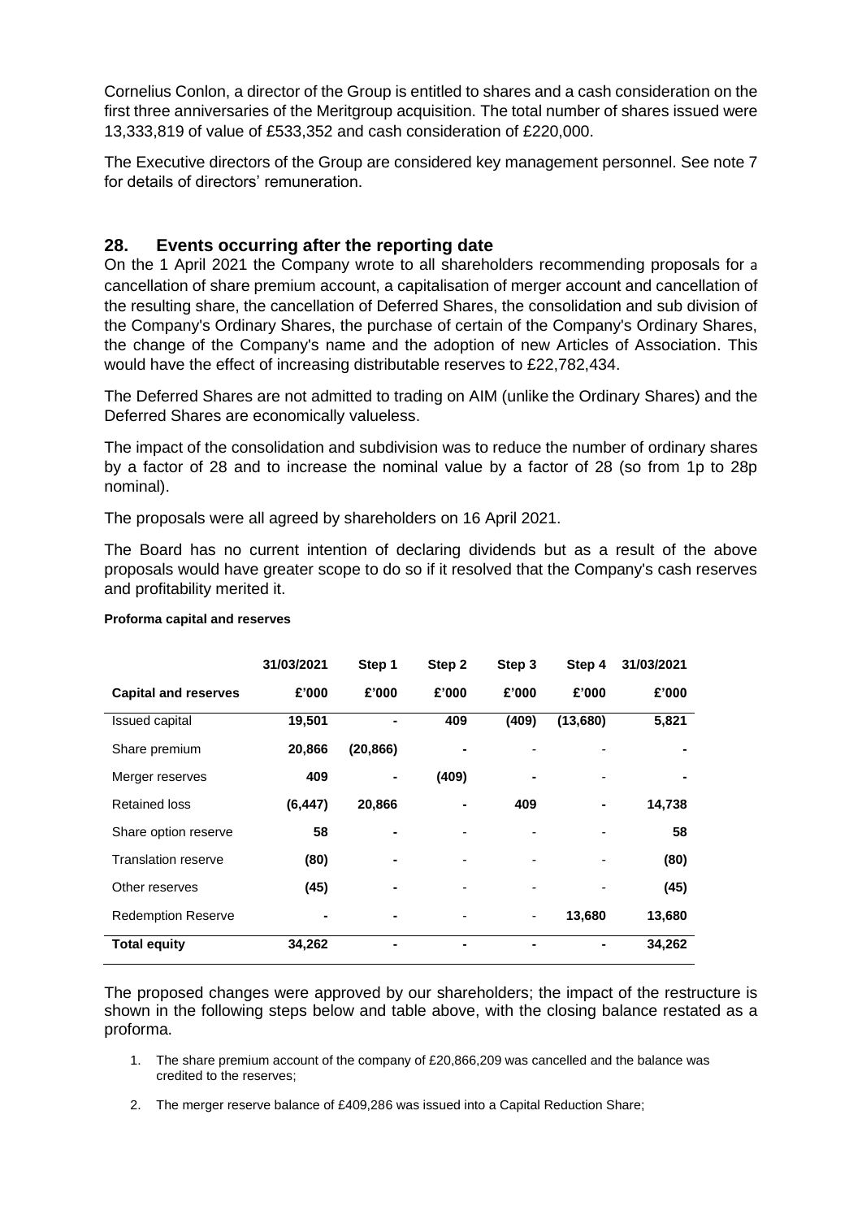Cornelius Conlon, a director of the Group is entitled to shares and a cash consideration on the first three anniversaries of the Meritgroup acquisition. The total number of shares issued were 13,333,819 of value of £533,352 and cash consideration of £220,000.

The Executive directors of the Group are considered key management personnel. See note 7 for details of directors' remuneration.

## 28. Events occurring after the reporting date

On the 1 April 2021 the Company wrote to all shareholders recommending proposals for a cancellation of share premium account, a capitalisation of merger account and cancellation of the resulting share, the cancellation of Deferred Shares, the consolidation and sub division of the Company's Ordinary Shares, the purchase of certain of the Company's Ordinary Shares, the change of the Company's name and the adoption of new Articles of Association. This would have the effect of increasing distributable reserves to £22,782,434.

The Deferred Shares are not admitted to trading on AIM (unlike the Ordinary Shares) and the Deferred Shares are economically valueless.

The impact of the consolidation and subdivision was to reduce the number of ordinary shares by a factor of 28 and to increase the nominal value by a factor of 28 (so from 1p to 28p nominal).

The proposals were all agreed by shareholders on 16 April 2021.

The Board has no current intention of declaring dividends but as a result of the above proposals would have greater scope to do so if it resolved that the Company's cash reserves and profitability merited it.

**Proforma capital and reserves**

| | 31/03/2021 | Step 1 | Step 2 | Step 3 | Step 4 | 31/03/2021 |
|---|---|---|---|---|---|---|
| **Capital and reserves** | **£'000** | **£'000** | **£'000** | **£'000** | **£'000** | **£'000** |
| Issued capital | **19,501** | **-** | **409** | **(409)** | **(13,680)** | **5,821** |
| Share premium | **20,866** | **(20,866)** | **-** | - | - | **-** |
| Merger reserves | **409** | **-** | **(409)** | **-** | - | **-** |
| Retained loss | **(6,447)** | **20,866** | **-** | **409** | **-** | **14,738** |
| Share option reserve | **58** | **-** | - | - | - | **58** |
| Translation reserve | **(80)** | **-** | - | - | - | **(80)** |
| Other reserves | **(45)** | **-** | - | - | - | **(45)** |
| Redemption Reserve | **-** | **-** | - | - | **13,680** | **13,680** |
| **Total equity** | **34,262** | **-** | **-** | **-** | **-** | **34,262** |

The proposed changes were approved by our shareholders; the impact of the restructure is shown in the following steps below and table above, with the closing balance restated as a proforma.

1. The share premium account of the company of £20,866,209 was cancelled and the balance was credited to the reserves;
2. The merger reserve balance of £409,286 was issued into a Capital Reduction Share;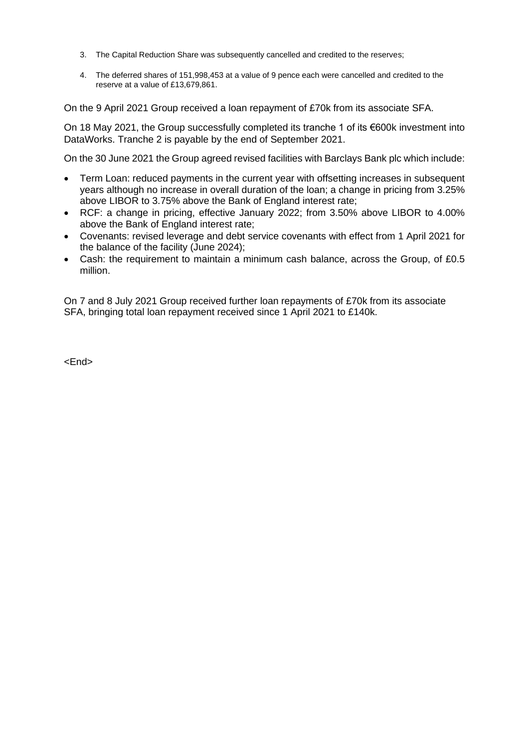3. The Capital Reduction Share was subsequently cancelled and credited to the reserves;

4. The deferred shares of 151,998,453 at a value of 9 pence each were cancelled and credited to the reserve at a value of £13,679,861.

On the 9 April 2021 Group received a loan repayment of £70k from its associate SFA.

On 18 May 2021, the Group successfully completed its tranche 1 of its €600k investment into DataWorks. Tranche 2 is payable by the end of September 2021.

On the 30 June 2021 the Group agreed revised facilities with Barclays Bank plc which include:

- Term Loan: reduced payments in the current year with offsetting increases in subsequent years although no increase in overall duration of the loan; a change in pricing from 3.25% above LIBOR to 3.75% above the Bank of England interest rate;
- RCF: a change in pricing, effective January 2022; from 3.50% above LIBOR to 4.00% above the Bank of England interest rate;
- Covenants: revised leverage and debt service covenants with effect from 1 April 2021 for the balance of the facility (June 2024);
- Cash: the requirement to maintain a minimum cash balance, across the Group, of £0.5 million.

On 7 and 8 July 2021 Group received further loan repayments of £70k from its associate SFA, bringing total loan repayment received since 1 April 2021 to £140k.

<End>